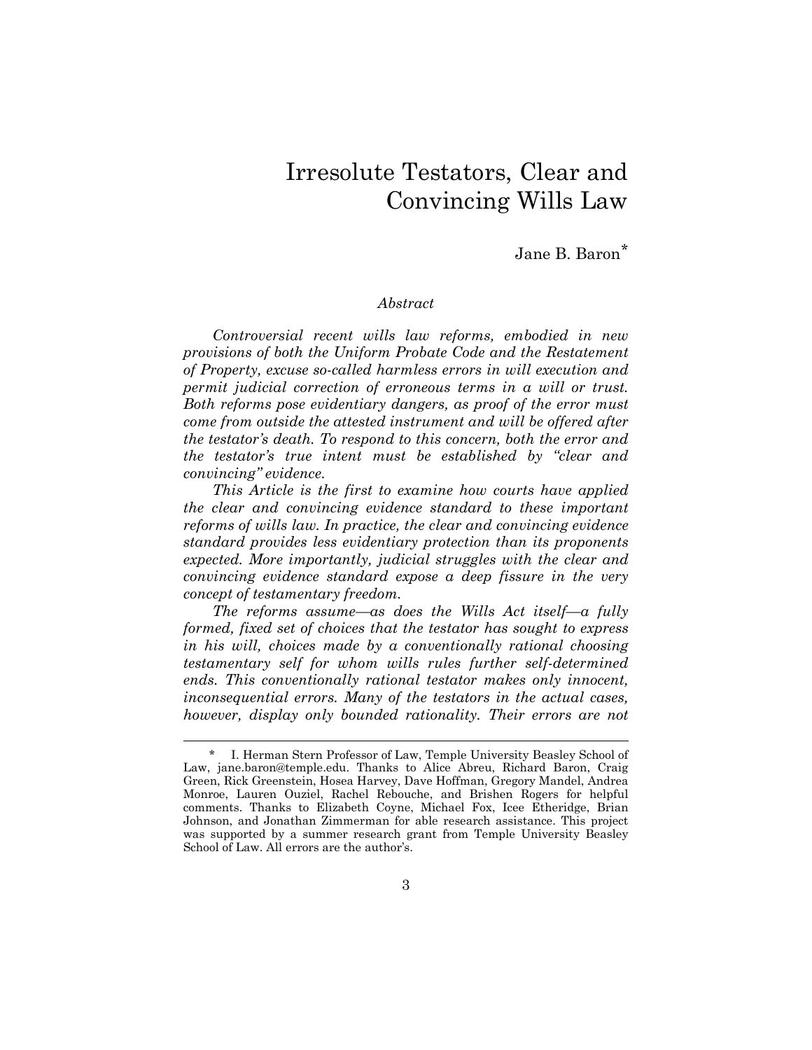# Irresolute Testators, Clear and Convincing Wills Law

Jane B. Baron*

### *Abstract*

*Controversial recent wills law reforms, embodied in new provisions of both the Uniform Probate Code and the Restatement of Property, excuse so-called harmless errors in will execution and permit judicial correction of erroneous terms in a will or trust. Both reforms pose evidentiary dangers, as proof of the error must come from outside the attested instrument and will be offered after the testator's death. To respond to this concern, both the error and the testator's true intent must be established by "clear and convincing" evidence.*

*This Article is the first to examine how courts have applied the clear and convincing evidence standard to these important reforms of wills law. In practice, the clear and convincing evidence standard provides less evidentiary protection than its proponents expected. More importantly, judicial struggles with the clear and convincing evidence standard expose a deep fissure in the very concept of testamentary freedom.*

*The reforms assume—as does the Wills Act itself—a fully formed, fixed set of choices that the testator has sought to express in his will, choices made by a conventionally rational choosing testamentary self for whom wills rules further self-determined ends. This conventionally rational testator makes only innocent, inconsequential errors. Many of the testators in the actual cases, however, display only bounded rationality. Their errors are not*

---

\* I. Herman Stern Professor of Law, Temple University Beasley School of Law, jane.baron@temple.edu. Thanks to Alice Abreu, Richard Baron, Craig Green, Rick Greenstein, Hosea Harvey, Dave Hoffman, Gregory Mandel, Andrea Monroe, Lauren Ouziel, Rachel Rebouche, and Brishen Rogers for helpful comments. Thanks to Elizabeth Coyne, Michael Fox, Icee Etheridge, Brian Johnson, and Jonathan Zimmerman for able research assistance. This project was supported by a summer research grant from Temple University Beasley School of Law. All errors are the author's.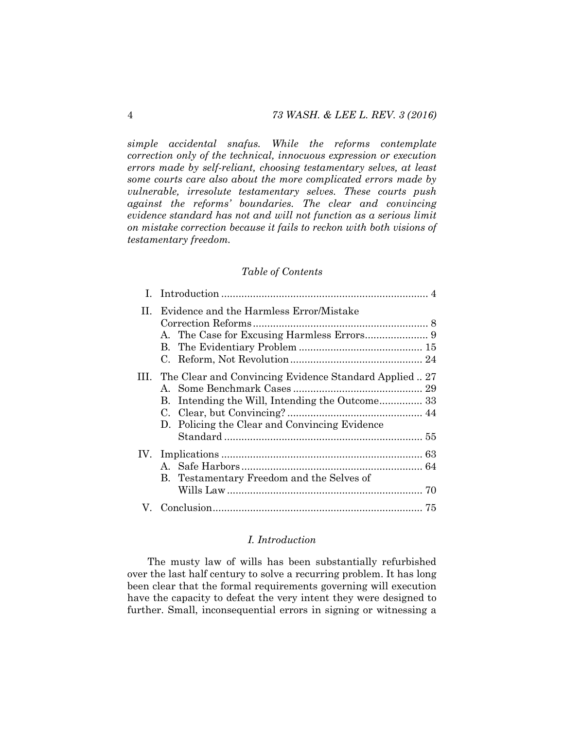*simple accidental snafus. While the reforms contemplate correction only of the technical, innocuous expression or execution errors made by self-reliant, choosing testamentary selves, at least some courts care also about the more complicated errors made by vulnerable, irresolute testamentary selves. These courts push against the reforms' boundaries. The clear and convincing evidence standard has not and will not function as a serious limit on mistake correction because it fails to reckon with both visions of testamentary freedom.*

*Table of Contents*

- I. Introduction ........................................................................ 4
- II. Evidence and the Harmless Error/Mistake Correction Reforms ............................................................. 8
  - A. The Case for Excusing Harmless Errors...................... 9
  - B. The Evidentiary Problem ........................................... 15
  - C. Reform, Not Revolution .............................................. 24
- III. The Clear and Convincing Evidence Standard Applied .. 27
  - A. Some Benchmark Cases ............................................. 29
  - B. Intending the Will, Intending the Outcome............... 33
  - C. Clear, but Convincing? ............................................... 44
  - D. Policing the Clear and Convincing Evidence Standard ...................................................................... 55
- IV. Implications ...................................................................... 63
  - A. Safe Harbors ............................................................... 64
  - B. Testamentary Freedom and the Selves of Wills Law .................................................................... 70
- V. Conclusion......................................................................... 75

## *I. Introduction*

The musty law of wills has been substantially refurbished over the last half century to solve a recurring problem. It has long been clear that the formal requirements governing will execution have the capacity to defeat the very intent they were designed to further. Small, inconsequential errors in signing or witnessing a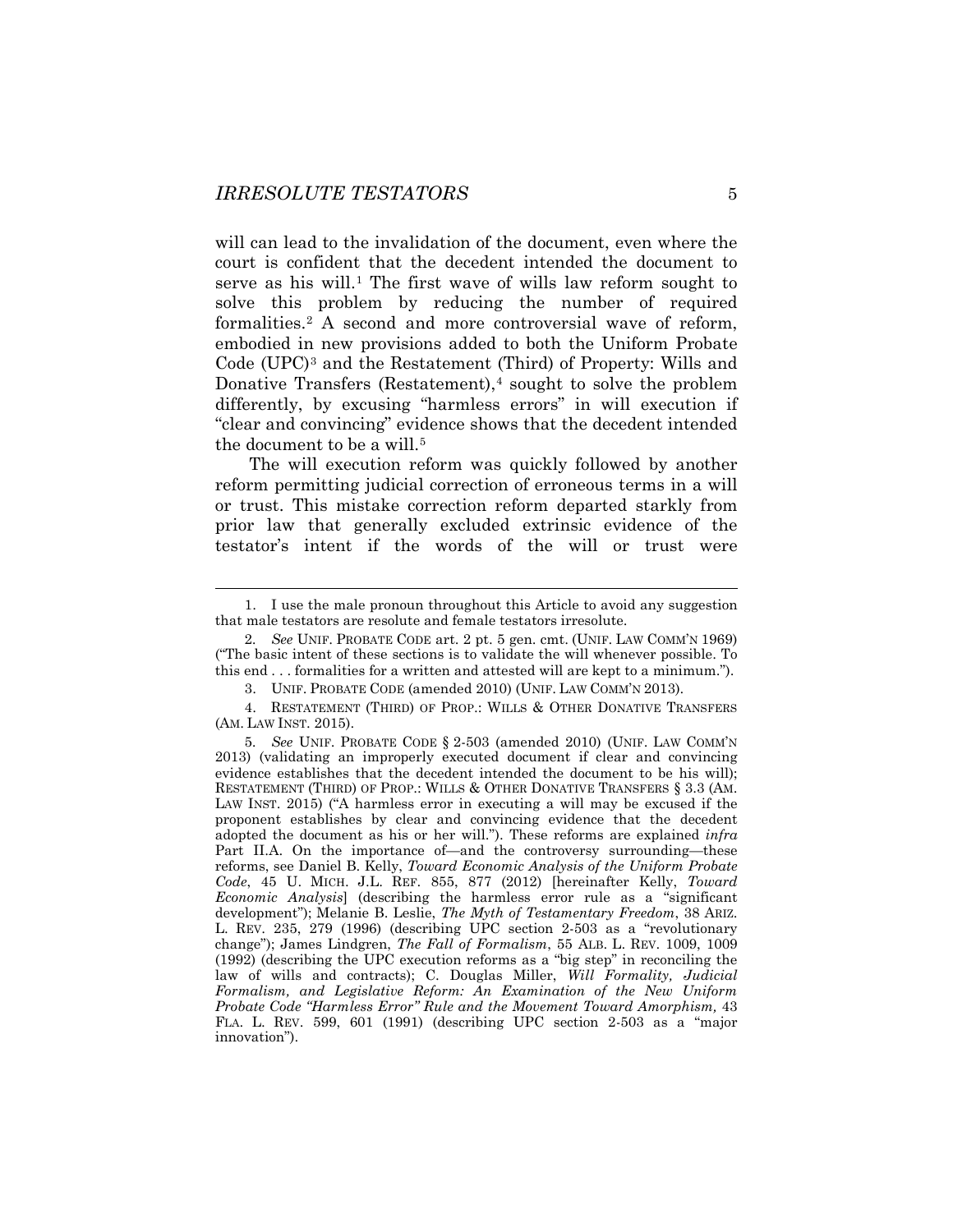will can lead to the invalidation of the document, even where the court is confident that the decedent intended the document to serve as his will.[1] The first wave of wills law reform sought to solve this problem by reducing the number of required formalities.[2] A second and more controversial wave of reform, embodied in new provisions added to both the Uniform Probate Code (UPC)[3] and the Restatement (Third) of Property: Wills and Donative Transfers (Restatement),[4] sought to solve the problem differently, by excusing "harmless errors" in will execution if "clear and convincing" evidence shows that the decedent intended the document to be a will.[5]

The will execution reform was quickly followed by another reform permitting judicial correction of erroneous terms in a will or trust. This mistake correction reform departed starkly from prior law that generally excluded extrinsic evidence of the testator's intent if the words of the will or trust were

---

1. I use the male pronoun throughout this Article to avoid any suggestion that male testators are resolute and female testators irresolute.

2. *See* UNIF. PROBATE CODE art. 2 pt. 5 gen. cmt. (UNIF. LAW COMM'N 1969) ("The basic intent of these sections is to validate the will whenever possible. To this end . . . formalities for a written and attested will are kept to a minimum.").

3. UNIF. PROBATE CODE (amended 2010) (UNIF. LAW COMM'N 2013).

4. RESTATEMENT (THIRD) OF PROP.: WILLS & OTHER DONATIVE TRANSFERS (AM. LAW INST. 2015).

5. *See* UNIF. PROBATE CODE § 2-503 (amended 2010) (UNIF. LAW COMM'N 2013) (validating an improperly executed document if clear and convincing evidence establishes that the decedent intended the document to be his will); RESTATEMENT (THIRD) OF PROP.: WILLS & OTHER DONATIVE TRANSFERS § 3.3 (AM. LAW INST. 2015) ("A harmless error in executing a will may be excused if the proponent establishes by clear and convincing evidence that the decedent adopted the document as his or her will."). These reforms are explained *infra* Part II.A. On the importance of—and the controversy surrounding—these reforms, see Daniel B. Kelly, *Toward Economic Analysis of the Uniform Probate Code*, 45 U. MICH. J.L. REF. 855, 877 (2012) [hereinafter Kelly, *Toward Economic Analysis*] (describing the harmless error rule as a "significant development"); Melanie B. Leslie, *The Myth of Testamentary Freedom*, 38 ARIZ. L. REV. 235, 279 (1996) (describing UPC section 2-503 as a "revolutionary change"); James Lindgren, *The Fall of Formalism*, 55 ALB. L. REV. 1009, 1009 (1992) (describing the UPC execution reforms as a "big step" in reconciling the law of wills and contracts); C. Douglas Miller, *Will Formality, Judicial Formalism, and Legislative Reform: An Examination of the New Uniform Probate Code "Harmless Error" Rule and the Movement Toward Amorphism,* 43 FLA. L. REV. 599, 601 (1991) (describing UPC section 2-503 as a "major innovation").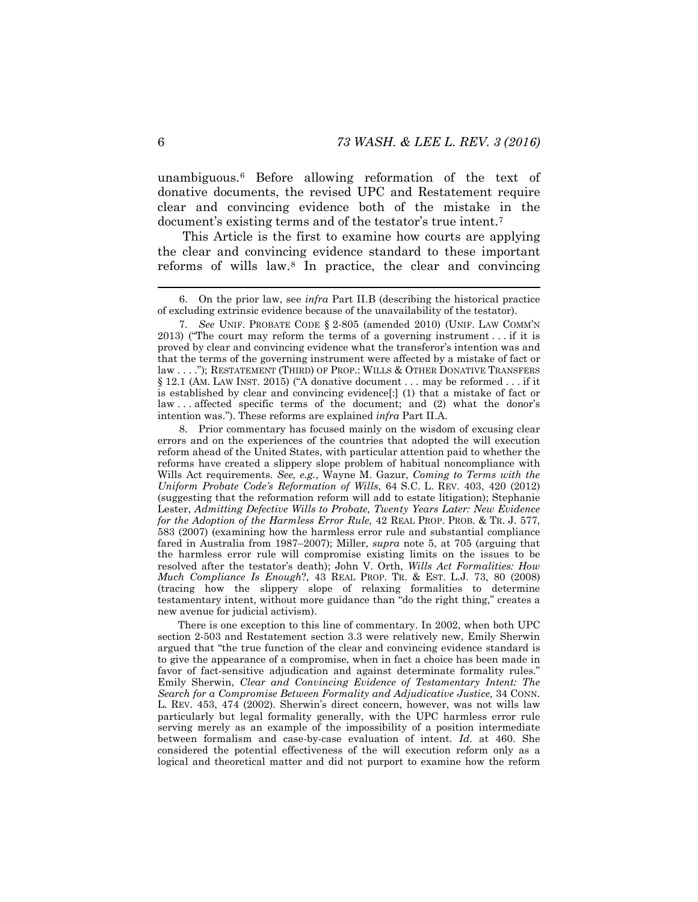unambiguous.[6] Before allowing reformation of the text of donative documents, the revised UPC and Restatement require clear and convincing evidence both of the mistake in the document's existing terms and of the testator's true intent.[7]

This Article is the first to examine how courts are applying the clear and convincing evidence standard to these important reforms of wills law.[8] In practice, the clear and convincing

---

6. On the prior law, see *infra* Part II.B (describing the historical practice of excluding extrinsic evidence because of the unavailability of the testator).

7. *See* UNIF. PROBATE CODE § 2-805 (amended 2010) (UNIF. LAW COMM'N 2013) ("The court may reform the terms of a governing instrument . . . if it is proved by clear and convincing evidence what the transferor's intention was and that the terms of the governing instrument were affected by a mistake of fact or law . . . ."); RESTATEMENT (THIRD) OF PROP.: WILLS & OTHER DONATIVE TRANSFERS § 12.1 (AM. LAW INST. 2015) ("A donative document . . . may be reformed . . . if it is established by clear and convincing evidence[:] (1) that a mistake of fact or law . . . affected specific terms of the document; and (2) what the donor's intention was."). These reforms are explained *infra* Part II.A.

8. Prior commentary has focused mainly on the wisdom of excusing clear errors and on the experiences of the countries that adopted the will execution reform ahead of the United States, with particular attention paid to whether the reforms have created a slippery slope problem of habitual noncompliance with Wills Act requirements. *See, e.g.*, Wayne M. Gazur, *Coming to Terms with the Uniform Probate Code's Reformation of Wills*, 64 S.C. L. REV. 403, 420 (2012) (suggesting that the reformation reform will add to estate litigation); Stephanie Lester, *Admitting Defective Wills to Probate, Twenty Years Later: New Evidence for the Adoption of the Harmless Error Rule,* 42 REAL PROP. PROB. & TR. J. 577, 583 (2007) (examining how the harmless error rule and substantial compliance fared in Australia from 1987–2007); Miller, *supra* note 5, at 705 (arguing that the harmless error rule will compromise existing limits on the issues to be resolved after the testator's death); John V. Orth, *Wills Act Formalities: How Much Compliance Is Enough*?, 43 REAL PROP. TR. & EST. L.J. 73, 80 (2008) (tracing how the slippery slope of relaxing formalities to determine testamentary intent, without more guidance than "do the right thing," creates a new avenue for judicial activism).

There is one exception to this line of commentary. In 2002, when both UPC section 2-503 and Restatement section 3.3 were relatively new, Emily Sherwin argued that "the true function of the clear and convincing evidence standard is to give the appearance of a compromise, when in fact a choice has been made in favor of fact-sensitive adjudication and against determinate formality rules." Emily Sherwin, *Clear and Convincing Evidence of Testamentary Intent: The Search for a Compromise Between Formality and Adjudicative Justice,* 34 CONN. L. REV. 453, 474 (2002). Sherwin's direct concern, however, was not wills law particularly but legal formality generally, with the UPC harmless error rule serving merely as an example of the impossibility of a position intermediate between formalism and case-by-case evaluation of intent. *Id*. at 460. She considered the potential effectiveness of the will execution reform only as a logical and theoretical matter and did not purport to examine how the reform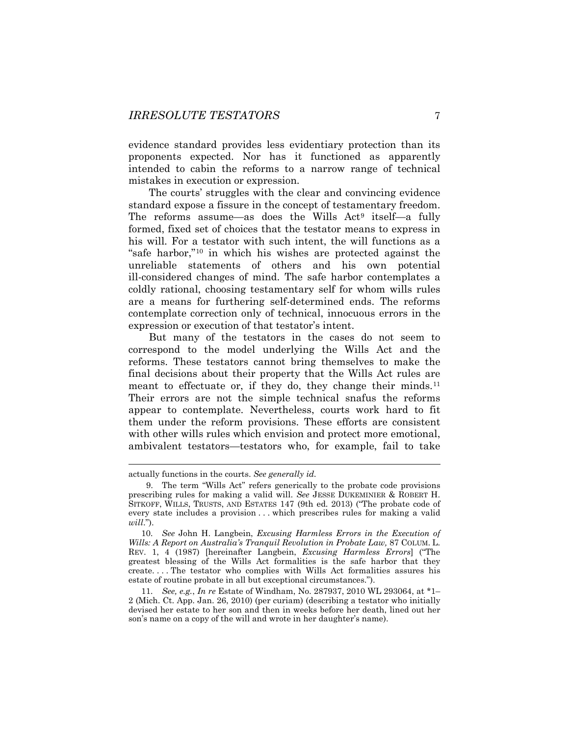evidence standard provides less evidentiary protection than its proponents expected. Nor has it functioned as apparently intended to cabin the reforms to a narrow range of technical mistakes in execution or expression.

The courts' struggles with the clear and convincing evidence standard expose a fissure in the concept of testamentary freedom. The reforms assume—as does the Wills Act[9] itself—a fully formed, fixed set of choices that the testator means to express in his will. For a testator with such intent, the will functions as a "safe harbor,"[10] in which his wishes are protected against the unreliable statements of others and his own potential ill-considered changes of mind. The safe harbor contemplates a coldly rational, choosing testamentary self for whom wills rules are a means for furthering self-determined ends. The reforms contemplate correction only of technical, innocuous errors in the expression or execution of that testator's intent.

But many of the testators in the cases do not seem to correspond to the model underlying the Wills Act and the reforms. These testators cannot bring themselves to make the final decisions about their property that the Wills Act rules are meant to effectuate or, if they do, they change their minds.[11] Their errors are not the simple technical snafus the reforms appear to contemplate. Nevertheless, courts work hard to fit them under the reform provisions. These efforts are consistent with other wills rules which envision and protect more emotional, ambivalent testators—testators who, for example, fail to take

---

actually functions in the courts. *See generally id.*

9. The term "Wills Act" refers generically to the probate code provisions prescribing rules for making a valid will. *See* JESSE DUKEMINIER & ROBERT H. SITKOFF, WILLS, TRUSTS, AND ESTATES 147 (9th ed. 2013) ("The probate code of every state includes a provision . . . which prescribes rules for making a valid *will*.").

10. *See* John H. Langbein, *Excusing Harmless Errors in the Execution of Wills: A Report on Australia's Tranquil Revolution in Probate Law,* 87 COLUM. L. REV. 1, 4 (1987) [hereinafter Langbein, *Excusing Harmless Errors*] ("The greatest blessing of the Wills Act formalities is the safe harbor that they create. . . . The testator who complies with Wills Act formalities assures his estate of routine probate in all but exceptional circumstances.").

11. *See, e.g.*, *In re* Estate of Windham, No. 287937, 2010 WL 293064, at \*1–2 (Mich. Ct. App. Jan. 26, 2010) (per curiam) (describing a testator who initially devised her estate to her son and then in weeks before her death, lined out her son's name on a copy of the will and wrote in her daughter's name).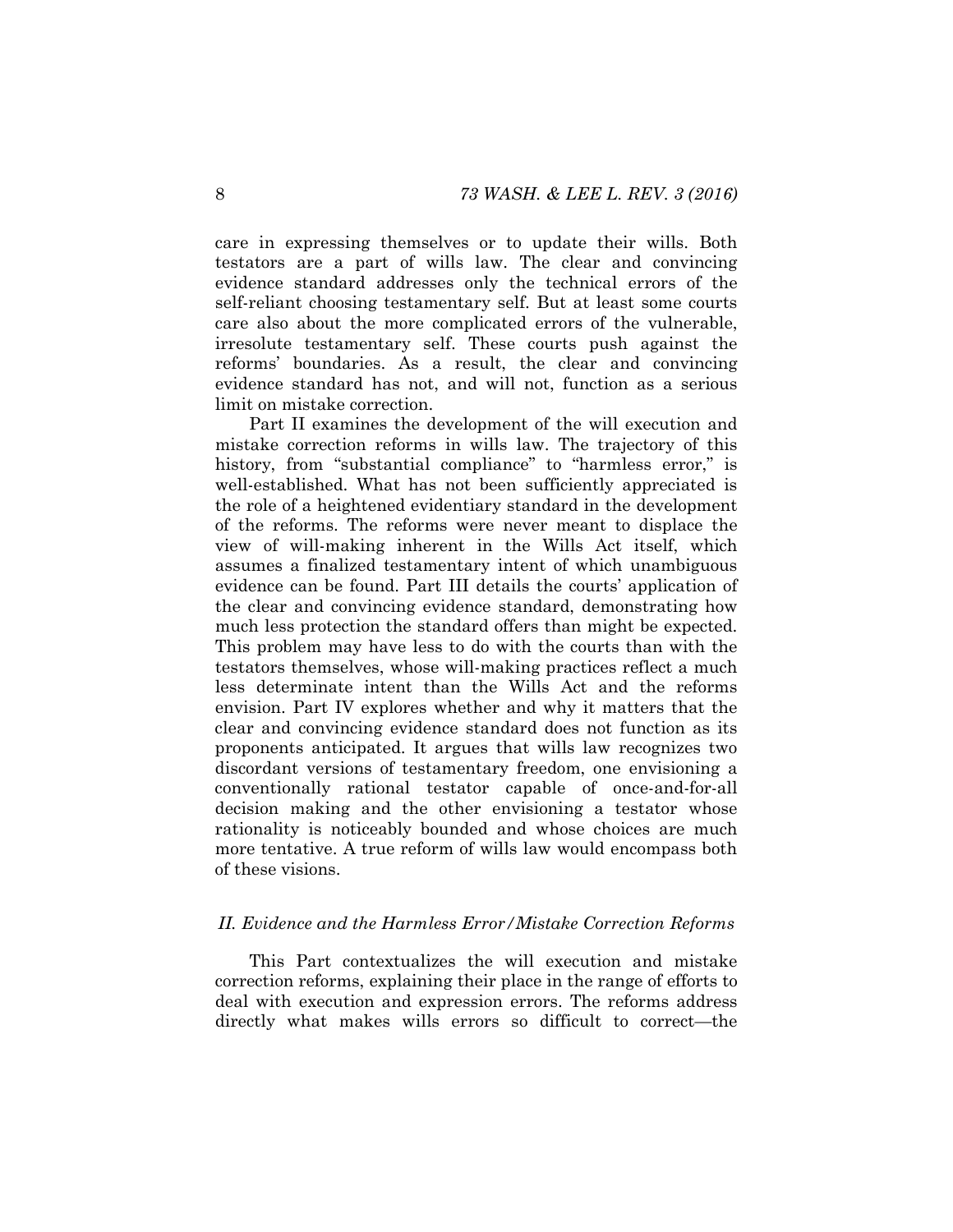care in expressing themselves or to update their wills. Both testators are a part of wills law. The clear and convincing evidence standard addresses only the technical errors of the self-reliant choosing testamentary self. But at least some courts care also about the more complicated errors of the vulnerable, irresolute testamentary self. These courts push against the reforms' boundaries. As a result, the clear and convincing evidence standard has not, and will not, function as a serious limit on mistake correction.

Part II examines the development of the will execution and mistake correction reforms in wills law. The trajectory of this history, from "substantial compliance" to "harmless error," is well-established. What has not been sufficiently appreciated is the role of a heightened evidentiary standard in the development of the reforms. The reforms were never meant to displace the view of will-making inherent in the Wills Act itself, which assumes a finalized testamentary intent of which unambiguous evidence can be found. Part III details the courts' application of the clear and convincing evidence standard, demonstrating how much less protection the standard offers than might be expected. This problem may have less to do with the courts than with the testators themselves, whose will-making practices reflect a much less determinate intent than the Wills Act and the reforms envision. Part IV explores whether and why it matters that the clear and convincing evidence standard does not function as its proponents anticipated. It argues that wills law recognizes two discordant versions of testamentary freedom, one envisioning a conventionally rational testator capable of once-and-for-all decision making and the other envisioning a testator whose rationality is noticeably bounded and whose choices are much more tentative. A true reform of wills law would encompass both of these visions.

## *II. Evidence and the Harmless Error/Mistake Correction Reforms*

This Part contextualizes the will execution and mistake correction reforms, explaining their place in the range of efforts to deal with execution and expression errors. The reforms address directly what makes wills errors so difficult to correct—the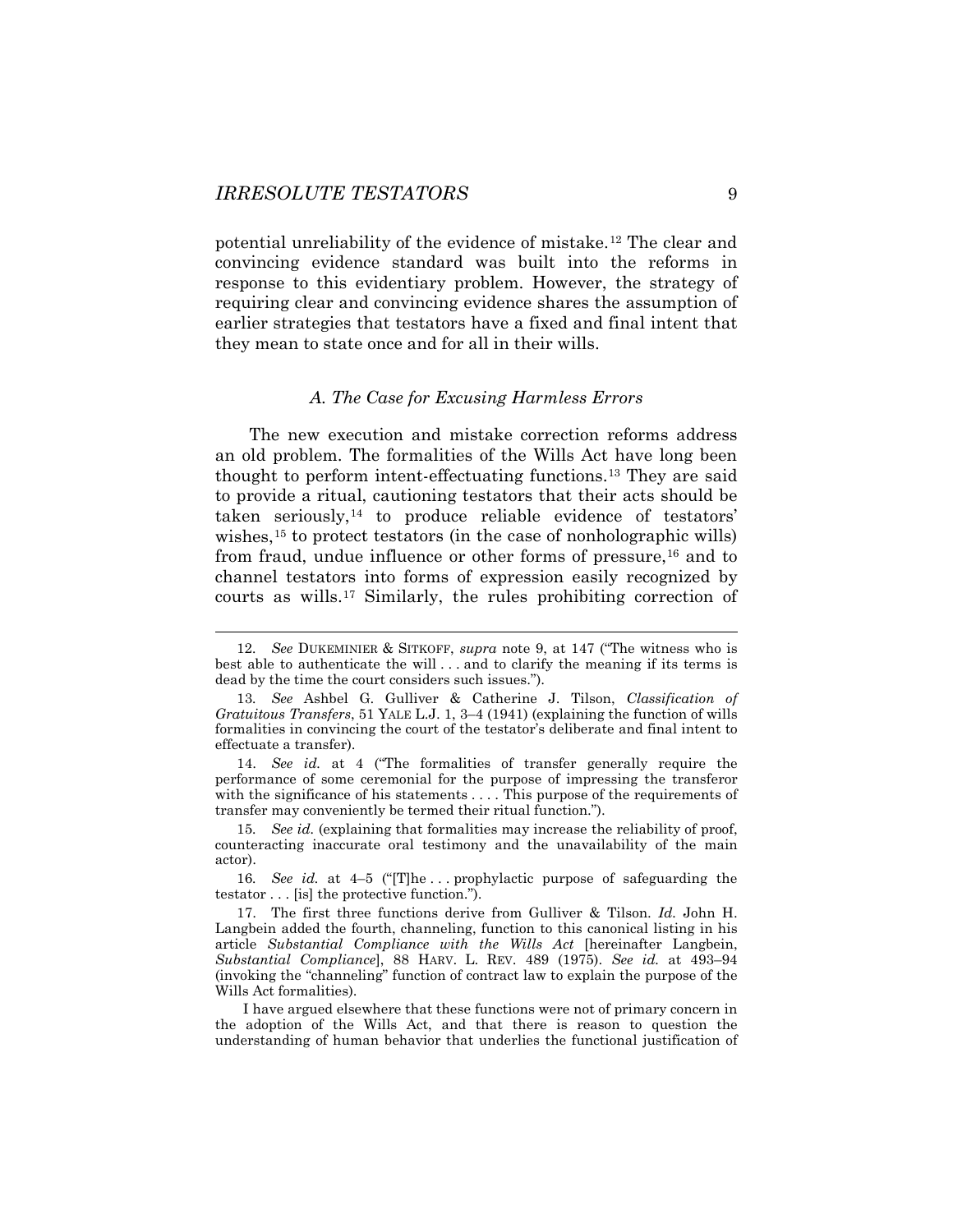potential unreliability of the evidence of mistake.[12] The clear and convincing evidence standard was built into the reforms in response to this evidentiary problem. However, the strategy of requiring clear and convincing evidence shares the assumption of earlier strategies that testators have a fixed and final intent that they mean to state once and for all in their wills.

### *A. The Case for Excusing Harmless Errors*

The new execution and mistake correction reforms address an old problem. The formalities of the Wills Act have long been thought to perform intent-effectuating functions.[13] They are said to provide a ritual, cautioning testators that their acts should be taken seriously,[14] to produce reliable evidence of testators' wishes,[15] to protect testators (in the case of nonholographic wills) from fraud, undue influence or other forms of pressure,[16] and to channel testators into forms of expression easily recognized by courts as wills.[17] Similarly, the rules prohibiting correction of

---

12. *See* DUKEMINIER & SITKOFF, *supra* note 9, at 147 ("The witness who is best able to authenticate the will . . . and to clarify the meaning if its terms is dead by the time the court considers such issues.").

13. *See* Ashbel G. Gulliver & Catherine J. Tilson, *Classification of Gratuitous Transfers*, 51 YALE L.J. 1, 3–4 (1941) (explaining the function of wills formalities in convincing the court of the testator's deliberate and final intent to effectuate a transfer).

14. *See id.* at 4 ("The formalities of transfer generally require the performance of some ceremonial for the purpose of impressing the transferor with the significance of his statements . . . . This purpose of the requirements of transfer may conveniently be termed their ritual function.").

15. *See id.* (explaining that formalities may increase the reliability of proof, counteracting inaccurate oral testimony and the unavailability of the main actor).

16. *See id.* at 4–5 ("[T]he . . . prophylactic purpose of safeguarding the testator . . . [is] the protective function.").

17. The first three functions derive from Gulliver & Tilson. *Id.* John H. Langbein added the fourth, channeling, function to this canonical listing in his article *Substantial Compliance with the Wills Act* [hereinafter Langbein, *Substantial Compliance*], 88 HARV. L. REV. 489 (1975). *See id.* at 493–94 (invoking the "channeling" function of contract law to explain the purpose of the Wills Act formalities).

I have argued elsewhere that these functions were not of primary concern in the adoption of the Wills Act, and that there is reason to question the understanding of human behavior that underlies the functional justification of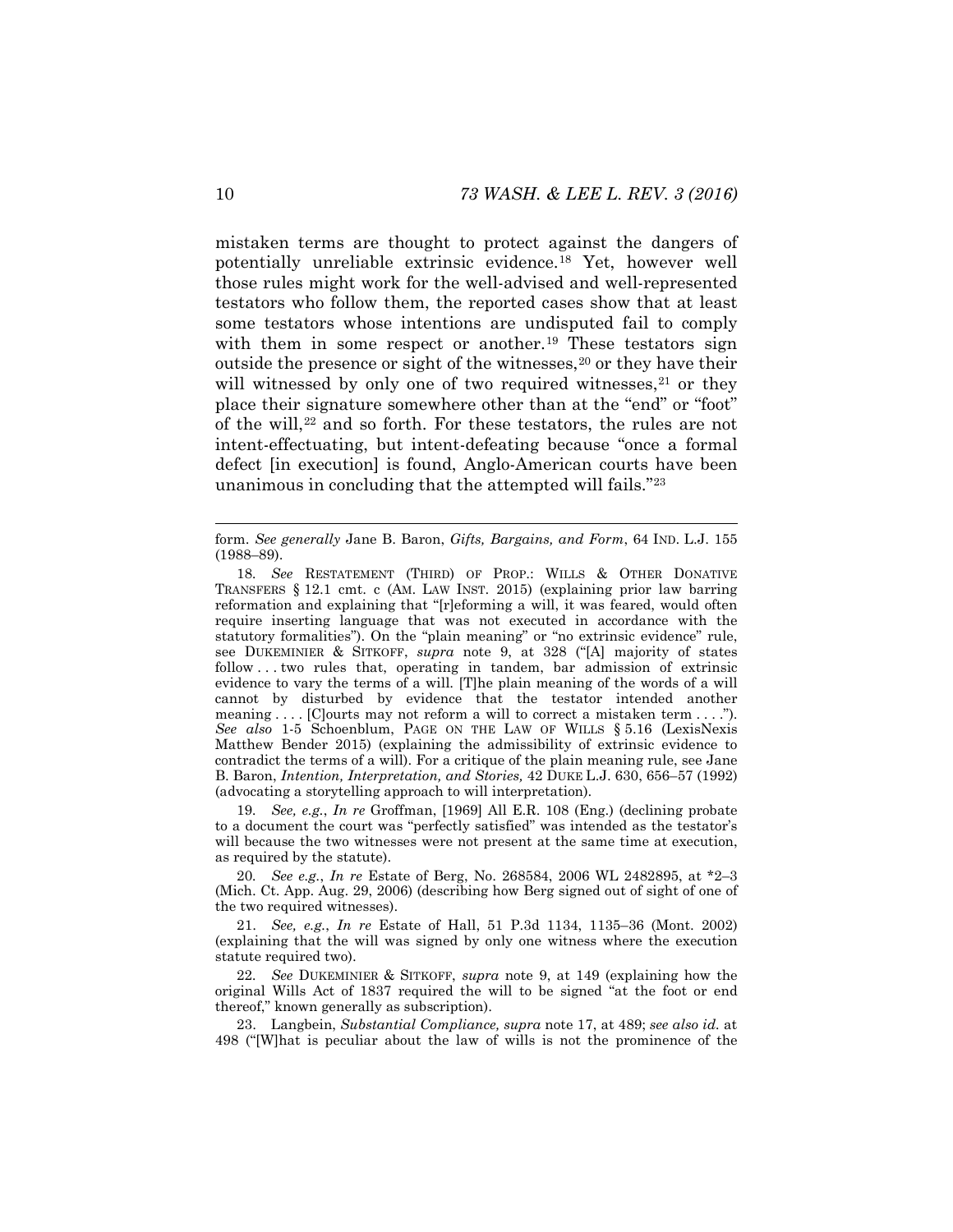mistaken terms are thought to protect against the dangers of potentially unreliable extrinsic evidence.[18] Yet, however well those rules might work for the well-advised and well-represented testators who follow them, the reported cases show that at least some testators whose intentions are undisputed fail to comply with them in some respect or another.[19] These testators sign outside the presence or sight of the witnesses,[20] or they have their will witnessed by only one of two required witnesses,[21] or they place their signature somewhere other than at the "end" or "foot" of the will,[22] and so forth. For these testators, the rules are not intent-effectuating, but intent-defeating because "once a formal defect [in execution] is found, Anglo-American courts have been unanimous in concluding that the attempted will fails."[23]

---

form. *See generally* Jane B. Baron, *Gifts, Bargains, and Form*, 64 IND. L.J. 155 (1988–89).

18. *See* RESTATEMENT (THIRD) OF PROP.: WILLS & OTHER DONATIVE TRANSFERS § 12.1 cmt. c (AM. LAW INST. 2015) (explaining prior law barring reformation and explaining that "[r]eforming a will, it was feared, would often require inserting language that was not executed in accordance with the statutory formalities"). On the "plain meaning" or "no extrinsic evidence" rule, see DUKEMINIER & SITKOFF, *supra* note 9, at 328 ("[A] majority of states follow . . . two rules that, operating in tandem, bar admission of extrinsic evidence to vary the terms of a will. [T]he plain meaning of the words of a will cannot by disturbed by evidence that the testator intended another meaning . . . . [C]ourts may not reform a will to correct a mistaken term . . . ."). *See also* 1-5 Schoenblum, PAGE ON THE LAW OF WILLS § 5.16 (LexisNexis Matthew Bender 2015) (explaining the admissibility of extrinsic evidence to contradict the terms of a will). For a critique of the plain meaning rule, see Jane B. Baron, *Intention, Interpretation, and Stories,* 42 DUKE L.J. 630, 656–57 (1992) (advocating a storytelling approach to will interpretation).

19. *See, e.g.*, *In re* Groffman, [1969] All E.R. 108 (Eng.) (declining probate to a document the court was "perfectly satisfied" was intended as the testator's will because the two witnesses were not present at the same time at execution, as required by the statute).

20. *See e.g.*, *In re* Estate of Berg, No. 268584, 2006 WL 2482895, at *2–3 (Mich. Ct. App. Aug. 29, 2006) (describing how Berg signed out of sight of one of the two required witnesses).

21. *See, e.g.*, *In re* Estate of Hall, 51 P.3d 1134, 1135–36 (Mont. 2002) (explaining that the will was signed by only one witness where the execution statute required two).

22. *See* DUKEMINIER & SITKOFF, *supra* note 9, at 149 (explaining how the original Wills Act of 1837 required the will to be signed "at the foot or end thereof," known generally as subscription).

23. Langbein, *Substantial Compliance, supra* note 17, at 489; *see also id.* at 498 ("[W]hat is peculiar about the law of wills is not the prominence of the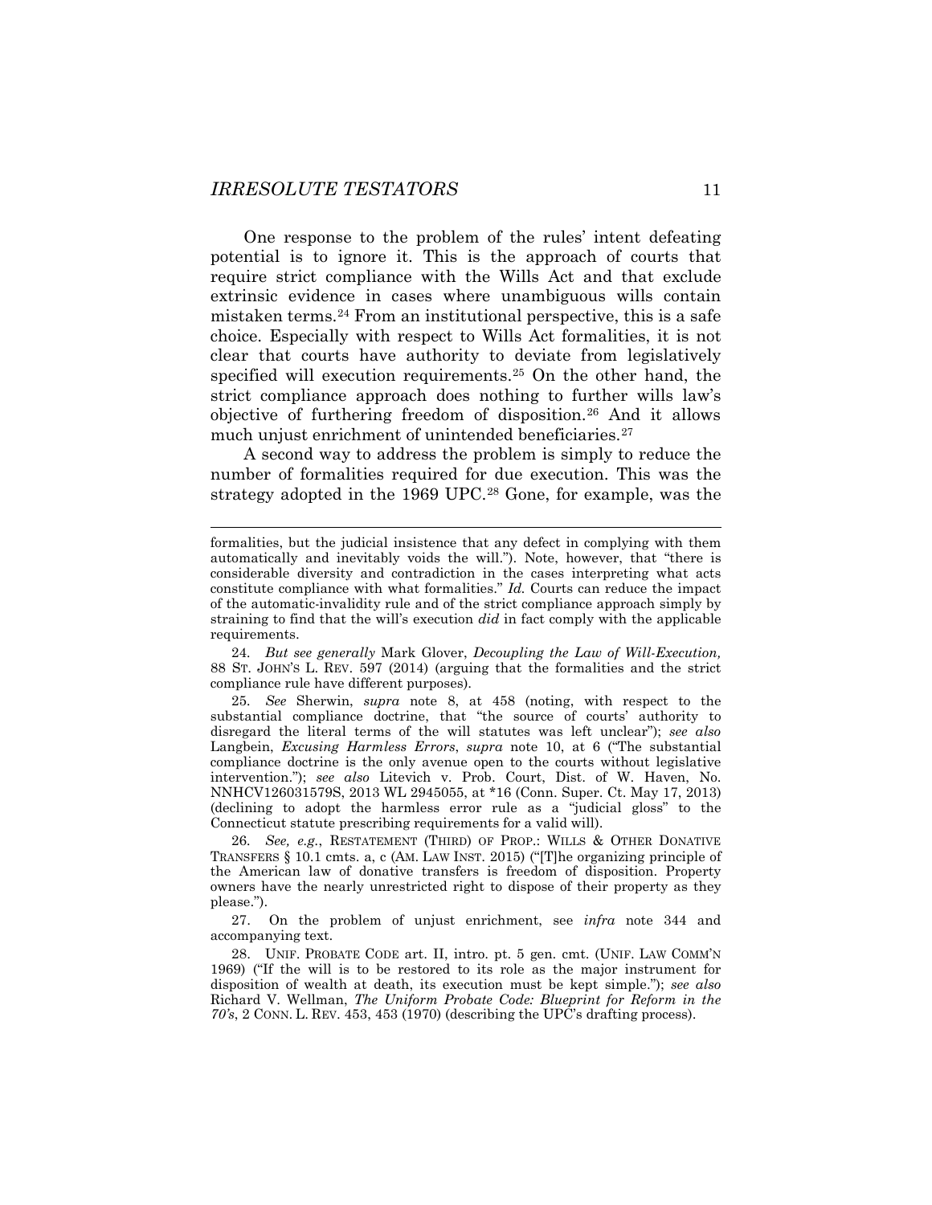One response to the problem of the rules' intent defeating potential is to ignore it. This is the approach of courts that require strict compliance with the Wills Act and that exclude extrinsic evidence in cases where unambiguous wills contain mistaken terms.[24] From an institutional perspective, this is a safe choice. Especially with respect to Wills Act formalities, it is not clear that courts have authority to deviate from legislatively specified will execution requirements.[25] On the other hand, the strict compliance approach does nothing to further wills law's objective of furthering freedom of disposition.[26] And it allows much unjust enrichment of unintended beneficiaries.[27]

A second way to address the problem is simply to reduce the number of formalities required for due execution. This was the strategy adopted in the 1969 UPC.[28] Gone, for example, was the

---

formalities, but the judicial insistence that any defect in complying with them automatically and inevitably voids the will."). Note, however, that "there is considerable diversity and contradiction in the cases interpreting what acts constitute compliance with what formalities." *Id.* Courts can reduce the impact of the automatic-invalidity rule and of the strict compliance approach simply by straining to find that the will's execution *did* in fact comply with the applicable requirements.

24. *But see generally* Mark Glover, *Decoupling the Law of Will-Execution,* 88 ST. JOHN'S L. REV. 597 (2014) (arguing that the formalities and the strict compliance rule have different purposes).

25. *See* Sherwin, *supra* note 8, at 458 (noting, with respect to the substantial compliance doctrine, that "the source of courts' authority to disregard the literal terms of the will statutes was left unclear"); *see also* Langbein, *Excusing Harmless Errors*, *supra* note 10, at 6 ("The substantial compliance doctrine is the only avenue open to the courts without legislative intervention."); *see also* Litevich v. Prob. Court, Dist. of W. Haven, No. NNHCV126031579S, 2013 WL 2945055, at *16 (Conn. Super. Ct. May 17, 2013) (declining to adopt the harmless error rule as a "judicial gloss" to the Connecticut statute prescribing requirements for a valid will).

26. *See, e.g.*, RESTATEMENT (THIRD) OF PROP.: WILLS & OTHER DONATIVE TRANSFERS § 10.1 cmts. a, c (AM. LAW INST. 2015) ("[T]he organizing principle of the American law of donative transfers is freedom of disposition. Property owners have the nearly unrestricted right to dispose of their property as they please.").

27. On the problem of unjust enrichment, see *infra* note 344 and accompanying text.

28. UNIF. PROBATE CODE art. II, intro. pt. 5 gen. cmt. (UNIF. LAW COMM'N 1969) ("If the will is to be restored to its role as the major instrument for disposition of wealth at death, its execution must be kept simple."); *see also* Richard V. Wellman, *The Uniform Probate Code: Blueprint for Reform in the 70's*, 2 CONN. L. REV. 453, 453 (1970) (describing the UPC's drafting process).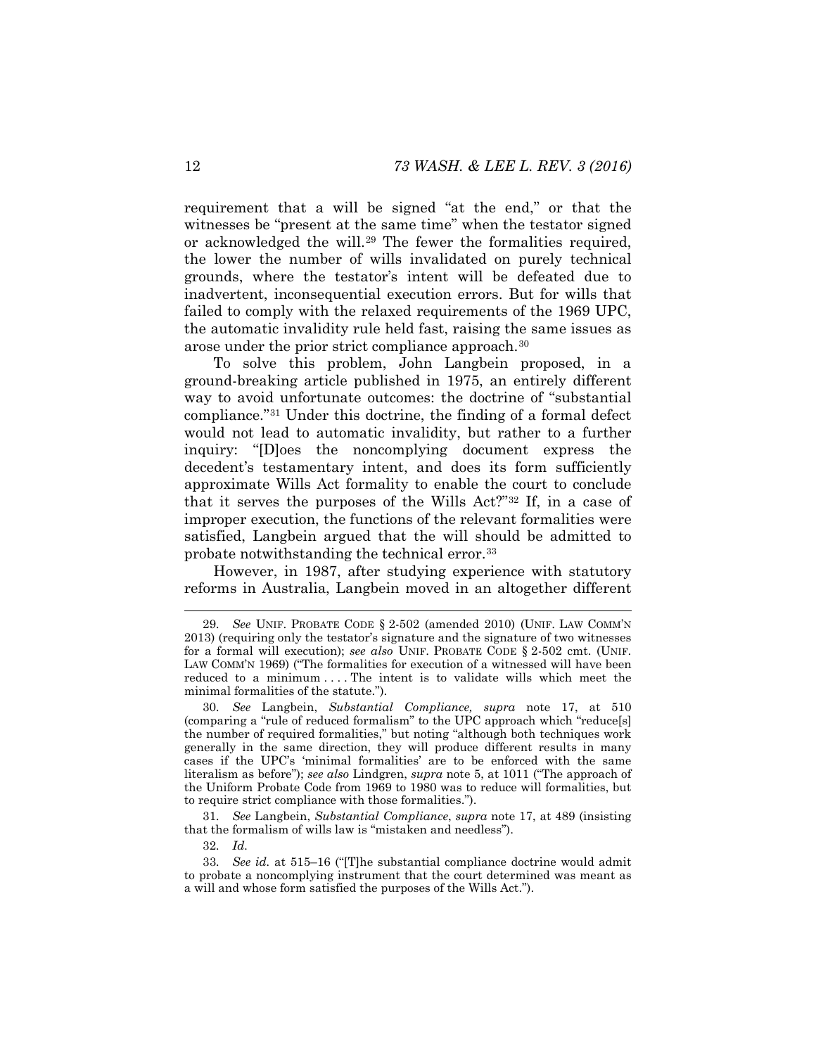requirement that a will be signed "at the end," or that the witnesses be "present at the same time" when the testator signed or acknowledged the will.[29] The fewer the formalities required, the lower the number of wills invalidated on purely technical grounds, where the testator's intent will be defeated due to inadvertent, inconsequential execution errors. But for wills that failed to comply with the relaxed requirements of the 1969 UPC, the automatic invalidity rule held fast, raising the same issues as arose under the prior strict compliance approach.[30]

To solve this problem, John Langbein proposed, in a ground-breaking article published in 1975, an entirely different way to avoid unfortunate outcomes: the doctrine of "substantial compliance."[31] Under this doctrine, the finding of a formal defect would not lead to automatic invalidity, but rather to a further inquiry: "[D]oes the noncomplying document express the decedent's testamentary intent, and does its form sufficiently approximate Wills Act formality to enable the court to conclude that it serves the purposes of the Wills Act?"[32] If, in a case of improper execution, the functions of the relevant formalities were satisfied, Langbein argued that the will should be admitted to probate notwithstanding the technical error.[33]

However, in 1987, after studying experience with statutory reforms in Australia, Langbein moved in an altogether different

---

29. *See* UNIF. PROBATE CODE § 2-502 (amended 2010) (UNIF. LAW COMM'N 2013) (requiring only the testator's signature and the signature of two witnesses for a formal will execution); *see also* UNIF. PROBATE CODE § 2-502 cmt. (UNIF. LAW COMM'N 1969) ("The formalities for execution of a witnessed will have been reduced to a minimum . . . . The intent is to validate wills which meet the minimal formalities of the statute.").

30. *See* Langbein, *Substantial Compliance, supra* note 17, at 510 (comparing a "rule of reduced formalism" to the UPC approach which "reduce[s] the number of required formalities," but noting "although both techniques work generally in the same direction, they will produce different results in many cases if the UPC's 'minimal formalities' are to be enforced with the same literalism as before"); *see also* Lindgren, *supra* note 5, at 1011 ("The approach of the Uniform Probate Code from 1969 to 1980 was to reduce will formalities, but to require strict compliance with those formalities.").

31. *See* Langbein, *Substantial Compliance*, *supra* note 17, at 489 (insisting that the formalism of wills law is "mistaken and needless").

32. *Id.*

33. *See id.* at 515–16 ("[T]he substantial compliance doctrine would admit to probate a noncomplying instrument that the court determined was meant as a will and whose form satisfied the purposes of the Wills Act.").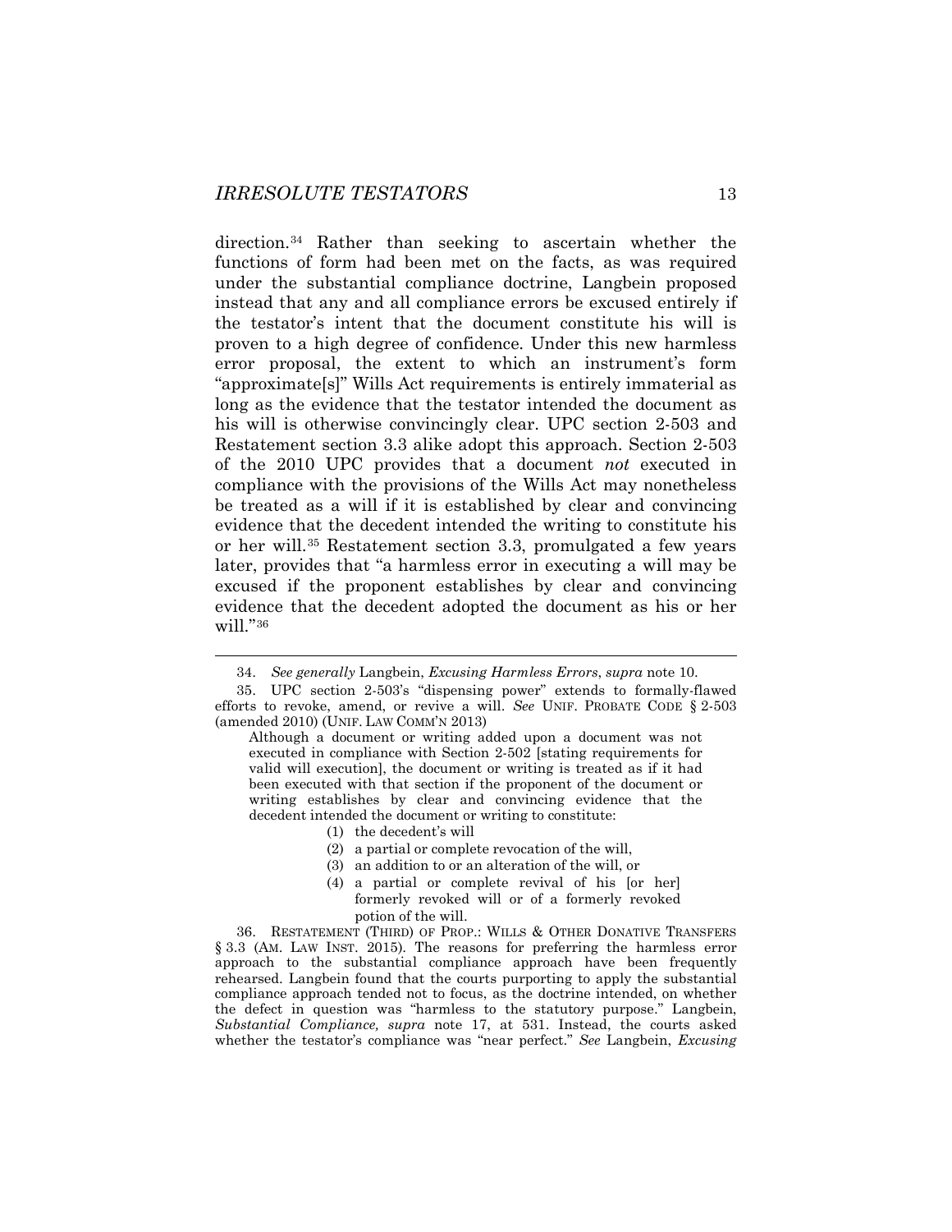direction.[34] Rather than seeking to ascertain whether the functions of form had been met on the facts, as was required under the substantial compliance doctrine, Langbein proposed instead that any and all compliance errors be excused entirely if the testator's intent that the document constitute his will is proven to a high degree of confidence. Under this new harmless error proposal, the extent to which an instrument's form "approximate[s]" Wills Act requirements is entirely immaterial as long as the evidence that the testator intended the document as his will is otherwise convincingly clear. UPC section 2-503 and Restatement section 3.3 alike adopt this approach. Section 2-503 of the 2010 UPC provides that a document *not* executed in compliance with the provisions of the Wills Act may nonetheless be treated as a will if it is established by clear and convincing evidence that the decedent intended the writing to constitute his or her will.[35] Restatement section 3.3, promulgated a few years later, provides that "a harmless error in executing a will may be excused if the proponent establishes by clear and convincing evidence that the decedent adopted the document as his or her will."[36]

---

34. *See generally* Langbein, *Excusing Harmless Errors*, *supra* note 10.

35. UPC section 2-503's "dispensing power" extends to formally-flawed efforts to revoke, amend, or revive a will. *See* UNIF. PROBATE CODE § 2-503 (amended 2010) (UNIF. LAW COMM'N 2013)

> Although a document or writing added upon a document was not executed in compliance with Section 2-502 [stating requirements for valid will execution], the document or writing is treated as if it had been executed with that section if the proponent of the document or writing establishes by clear and convincing evidence that the decedent intended the document or writing to constitute:
>
> (1) the decedent's will
> (2) a partial or complete revocation of the will,
> (3) an addition to or an alteration of the will, or
> (4) a partial or complete revival of his [or her] formerly revoked will or of a formerly revoked potion of the will.

36. RESTATEMENT (THIRD) OF PROP.: WILLS & OTHER DONATIVE TRANSFERS § 3.3 (AM. LAW INST. 2015). The reasons for preferring the harmless error approach to the substantial compliance approach have been frequently rehearsed. Langbein found that the courts purporting to apply the substantial compliance approach tended not to focus, as the doctrine intended, on whether the defect in question was "harmless to the statutory purpose." Langbein, *Substantial Compliance, supra* note 17, at 531. Instead, the courts asked whether the testator's compliance was "near perfect." *See* Langbein, *Excusing*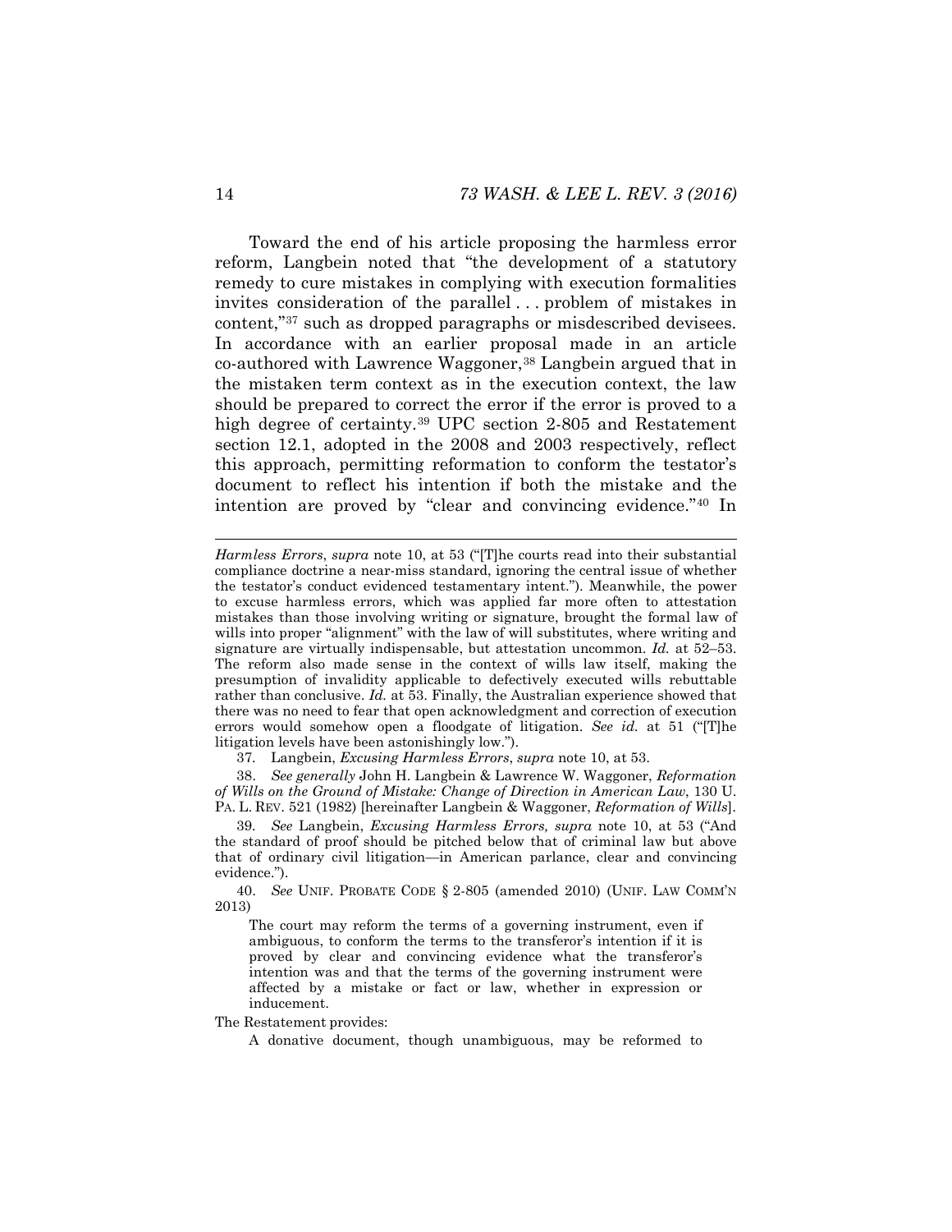Toward the end of his article proposing the harmless error reform, Langbein noted that "the development of a statutory remedy to cure mistakes in complying with execution formalities invites consideration of the parallel . . . problem of mistakes in content,"[37] such as dropped paragraphs or misdescribed devisees. In accordance with an earlier proposal made in an article co-authored with Lawrence Waggoner,[38] Langbein argued that in the mistaken term context as in the execution context, the law should be prepared to correct the error if the error is proved to a high degree of certainty.[39] UPC section 2-805 and Restatement section 12.1, adopted in the 2008 and 2003 respectively, reflect this approach, permitting reformation to conform the testator's document to reflect his intention if both the mistake and the intention are proved by "clear and convincing evidence."[40] In

---

*Harmless Errors*, *supra* note 10, at 53 ("[T]he courts read into their substantial compliance doctrine a near-miss standard, ignoring the central issue of whether the testator's conduct evidenced testamentary intent."). Meanwhile, the power to excuse harmless errors, which was applied far more often to attestation mistakes than those involving writing or signature, brought the formal law of wills into proper "alignment" with the law of will substitutes, where writing and signature are virtually indispensable, but attestation uncommon. *Id.* at 52–53. The reform also made sense in the context of wills law itself, making the presumption of invalidity applicable to defectively executed wills rebuttable rather than conclusive. *Id.* at 53. Finally, the Australian experience showed that there was no need to fear that open acknowledgment and correction of execution errors would somehow open a floodgate of litigation. *See id.* at 51 ("[T]he litigation levels have been astonishingly low.").

37. Langbein, *Excusing Harmless Errors*, *supra* note 10, at 53.

38. *See generally* John H. Langbein & Lawrence W. Waggoner, *Reformation of Wills on the Ground of Mistake: Change of Direction in American Law*, 130 U. PA. L. REV. 521 (1982) [hereinafter Langbein & Waggoner, *Reformation of Wills*].

39. *See* Langbein, *Excusing Harmless Errors, supra* note 10, at 53 ("And the standard of proof should be pitched below that of criminal law but above that of ordinary civil litigation—in American parlance, clear and convincing evidence.").

40. *See* UNIF. PROBATE CODE § 2-805 (amended 2010) (UNIF. LAW COMM'N 2013)

> The court may reform the terms of a governing instrument, even if ambiguous, to conform the terms to the transferor's intention if it is proved by clear and convincing evidence what the transferor's intention was and that the terms of the governing instrument were affected by a mistake or fact or law, whether in expression or inducement.

The Restatement provides:

> A donative document, though unambiguous, may be reformed to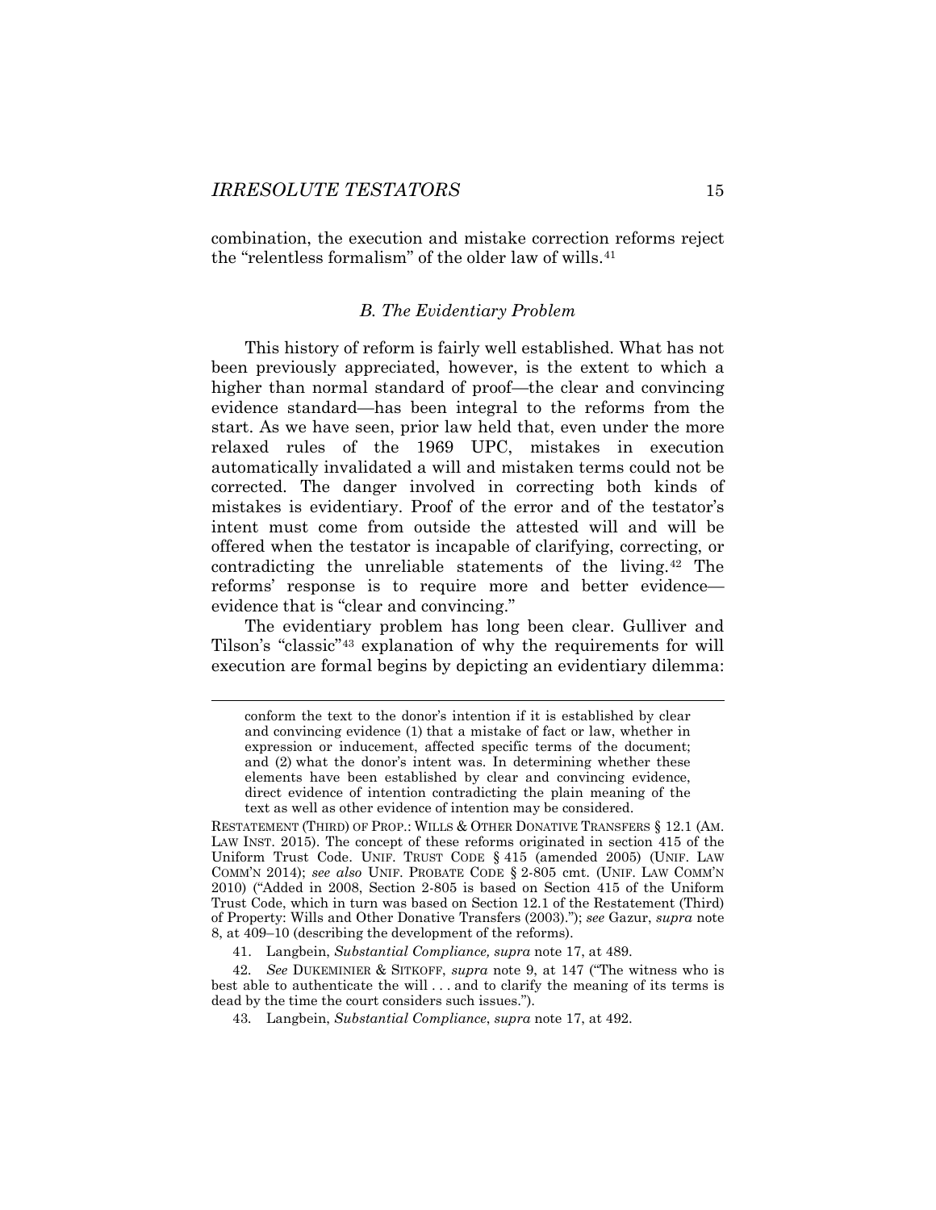combination, the execution and mistake correction reforms reject the "relentless formalism" of the older law of wills.[41]

### *B. The Evidentiary Problem*

This history of reform is fairly well established. What has not been previously appreciated, however, is the extent to which a higher than normal standard of proof—the clear and convincing evidence standard—has been integral to the reforms from the start. As we have seen, prior law held that, even under the more relaxed rules of the 1969 UPC, mistakes in execution automatically invalidated a will and mistaken terms could not be corrected. The danger involved in correcting both kinds of mistakes is evidentiary. Proof of the error and of the testator's intent must come from outside the attested will and will be offered when the testator is incapable of clarifying, correcting, or contradicting the unreliable statements of the living.[42] The reforms' response is to require more and better evidence—evidence that is "clear and convincing."

The evidentiary problem has long been clear. Gulliver and Tilson's "classic"[43] explanation of why the requirements for will execution are formal begins by depicting an evidentiary dilemma:

---

> conform the text to the donor's intention if it is established by clear and convincing evidence (1) that a mistake of fact or law, whether in expression or inducement, affected specific terms of the document; and (2) what the donor's intent was. In determining whether these elements have been established by clear and convincing evidence, direct evidence of intention contradicting the plain meaning of the text as well as other evidence of intention may be considered.

RESTATEMENT (THIRD) OF PROP.: WILLS & OTHER DONATIVE TRANSFERS § 12.1 (AM. LAW INST. 2015). The concept of these reforms originated in section 415 of the Uniform Trust Code. UNIF. TRUST CODE § 415 (amended 2005) (UNIF. LAW COMM'N 2014); *see also* UNIF. PROBATE CODE § 2-805 cmt. (UNIF. LAW COMM'N 2010) ("Added in 2008, Section 2-805 is based on Section 415 of the Uniform Trust Code, which in turn was based on Section 12.1 of the Restatement (Third) of Property: Wills and Other Donative Transfers (2003)."); *see* Gazur, *supra* note 8, at 409–10 (describing the development of the reforms).

41. Langbein, *Substantial Compliance, supra* note 17, at 489.

42. *See* DUKEMINIER & SITKOFF, *supra* note 9, at 147 ("The witness who is best able to authenticate the will . . . and to clarify the meaning of its terms is dead by the time the court considers such issues.").

43. Langbein, *Substantial Compliance*, *supra* note 17, at 492.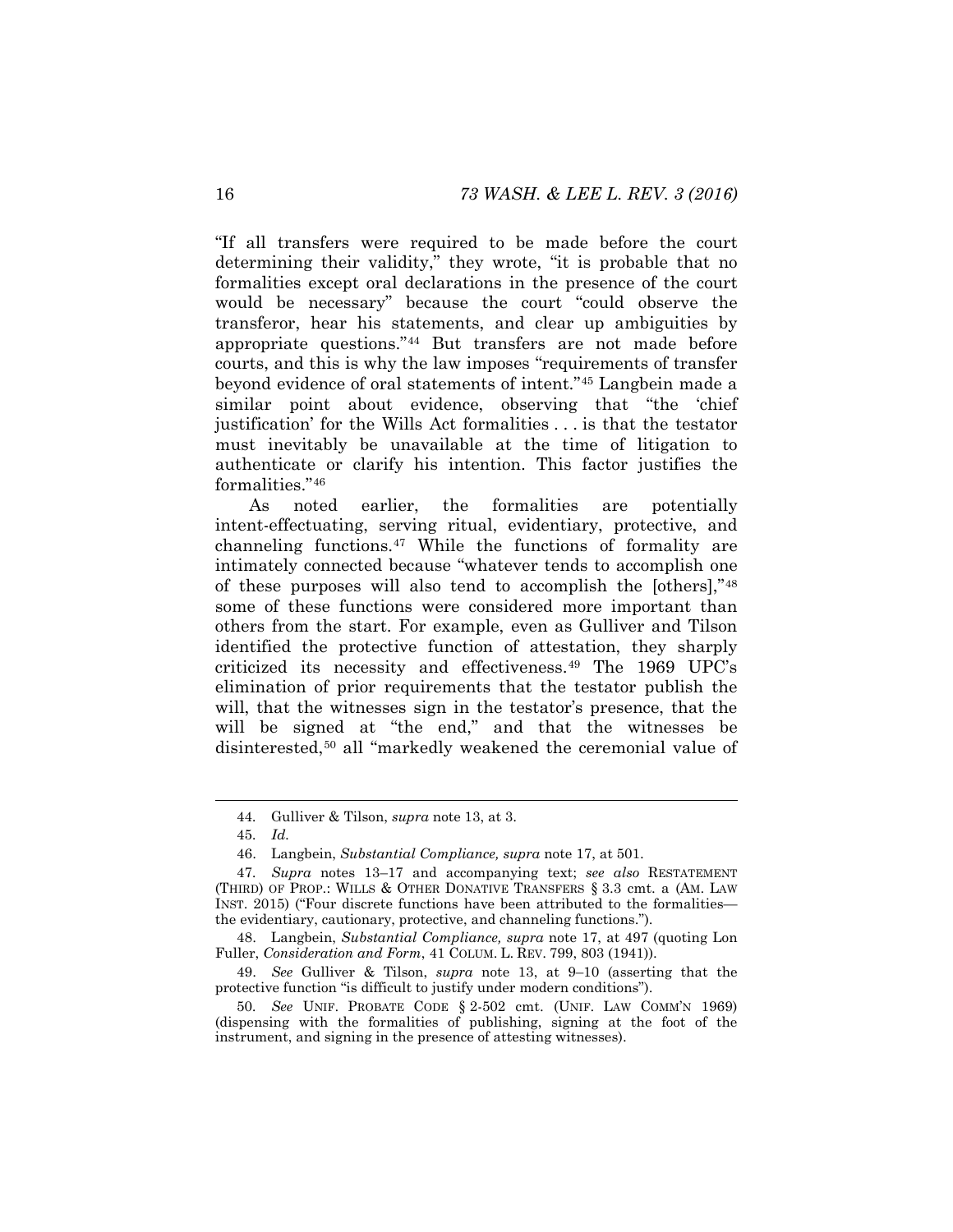"If all transfers were required to be made before the court determining their validity," they wrote, "it is probable that no formalities except oral declarations in the presence of the court would be necessary" because the court "could observe the transferor, hear his statements, and clear up ambiguities by appropriate questions."[44] But transfers are not made before courts, and this is why the law imposes "requirements of transfer beyond evidence of oral statements of intent."[45] Langbein made a similar point about evidence, observing that "the 'chief justification' for the Wills Act formalities . . . is that the testator must inevitably be unavailable at the time of litigation to authenticate or clarify his intention. This factor justifies the formalities."[46]

As noted earlier, the formalities are potentially intent-effectuating, serving ritual, evidentiary, protective, and channeling functions.[47] While the functions of formality are intimately connected because "whatever tends to accomplish one of these purposes will also tend to accomplish the [others],"[48] some of these functions were considered more important than others from the start. For example, even as Gulliver and Tilson identified the protective function of attestation, they sharply criticized its necessity and effectiveness.[49] The 1969 UPC's elimination of prior requirements that the testator publish the will, that the witnesses sign in the testator's presence, that the will be signed at "the end," and that the witnesses be disinterested,[50] all "markedly weakened the ceremonial value of

---

44. Gulliver & Tilson, *supra* note 13, at 3.

45. *Id.*

46. Langbein, *Substantial Compliance, supra* note 17, at 501.

47. *Supra* notes 13–17 and accompanying text; *see also* RESTATEMENT (THIRD) OF PROP.: WILLS & OTHER DONATIVE TRANSFERS § 3.3 cmt. a (AM. LAW INST. 2015) ("Four discrete functions have been attributed to the formalities—the evidentiary, cautionary, protective, and channeling functions.").

48. Langbein, *Substantial Compliance, supra* note 17, at 497 (quoting Lon Fuller, *Consideration and Form*, 41 COLUM. L. REV. 799, 803 (1941)).

49. *See* Gulliver & Tilson, *supra* note 13, at 9–10 (asserting that the protective function "is difficult to justify under modern conditions").

50. *See* UNIF. PROBATE CODE § 2-502 cmt. (UNIF. LAW COMM'N 1969) (dispensing with the formalities of publishing, signing at the foot of the instrument, and signing in the presence of attesting witnesses).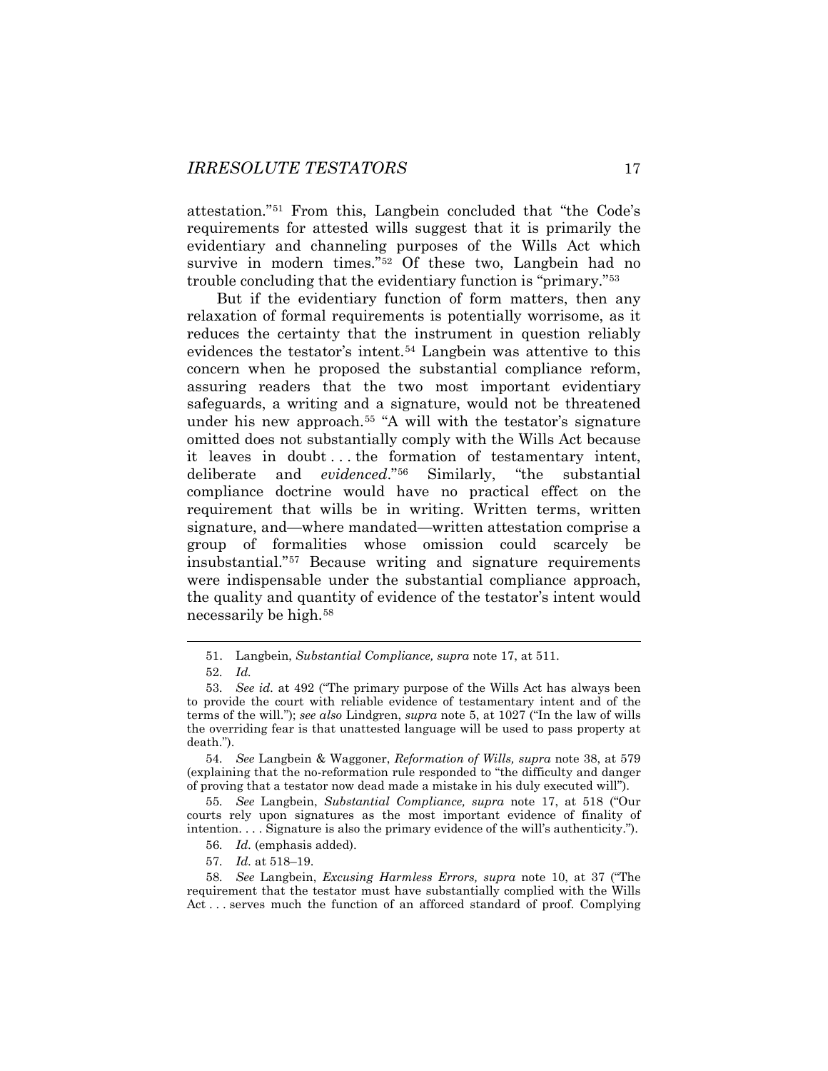attestation."[51] From this, Langbein concluded that "the Code's requirements for attested wills suggest that it is primarily the evidentiary and channeling purposes of the Wills Act which survive in modern times."[52] Of these two, Langbein had no trouble concluding that the evidentiary function is "primary."[53]

But if the evidentiary function of form matters, then any relaxation of formal requirements is potentially worrisome, as it reduces the certainty that the instrument in question reliably evidences the testator's intent.[54] Langbein was attentive to this concern when he proposed the substantial compliance reform, assuring readers that the two most important evidentiary safeguards, a writing and a signature, would not be threatened under his new approach.[55] "A will with the testator's signature omitted does not substantially comply with the Wills Act because it leaves in doubt . . . the formation of testamentary intent, deliberate and *evidenced*."[56] Similarly, "the substantial compliance doctrine would have no practical effect on the requirement that wills be in writing. Written terms, written signature, and—where mandated—written attestation comprise a group of formalities whose omission could scarcely be insubstantial."[57] Because writing and signature requirements were indispensable under the substantial compliance approach, the quality and quantity of evidence of the testator's intent would necessarily be high.[58]

---

51. Langbein, *Substantial Compliance, supra* note 17, at 511.

52. *Id.*

53. *See id.* at 492 ("The primary purpose of the Wills Act has always been to provide the court with reliable evidence of testamentary intent and of the terms of the will."); *see also* Lindgren, *supra* note 5, at 1027 ("In the law of wills the overriding fear is that unattested language will be used to pass property at death.").

54. *See* Langbein & Waggoner, *Reformation of Wills, supra* note 38, at 579 (explaining that the no-reformation rule responded to "the difficulty and danger of proving that a testator now dead made a mistake in his duly executed will").

55. *See* Langbein, *Substantial Compliance, supra* note 17, at 518 ("Our courts rely upon signatures as the most important evidence of finality of intention. . . . Signature is also the primary evidence of the will's authenticity.").

56. *Id.* (emphasis added).

57. *Id.* at 518–19.

58. *See* Langbein, *Excusing Harmless Errors, supra* note 10, at 37 ("The requirement that the testator must have substantially complied with the Wills Act . . . serves much the function of an afforced standard of proof. Complying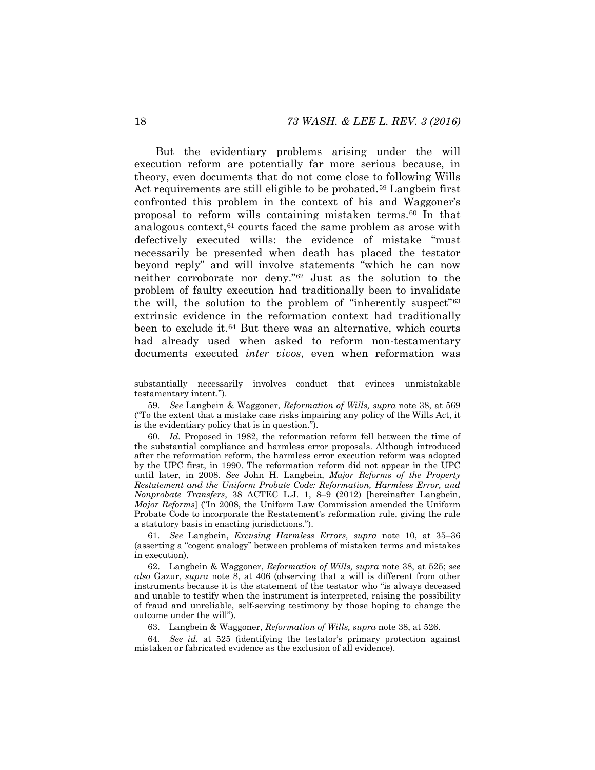But the evidentiary problems arising under the will execution reform are potentially far more serious because, in theory, even documents that do not come close to following Wills Act requirements are still eligible to be probated.[59] Langbein first confronted this problem in the context of his and Waggoner's proposal to reform wills containing mistaken terms.[60] In that analogous context,[61] courts faced the same problem as arose with defectively executed wills: the evidence of mistake "must necessarily be presented when death has placed the testator beyond reply" and will involve statements "which he can now neither corroborate nor deny."[62] Just as the solution to the problem of faulty execution had traditionally been to invalidate the will, the solution to the problem of "inherently suspect"[63] extrinsic evidence in the reformation context had traditionally been to exclude it.[64] But there was an alternative, which courts had already used when asked to reform non-testamentary documents executed *inter vivos*, even when reformation was

---

substantially necessarily involves conduct that evinces unmistakable testamentary intent.").

59. *See* Langbein & Waggoner, *Reformation of Wills, supra* note 38, at 569 ("To the extent that a mistake case risks impairing any policy of the Wills Act, it is the evidentiary policy that is in question.").

60. *Id.* Proposed in 1982, the reformation reform fell between the time of the substantial compliance and harmless error proposals. Although introduced after the reformation reform, the harmless error execution reform was adopted by the UPC first, in 1990. The reformation reform did not appear in the UPC until later, in 2008. *See* John H. Langbein, *Major Reforms of the Property Restatement and the Uniform Probate Code: Reformation, Harmless Error, and Nonprobate Transfers*, 38 ACTEC L.J. 1, 8–9 (2012) [hereinafter Langbein, *Major Reforms*] ("In 2008, the Uniform Law Commission amended the Uniform Probate Code to incorporate the Restatement's reformation rule, giving the rule a statutory basis in enacting jurisdictions.").

61. *See* Langbein, *Excusing Harmless Errors, supra* note 10, at 35–36 (asserting a "cogent analogy" between problems of mistaken terms and mistakes in execution).

62. Langbein & Waggoner, *Reformation of Wills, supra* note 38, at 525; *see also* Gazur, *supra* note 8, at 406 (observing that a will is different from other instruments because it is the statement of the testator who "is always deceased and unable to testify when the instrument is interpreted, raising the possibility of fraud and unreliable, self-serving testimony by those hoping to change the outcome under the will").

63. Langbein & Waggoner, *Reformation of Wills, supra* note 38, at 526.

64. *See id.* at 525 (identifying the testator's primary protection against mistaken or fabricated evidence as the exclusion of all evidence).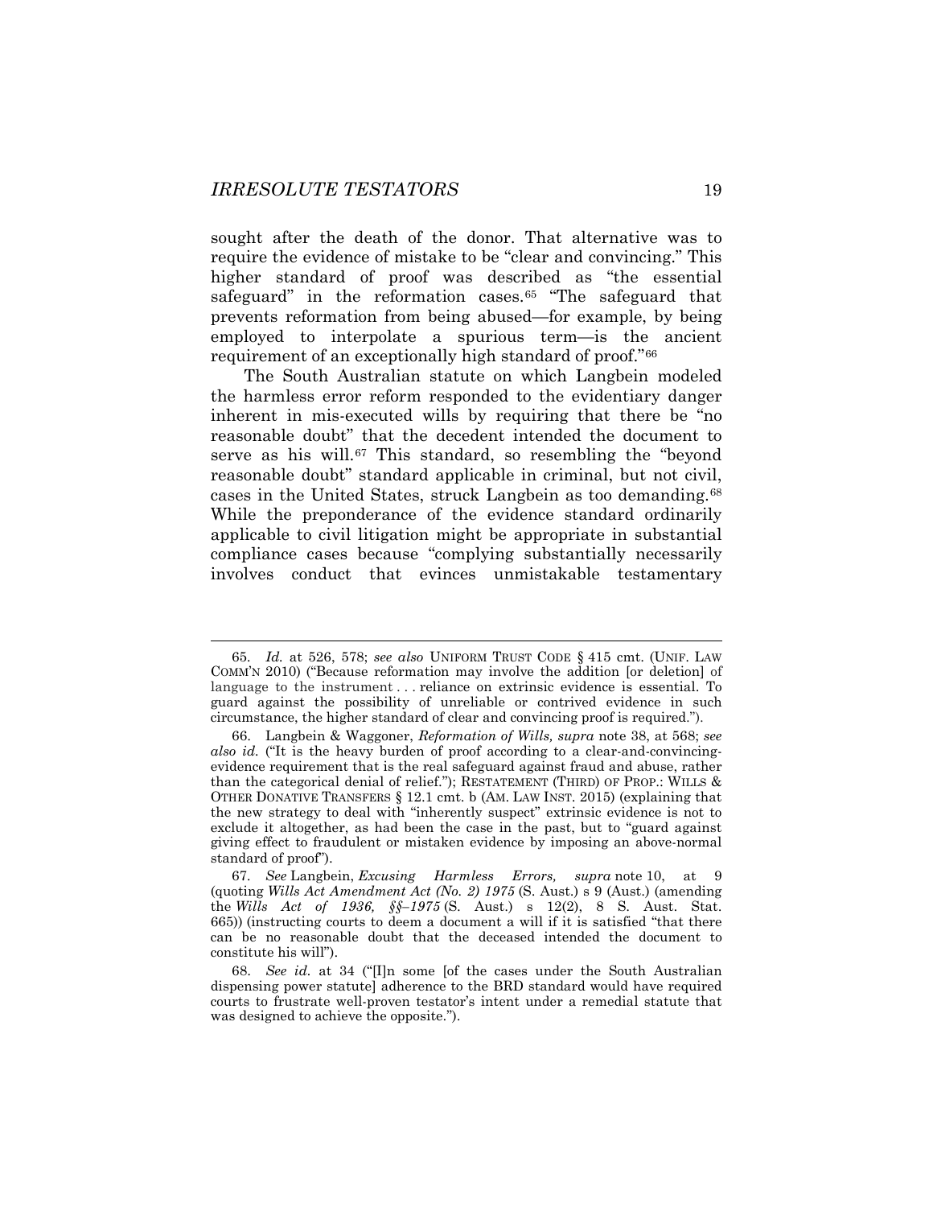sought after the death of the donor. That alternative was to require the evidence of mistake to be "clear and convincing." This higher standard of proof was described as "the essential safeguard" in the reformation cases.[65] "The safeguard that prevents reformation from being abused—for example, by being employed to interpolate a spurious term—is the ancient requirement of an exceptionally high standard of proof."[66]

The South Australian statute on which Langbein modeled the harmless error reform responded to the evidentiary danger inherent in mis-executed wills by requiring that there be "no reasonable doubt" that the decedent intended the document to serve as his will.[67] This standard, so resembling the "beyond reasonable doubt" standard applicable in criminal, but not civil, cases in the United States, struck Langbein as too demanding.[68] While the preponderance of the evidence standard ordinarily applicable to civil litigation might be appropriate in substantial compliance cases because "complying substantially necessarily involves conduct that evinces unmistakable testamentary

---

65. *Id.* at 526, 578; *see also* UNIFORM TRUST CODE § 415 cmt. (UNIF. LAW COMM'N 2010) ("Because reformation may involve the addition [or deletion] of language to the instrument . . . reliance on extrinsic evidence is essential. To guard against the possibility of unreliable or contrived evidence in such circumstance, the higher standard of clear and convincing proof is required.").

66. Langbein & Waggoner, *Reformation of Wills, supra* note 38, at 568; *see also id.* ("It is the heavy burden of proof according to a clear-and-convincing-evidence requirement that is the real safeguard against fraud and abuse, rather than the categorical denial of relief."); RESTATEMENT (THIRD) OF PROP.: WILLS & OTHER DONATIVE TRANSFERS § 12.1 cmt. b (AM. LAW INST. 2015) (explaining that the new strategy to deal with "inherently suspect" extrinsic evidence is not to exclude it altogether, as had been the case in the past, but to "guard against giving effect to fraudulent or mistaken evidence by imposing an above-normal standard of proof").

67. *See* Langbein, *Excusing Harmless Errors, supra* note 10, at 9 (quoting *Wills Act Amendment Act (No. 2) 1975* (S. Aust.) s 9 (Aust.) (amending the *Wills Act of 1936, §§–1975* (S. Aust.) s 12(2), 8 S. Aust. Stat. 665)) (instructing courts to deem a document a will if it is satisfied "that there can be no reasonable doubt that the deceased intended the document to constitute his will").

68. *See id.* at 34 ("[I]n some [of the cases under the South Australian dispensing power statute] adherence to the BRD standard would have required courts to frustrate well-proven testator's intent under a remedial statute that was designed to achieve the opposite.").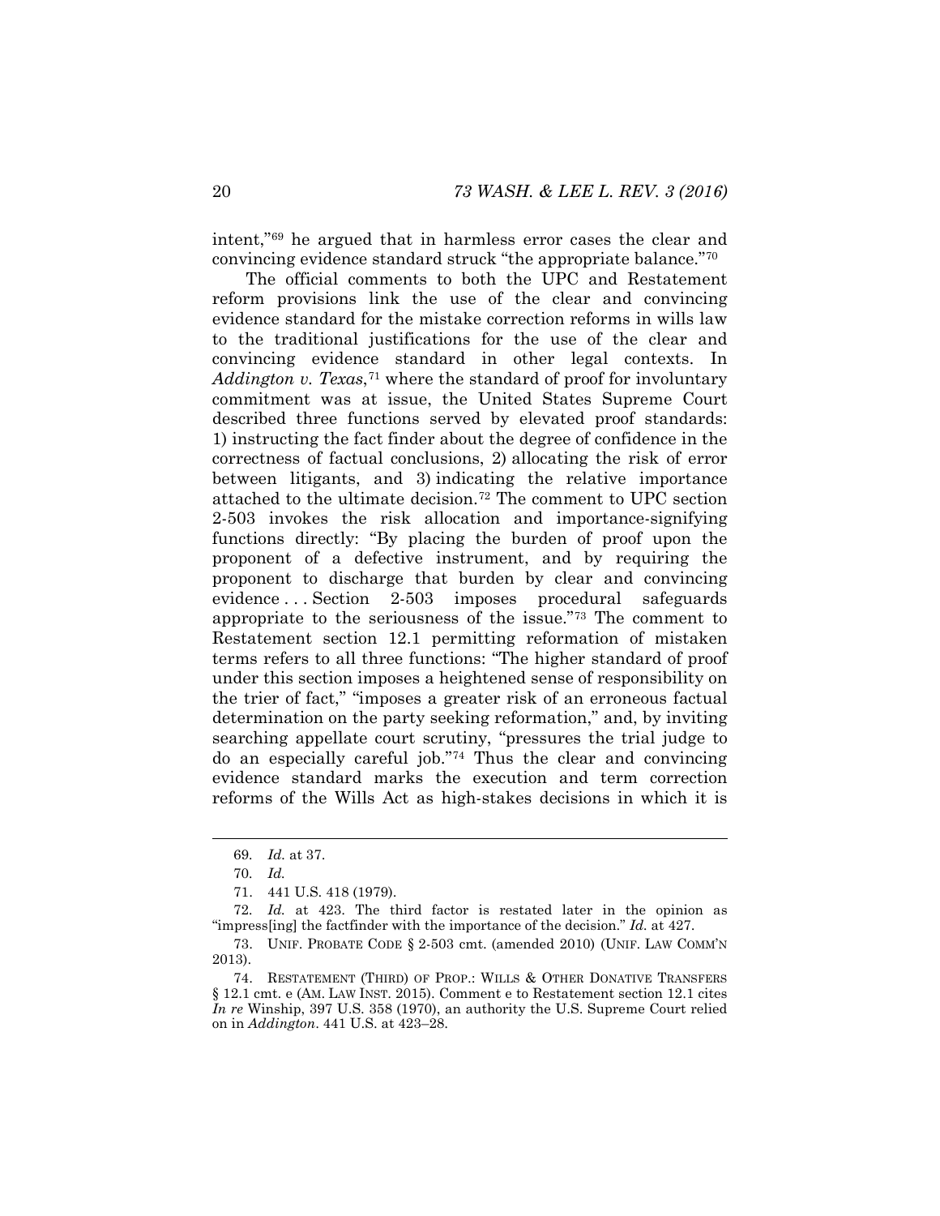intent,"[69] he argued that in harmless error cases the clear and convincing evidence standard struck "the appropriate balance."[70]

The official comments to both the UPC and Restatement reform provisions link the use of the clear and convincing evidence standard for the mistake correction reforms in wills law to the traditional justifications for the use of the clear and convincing evidence standard in other legal contexts. In *Addington v. Texas*,[71] where the standard of proof for involuntary commitment was at issue, the United States Supreme Court described three functions served by elevated proof standards: 1) instructing the fact finder about the degree of confidence in the correctness of factual conclusions, 2) allocating the risk of error between litigants, and 3) indicating the relative importance attached to the ultimate decision.[72] The comment to UPC section 2-503 invokes the risk allocation and importance-signifying functions directly: "By placing the burden of proof upon the proponent of a defective instrument, and by requiring the proponent to discharge that burden by clear and convincing evidence . . . Section 2-503 imposes procedural safeguards appropriate to the seriousness of the issue."[73] The comment to Restatement section 12.1 permitting reformation of mistaken terms refers to all three functions: "The higher standard of proof under this section imposes a heightened sense of responsibility on the trier of fact," "imposes a greater risk of an erroneous factual determination on the party seeking reformation," and, by inviting searching appellate court scrutiny, "pressures the trial judge to do an especially careful job."[74] Thus the clear and convincing evidence standard marks the execution and term correction reforms of the Wills Act as high-stakes decisions in which it is

---

69. *Id.* at 37.

70. *Id.*

71. 441 U.S. 418 (1979).

72. *Id.* at 423. The third factor is restated later in the opinion as "impress[ing] the factfinder with the importance of the decision." *Id.* at 427.

73. UNIF. PROBATE CODE § 2-503 cmt. (amended 2010) (UNIF. LAW COMM'N 2013).

74. RESTATEMENT (THIRD) OF PROP.: WILLS & OTHER DONATIVE TRANSFERS § 12.1 cmt. e (AM. LAW INST. 2015). Comment e to Restatement section 12.1 cites *In re* Winship, 397 U.S. 358 (1970), an authority the U.S. Supreme Court relied on in *Addington*. 441 U.S. at 423–28.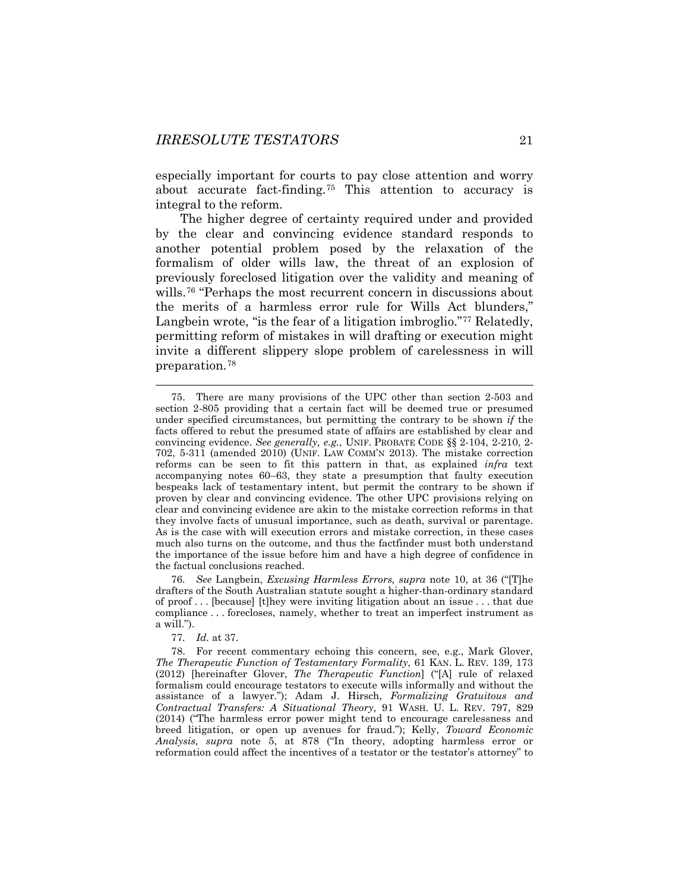especially important for courts to pay close attention and worry about accurate fact-finding.[75] This attention to accuracy is integral to the reform.

The higher degree of certainty required under and provided by the clear and convincing evidence standard responds to another potential problem posed by the relaxation of the formalism of older wills law, the threat of an explosion of previously foreclosed litigation over the validity and meaning of wills.[76] "Perhaps the most recurrent concern in discussions about the merits of a harmless error rule for Wills Act blunders," Langbein wrote, "is the fear of a litigation imbroglio."[77] Relatedly, permitting reform of mistakes in will drafting or execution might invite a different slippery slope problem of carelessness in will preparation.[78]

---

75. There are many provisions of the UPC other than section 2-503 and section 2-805 providing that a certain fact will be deemed true or presumed under specified circumstances, but permitting the contrary to be shown *if* the facts offered to rebut the presumed state of affairs are established by clear and convincing evidence. *See generally, e.g.*, UNIF. PROBATE CODE §§ 2-104, 2-210, 2-702, 5-311 (amended 2010) (UNIF. LAW COMM'N 2013). The mistake correction reforms can be seen to fit this pattern in that, as explained *infra* text accompanying notes 60–63, they state a presumption that faulty execution bespeaks lack of testamentary intent, but permit the contrary to be shown if proven by clear and convincing evidence. The other UPC provisions relying on clear and convincing evidence are akin to the mistake correction reforms in that they involve facts of unusual importance, such as death, survival or parentage. As is the case with will execution errors and mistake correction, in these cases much also turns on the outcome, and thus the factfinder must both understand the importance of the issue before him and have a high degree of confidence in the factual conclusions reached.

76. *See* Langbein, *Excusing Harmless Errors, supra* note 10, at 36 ("[T]he drafters of the South Australian statute sought a higher-than-ordinary standard of proof . . . [because] [t]hey were inviting litigation about an issue . . . that due compliance . . . forecloses, namely, whether to treat an imperfect instrument as a will.").

77. *Id.* at 37.

78. For recent commentary echoing this concern, see, e.g., Mark Glover, *The Therapeutic Function of Testamentary Formality*, 61 KAN. L. REV. 139, 173 (2012) [hereinafter Glover, *The Therapeutic Function*] ("[A] rule of relaxed formalism could encourage testators to execute wills informally and without the assistance of a lawyer."); Adam J. Hirsch, *Formalizing Gratuitous and Contractual Transfers: A Situational Theory*, 91 WASH. U. L. REV. 797, 829 (2014) ("The harmless error power might tend to encourage carelessness and breed litigation, or open up avenues for fraud."); Kelly, *Toward Economic Analysis, supra* note 5, at 878 ("In theory, adopting harmless error or reformation could affect the incentives of a testator or the testator's attorney" to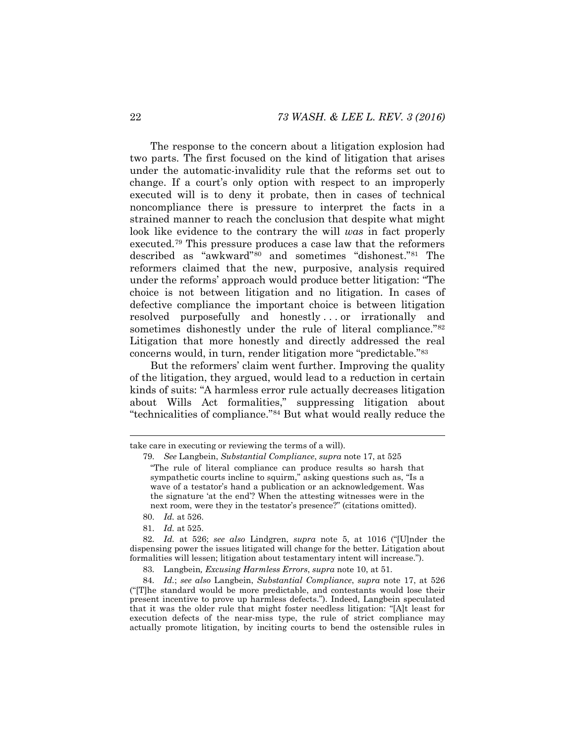The response to the concern about a litigation explosion had two parts. The first focused on the kind of litigation that arises under the automatic-invalidity rule that the reforms set out to change. If a court's only option with respect to an improperly executed will is to deny it probate, then in cases of technical noncompliance there is pressure to interpret the facts in a strained manner to reach the conclusion that despite what might look like evidence to the contrary the will *was* in fact properly executed.[79] This pressure produces a case law that the reformers described as "awkward"[80] and sometimes "dishonest."[81] The reformers claimed that the new, purposive, analysis required under the reforms' approach would produce better litigation: "The choice is not between litigation and no litigation. In cases of defective compliance the important choice is between litigation resolved purposefully and honestly . . . or irrationally and sometimes dishonestly under the rule of literal compliance."[82] Litigation that more honestly and directly addressed the real concerns would, in turn, render litigation more "predictable."[83]

But the reformers' claim went further. Improving the quality of the litigation, they argued, would lead to a reduction in certain kinds of suits: "A harmless error rule actually decreases litigation about Wills Act formalities," suppressing litigation about "technicalities of compliance."[84] But what would really reduce the

---

take care in executing or reviewing the terms of a will).

79. *See* Langbein, *Substantial Compliance*, *supra* note 17, at 525

> "The rule of literal compliance can produce results so harsh that sympathetic courts incline to squirm," asking questions such as, "Is a wave of a testator's hand a publication or an acknowledgement. Was the signature 'at the end'? When the attesting witnesses were in the next room, were they in the testator's presence?" (citations omitted).

80. *Id.* at 526.

81. *Id.* at 525.

82. *Id.* at 526; *see also* Lindgren, *supra* note 5, at 1016 ("[U]nder the dispensing power the issues litigated will change for the better. Litigation about formalities will lessen; litigation about testamentary intent will increase.").

83. Langbein*, Excusing Harmless Errors*, *supra* note 10, at 51.

84. *Id.*; *see also* Langbein, *Substantial Compliance*, *supra* note 17, at 526 ("[T]he standard would be more predictable, and contestants would lose their present incentive to prove up harmless defects."). Indeed, Langbein speculated that it was the older rule that might foster needless litigation: "[A]t least for execution defects of the near-miss type, the rule of strict compliance may actually promote litigation, by inciting courts to bend the ostensible rules in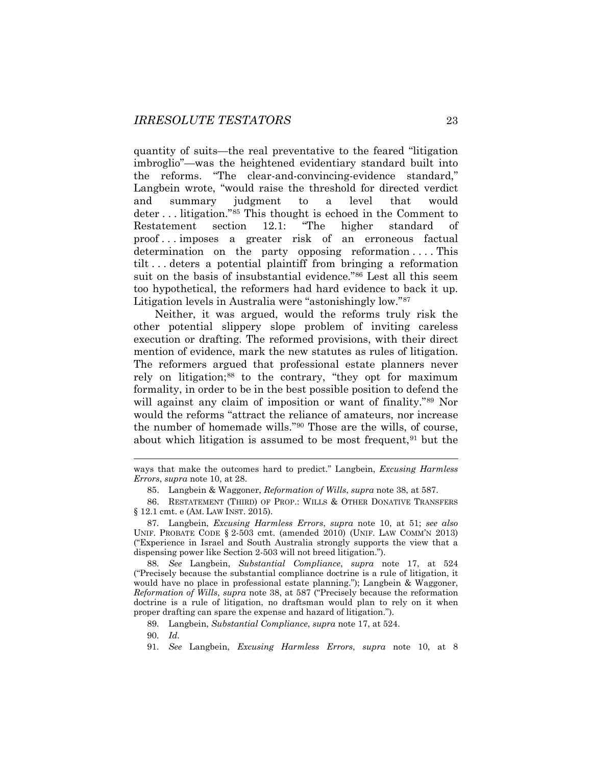quantity of suits—the real preventative to the feared "litigation imbroglio"—was the heightened evidentiary standard built into the reforms. "The clear-and-convincing-evidence standard," Langbein wrote, "would raise the threshold for directed verdict and summary judgment to a level that would deter . . . litigation."[85] This thought is echoed in the Comment to Restatement section 12.1: "The higher standard of proof . . . imposes a greater risk of an erroneous factual determination on the party opposing reformation . . . . This tilt . . . deters a potential plaintiff from bringing a reformation suit on the basis of insubstantial evidence."[86] Lest all this seem too hypothetical, the reformers had hard evidence to back it up. Litigation levels in Australia were "astonishingly low."[87]

Neither, it was argued, would the reforms truly risk the other potential slippery slope problem of inviting careless execution or drafting. The reformed provisions, with their direct mention of evidence, mark the new statutes as rules of litigation. The reformers argued that professional estate planners never rely on litigation;[88] to the contrary, "they opt for maximum formality, in order to be in the best possible position to defend the will against any claim of imposition or want of finality."[89] Nor would the reforms "attract the reliance of amateurs, nor increase the number of homemade wills."[90] Those are the wills, of course, about which litigation is assumed to be most frequent,[91] but the

---

ways that make the outcomes hard to predict." Langbein, *Excusing Harmless Errors*, *supra* note 10, at 28.

85. Langbein & Waggoner, *Reformation of Wills*, *supra* note 38, at 587.

86. RESTATEMENT (THIRD) OF PROP.: WILLS & OTHER DONATIVE TRANSFERS § 12.1 cmt. e (AM. LAW INST. 2015).

87. Langbein, *Excusing Harmless Errors*, *supra* note 10, at 51; *see also* UNIF. PROBATE CODE § 2-503 cmt. (amended 2010) (UNIF. LAW COMM'N 2013) ("Experience in Israel and South Australia strongly supports the view that a dispensing power like Section 2-503 will not breed litigation.").

88. *See* Langbein, *Substantial Compliance*, *supra* note 17, at 524 ("Precisely because the substantial compliance doctrine is a rule of litigation, it would have no place in professional estate planning."); Langbein & Waggoner, *Reformation of Wills*, *supra* note 38, at 587 ("Precisely because the reformation doctrine is a rule of litigation, no draftsman would plan to rely on it when proper drafting can spare the expense and hazard of litigation.").

89. Langbein, *Substantial Compliance*, *supra* note 17, at 524.

90. *Id.*

91. *See* Langbein, *Excusing Harmless Errors*, *supra* note 10, at 8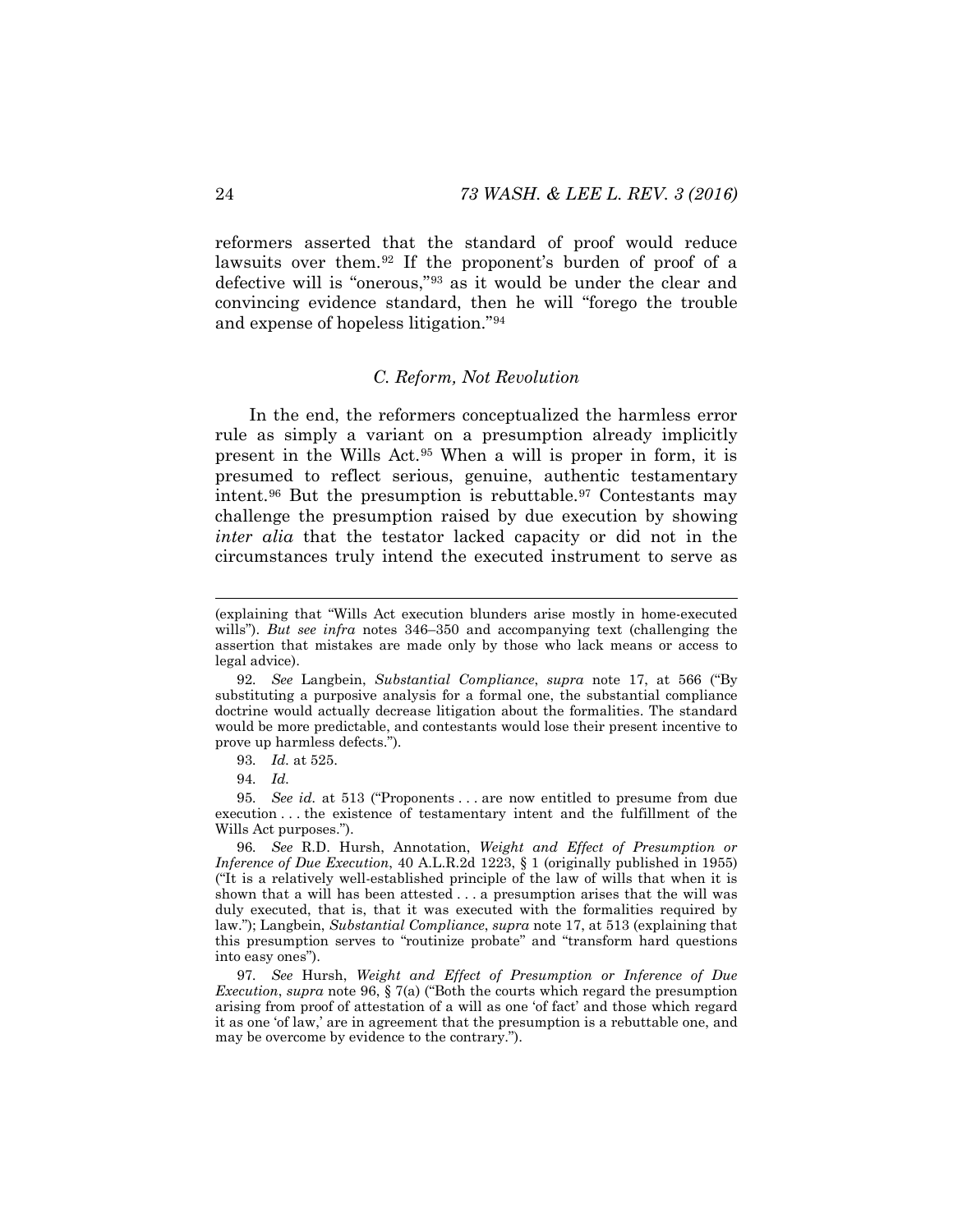reformers asserted that the standard of proof would reduce lawsuits over them.[92] If the proponent's burden of proof of a defective will is "onerous,"[93] as it would be under the clear and convincing evidence standard, then he will "forego the trouble and expense of hopeless litigation."[94]

### *C. Reform, Not Revolution*

In the end, the reformers conceptualized the harmless error rule as simply a variant on a presumption already implicitly present in the Wills Act.[95] When a will is proper in form, it is presumed to reflect serious, genuine, authentic testamentary intent.[96] But the presumption is rebuttable.[97] Contestants may challenge the presumption raised by due execution by showing *inter alia* that the testator lacked capacity or did not in the circumstances truly intend the executed instrument to serve as

---

(explaining that "Wills Act execution blunders arise mostly in home-executed wills"). *But see infra* notes 346–350 and accompanying text (challenging the assertion that mistakes are made only by those who lack means or access to legal advice).

92. *See* Langbein, *Substantial Compliance*, *supra* note 17, at 566 ("By substituting a purposive analysis for a formal one, the substantial compliance doctrine would actually decrease litigation about the formalities. The standard would be more predictable, and contestants would lose their present incentive to prove up harmless defects.").

93. *Id.* at 525.

94. *Id.*

95. *See id.* at 513 ("Proponents . . . are now entitled to presume from due execution . . . the existence of testamentary intent and the fulfillment of the Wills Act purposes.").

96. *See* R.D. Hursh, Annotation, *Weight and Effect of Presumption or Inference of Due Execution*, 40 A.L.R.2d 1223, § 1 (originally published in 1955) ("It is a relatively well-established principle of the law of wills that when it is shown that a will has been attested . . . a presumption arises that the will was duly executed, that is, that it was executed with the formalities required by law."); Langbein, *Substantial Compliance*, *supra* note 17, at 513 (explaining that this presumption serves to "routinize probate" and "transform hard questions into easy ones").

97. *See* Hursh, *Weight and Effect of Presumption or Inference of Due Execution*, *supra* note 96, § 7(a) ("Both the courts which regard the presumption arising from proof of attestation of a will as one 'of fact' and those which regard it as one 'of law,' are in agreement that the presumption is a rebuttable one, and may be overcome by evidence to the contrary.").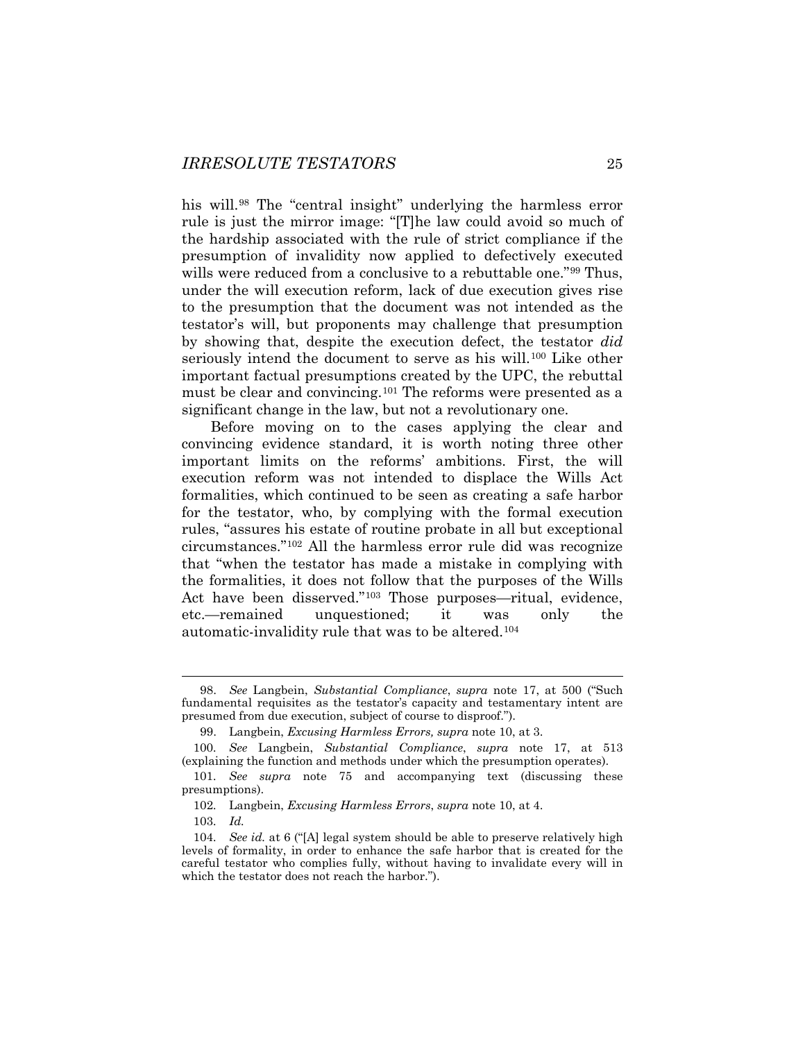his will.[98] The "central insight" underlying the harmless error rule is just the mirror image: "[T]he law could avoid so much of the hardship associated with the rule of strict compliance if the presumption of invalidity now applied to defectively executed wills were reduced from a conclusive to a rebuttable one."[99] Thus, under the will execution reform, lack of due execution gives rise to the presumption that the document was not intended as the testator's will, but proponents may challenge that presumption by showing that, despite the execution defect, the testator *did* seriously intend the document to serve as his will.[100] Like other important factual presumptions created by the UPC, the rebuttal must be clear and convincing.[101] The reforms were presented as a significant change in the law, but not a revolutionary one.

Before moving on to the cases applying the clear and convincing evidence standard, it is worth noting three other important limits on the reforms' ambitions. First, the will execution reform was not intended to displace the Wills Act formalities, which continued to be seen as creating a safe harbor for the testator, who, by complying with the formal execution rules, "assures his estate of routine probate in all but exceptional circumstances."[102] All the harmless error rule did was recognize that "when the testator has made a mistake in complying with the formalities, it does not follow that the purposes of the Wills Act have been disserved."[103] Those purposes—ritual, evidence, etc.—remained unquestioned; it was only the automatic-invalidity rule that was to be altered.[104]

---

98. *See* Langbein, *Substantial Compliance*, *supra* note 17, at 500 ("Such fundamental requisites as the testator's capacity and testamentary intent are presumed from due execution, subject of course to disproof.").

99. Langbein, *Excusing Harmless Errors, supra* note 10, at 3.

100. *See* Langbein, *Substantial Compliance*, *supra* note 17, at 513 (explaining the function and methods under which the presumption operates).

101. *See supra* note 75 and accompanying text (discussing these presumptions).

102. Langbein, *Excusing Harmless Errors*, *supra* note 10, at 4.

103. *Id.*

104. *See id.* at 6 ("[A] legal system should be able to preserve relatively high levels of formality, in order to enhance the safe harbor that is created for the careful testator who complies fully, without having to invalidate every will in which the testator does not reach the harbor.").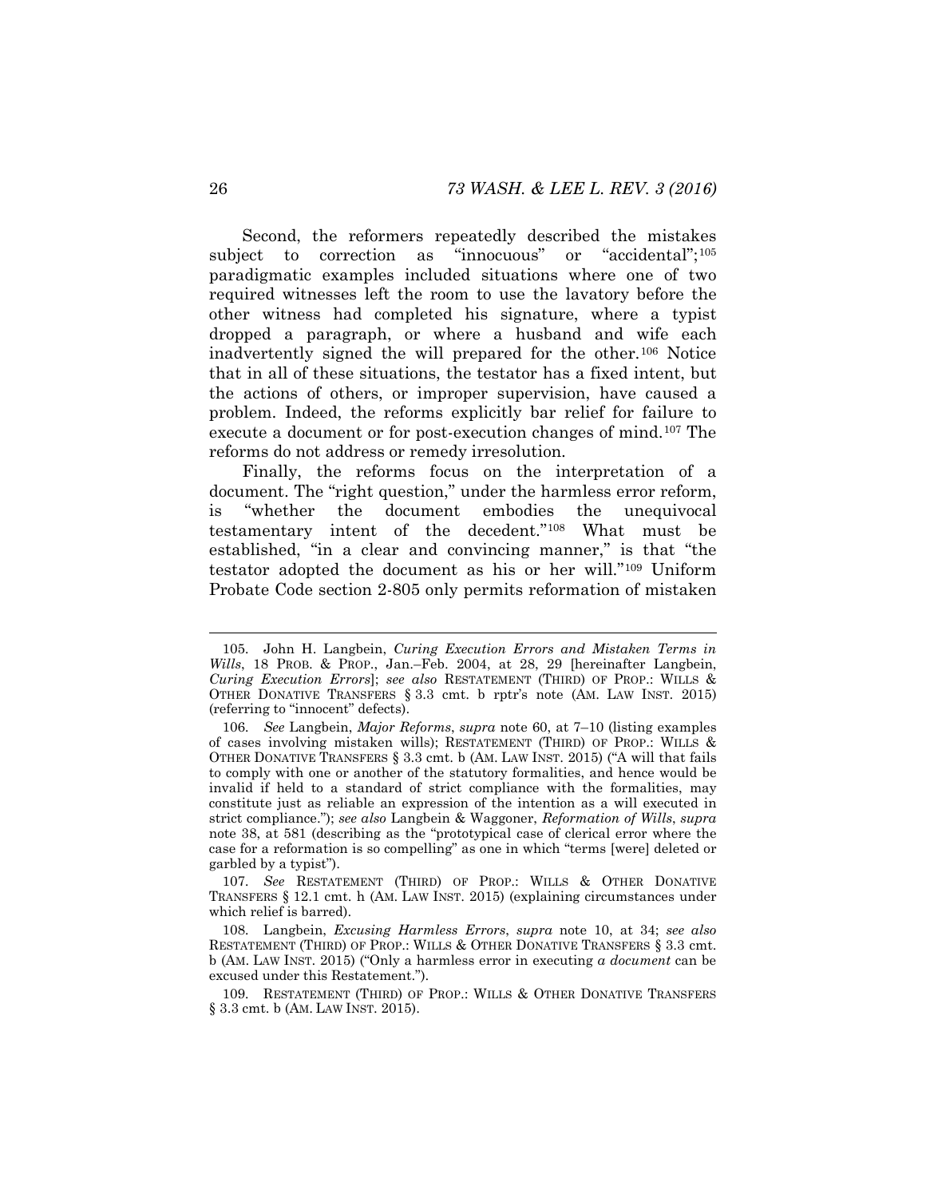Second, the reformers repeatedly described the mistakes subject to correction as "innocuous" or "accidental";[105] paradigmatic examples included situations where one of two required witnesses left the room to use the lavatory before the other witness had completed his signature, where a typist dropped a paragraph, or where a husband and wife each inadvertently signed the will prepared for the other.[106] Notice that in all of these situations, the testator has a fixed intent, but the actions of others, or improper supervision, have caused a problem. Indeed, the reforms explicitly bar relief for failure to execute a document or for post-execution changes of mind.[107] The reforms do not address or remedy irresolution.

Finally, the reforms focus on the interpretation of a document. The "right question," under the harmless error reform, is "whether the document embodies the unequivocal testamentary intent of the decedent."[108] What must be established, "in a clear and convincing manner," is that "the testator adopted the document as his or her will."[109] Uniform Probate Code section 2-805 only permits reformation of mistaken

---

105. John H. Langbein, *Curing Execution Errors and Mistaken Terms in Wills*, 18 PROB. & PROP., Jan.–Feb. 2004, at 28, 29 [hereinafter Langbein, *Curing Execution Errors*]; *see also* RESTATEMENT (THIRD) OF PROP.: WILLS & OTHER DONATIVE TRANSFERS § 3.3 cmt. b rptr's note (AM. LAW INST. 2015) (referring to "innocent" defects).

106. *See* Langbein, *Major Reforms*, *supra* note 60, at 7–10 (listing examples of cases involving mistaken wills); RESTATEMENT (THIRD) OF PROP.: WILLS & OTHER DONATIVE TRANSFERS § 3.3 cmt. b (AM. LAW INST. 2015) ("A will that fails to comply with one or another of the statutory formalities, and hence would be invalid if held to a standard of strict compliance with the formalities, may constitute just as reliable an expression of the intention as a will executed in strict compliance."); *see also* Langbein & Waggoner, *Reformation of Wills*, *supra* note 38, at 581 (describing as the "prototypical case of clerical error where the case for a reformation is so compelling" as one in which "terms [were] deleted or garbled by a typist").

107. *See* RESTATEMENT (THIRD) OF PROP.: WILLS & OTHER DONATIVE TRANSFERS § 12.1 cmt. h (AM. LAW INST. 2015) (explaining circumstances under which relief is barred).

108. Langbein, *Excusing Harmless Errors*, *supra* note 10, at 34; *see also* RESTATEMENT (THIRD) OF PROP.: WILLS & OTHER DONATIVE TRANSFERS § 3.3 cmt. b (AM. LAW INST. 2015) ("Only a harmless error in executing *a document* can be excused under this Restatement.").

109. RESTATEMENT (THIRD) OF PROP.: WILLS & OTHER DONATIVE TRANSFERS § 3.3 cmt. b (AM. LAW INST. 2015).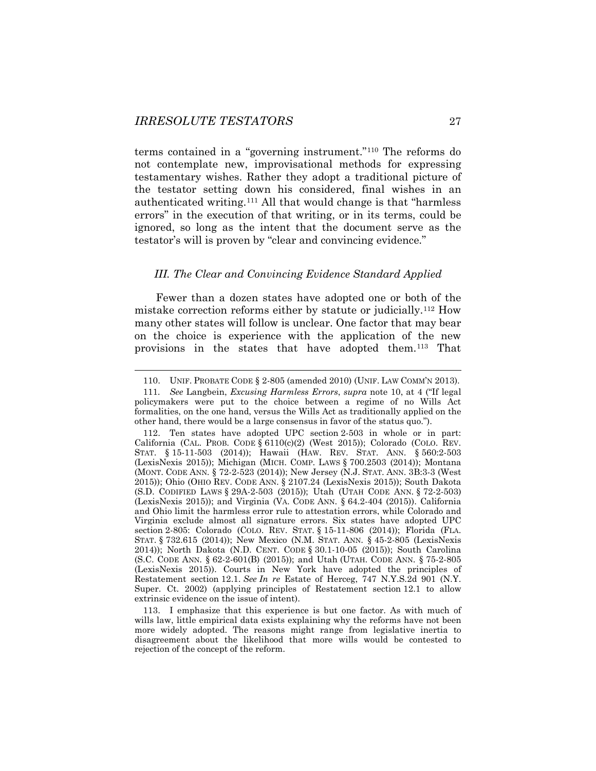terms contained in a "governing instrument."[110] The reforms do not contemplate new, improvisational methods for expressing testamentary wishes. Rather they adopt a traditional picture of the testator setting down his considered, final wishes in an authenticated writing.[111] All that would change is that "harmless errors" in the execution of that writing, or in its terms, could be ignored, so long as the intent that the document serve as the testator's will is proven by "clear and convincing evidence."

### *III. The Clear and Convincing Evidence Standard Applied*

Fewer than a dozen states have adopted one or both of the mistake correction reforms either by statute or judicially.[112] How many other states will follow is unclear. One factor that may bear on the choice is experience with the application of the new provisions in the states that have adopted them.[113] That

---

110. UNIF. PROBATE CODE § 2-805 (amended 2010) (UNIF. LAW COMM'N 2013).

111. *See* Langbein, *Excusing Harmless Errors*, *supra* note 10, at 4 ("If legal policymakers were put to the choice between a regime of no Wills Act formalities, on the one hand, versus the Wills Act as traditionally applied on the other hand, there would be a large consensus in favor of the status quo.").

112. Ten states have adopted UPC section 2-503 in whole or in part: California (CAL. PROB. CODE § 6110(c)(2) (West 2015)); Colorado (COLO. REV. STAT. § 15-11-503 (2014)); Hawaii (HAW. REV. STAT. ANN. § 560:2-503 (LexisNexis 2015)); Michigan (MICH. COMP. LAWS § 700.2503 (2014)); Montana (MONT. CODE ANN. § 72-2-523 (2014)); New Jersey (N.J. STAT. ANN. 3B:3-3 (West 2015)); Ohio (OHIO REV. CODE ANN. § 2107.24 (LexisNexis 2015)); South Dakota (S.D. CODIFIED LAWS § 29A-2-503 (2015)); Utah (UTAH CODE ANN. § 72-2-503) (LexisNexis 2015)); and Virginia (VA. CODE ANN. § 64.2-404 (2015)). California and Ohio limit the harmless error rule to attestation errors, while Colorado and Virginia exclude almost all signature errors. Six states have adopted UPC section 2-805: Colorado (COLO. REV. STAT. § 15-11-806 (2014)); Florida (FLA. STAT. § 732.615 (2014)); New Mexico (N.M. STAT. ANN. § 45-2-805 (LexisNexis 2014)); North Dakota (N.D. CENT. CODE § 30.1-10-05 (2015)); South Carolina (S.C. CODE ANN. § 62-2-601(B) (2015)); and Utah (UTAH. CODE ANN. § 75-2-805 (LexisNexis 2015)). Courts in New York have adopted the principles of Restatement section 12.1. *See In re* Estate of Herceg, 747 N.Y.S.2d 901 (N.Y. Super. Ct. 2002) (applying principles of Restatement section 12.1 to allow extrinsic evidence on the issue of intent).

113. I emphasize that this experience is but one factor. As with much of wills law, little empirical data exists explaining why the reforms have not been more widely adopted. The reasons might range from legislative inertia to disagreement about the likelihood that more wills would be contested to rejection of the concept of the reform.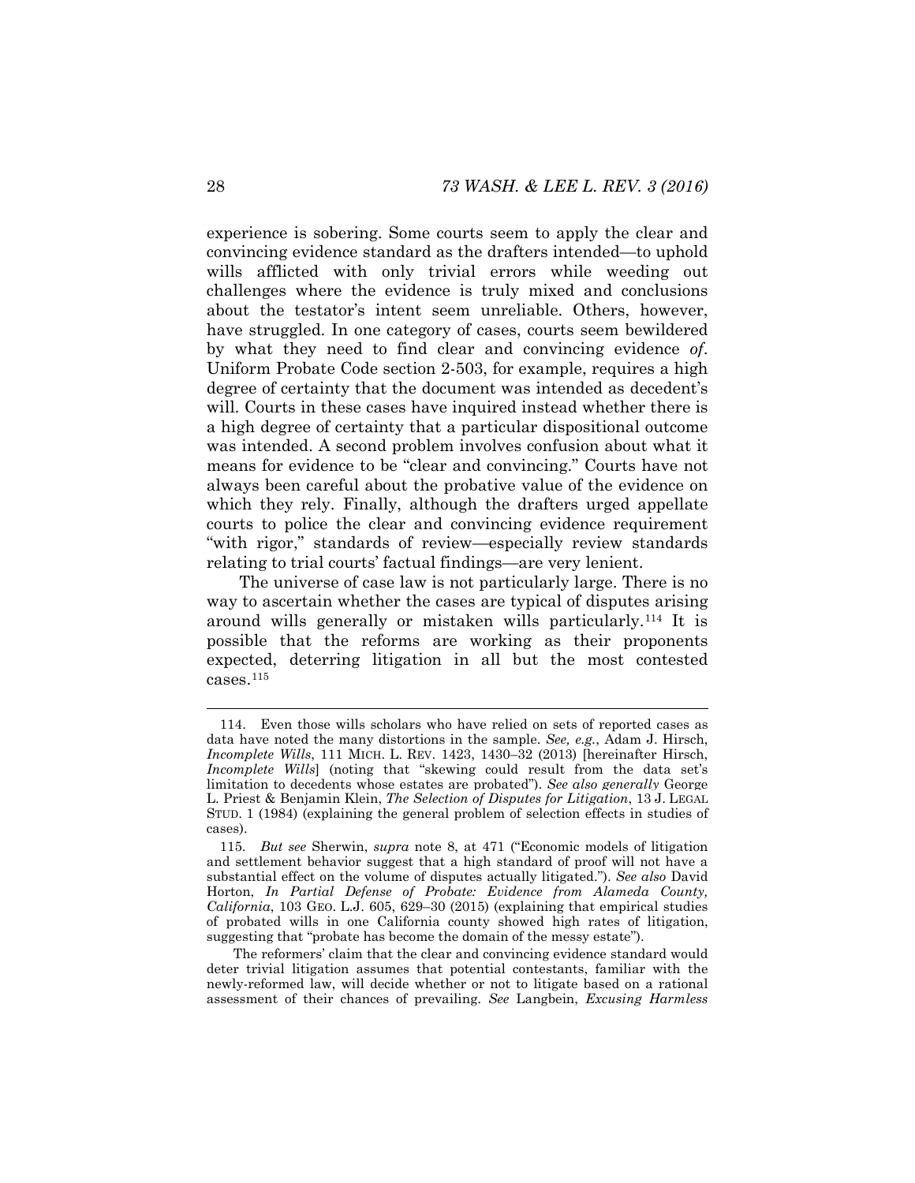experience is sobering. Some courts seem to apply the clear and convincing evidence standard as the drafters intended—to uphold wills afflicted with only trivial errors while weeding out challenges where the evidence is truly mixed and conclusions about the testator's intent seem unreliable. Others, however, have struggled. In one category of cases, courts seem bewildered by what they need to find clear and convincing evidence *of*. Uniform Probate Code section 2-503, for example, requires a high degree of certainty that the document was intended as decedent's will. Courts in these cases have inquired instead whether there is a high degree of certainty that a particular dispositional outcome was intended. A second problem involves confusion about what it means for evidence to be "clear and convincing." Courts have not always been careful about the probative value of the evidence on which they rely. Finally, although the drafters urged appellate courts to police the clear and convincing evidence requirement "with rigor," standards of review—especially review standards relating to trial courts' factual findings—are very lenient.

The universe of case law is not particularly large. There is no way to ascertain whether the cases are typical of disputes arising around wills generally or mistaken wills particularly.[114] It is possible that the reforms are working as their proponents expected, deterring litigation in all but the most contested cases.[115]

---

114. Even those wills scholars who have relied on sets of reported cases as data have noted the many distortions in the sample. *See, e.g.*, Adam J. Hirsch, *Incomplete Wills*, 111 MICH. L. REV. 1423, 1430–32 (2013) [hereinafter Hirsch, *Incomplete Wills*] (noting that "skewing could result from the data set's limitation to decedents whose estates are probated"). *See also generally* George L. Priest & Benjamin Klein, *The Selection of Disputes for Litigation*, 13 J. LEGAL STUD. 1 (1984) (explaining the general problem of selection effects in studies of cases).

115. *But see* Sherwin, *supra* note 8, at 471 ("Economic models of litigation and settlement behavior suggest that a high standard of proof will not have a substantial effect on the volume of disputes actually litigated."). *See also* David Horton, *In Partial Defense of Probate: Evidence from Alameda County, California*, 103 GEO. L.J. 605, 629–30 (2015) (explaining that empirical studies of probated wills in one California county showed high rates of litigation, suggesting that "probate has become the domain of the messy estate").

The reformers' claim that the clear and convincing evidence standard would deter trivial litigation assumes that potential contestants, familiar with the newly-reformed law, will decide whether or not to litigate based on a rational assessment of their chances of prevailing. *See* Langbein, *Excusing Harmless*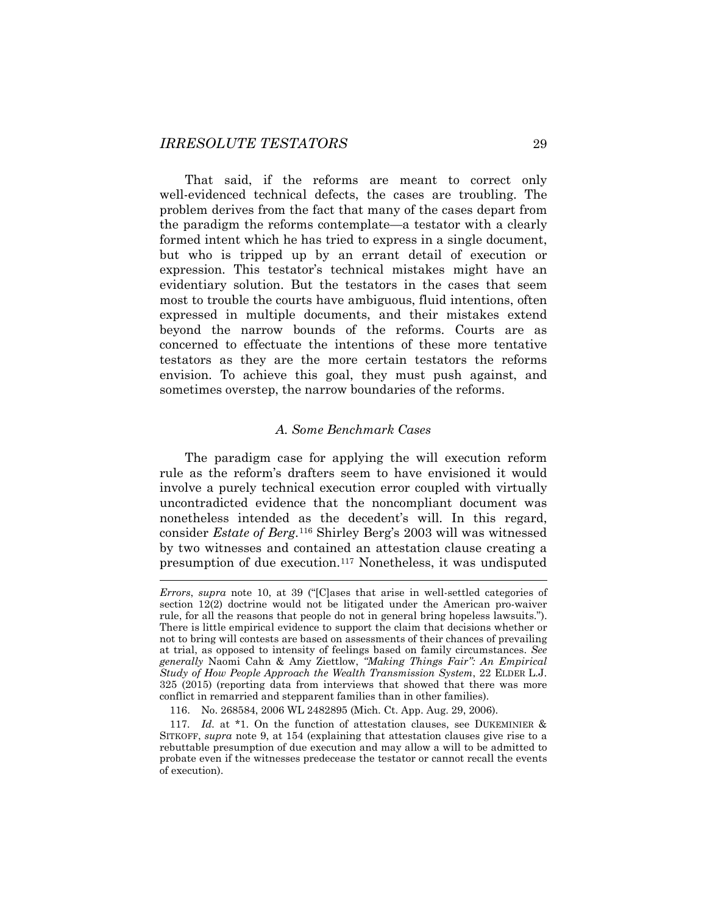That said, if the reforms are meant to correct only well-evidenced technical defects, the cases are troubling. The problem derives from the fact that many of the cases depart from the paradigm the reforms contemplate—a testator with a clearly formed intent which he has tried to express in a single document, but who is tripped up by an errant detail of execution or expression. This testator's technical mistakes might have an evidentiary solution. But the testators in the cases that seem most to trouble the courts have ambiguous, fluid intentions, often expressed in multiple documents, and their mistakes extend beyond the narrow bounds of the reforms. Courts are as concerned to effectuate the intentions of these more tentative testators as they are the more certain testators the reforms envision. To achieve this goal, they must push against, and sometimes overstep, the narrow boundaries of the reforms.

### *A. Some Benchmark Cases*

The paradigm case for applying the will execution reform rule as the reform's drafters seem to have envisioned it would involve a purely technical execution error coupled with virtually uncontradicted evidence that the noncompliant document was nonetheless intended as the decedent's will. In this regard, consider *Estate of Berg*.[116] Shirley Berg's 2003 will was witnessed by two witnesses and contained an attestation clause creating a presumption of due execution.[117] Nonetheless, it was undisputed

---

*Errors*, *supra* note 10, at 39 ("[C]ases that arise in well-settled categories of section 12(2) doctrine would not be litigated under the American pro-waiver rule, for all the reasons that people do not in general bring hopeless lawsuits."). There is little empirical evidence to support the claim that decisions whether or not to bring will contests are based on assessments of their chances of prevailing at trial, as opposed to intensity of feelings based on family circumstances. *See generally* Naomi Cahn & Amy Ziettlow, *"Making Things Fair": An Empirical Study of How People Approach the Wealth Transmission System*, 22 ELDER L.J. 325 (2015) (reporting data from interviews that showed that there was more conflict in remarried and stepparent families than in other families).

116. No. 268584, 2006 WL 2482895 (Mich. Ct. App. Aug. 29, 2006).

117. *Id.* at *1. On the function of attestation clauses, see DUKEMINIER & SITKOFF, *supra* note 9, at 154 (explaining that attestation clauses give rise to a rebuttable presumption of due execution and may allow a will to be admitted to probate even if the witnesses predecease the testator or cannot recall the events of execution).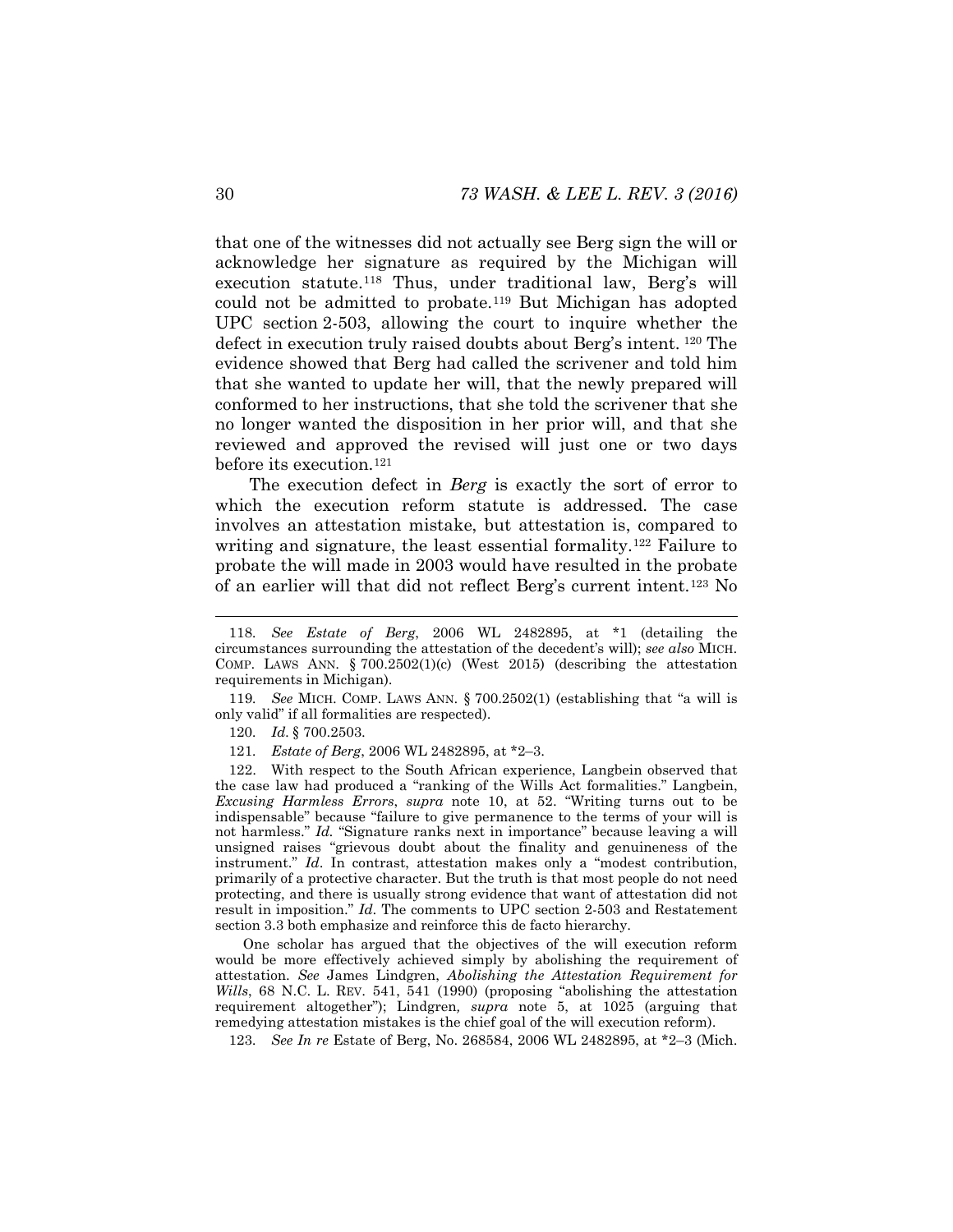that one of the witnesses did not actually see Berg sign the will or acknowledge her signature as required by the Michigan will execution statute.[118] Thus, under traditional law, Berg's will could not be admitted to probate.[119] But Michigan has adopted UPC section 2-503, allowing the court to inquire whether the defect in execution truly raised doubts about Berg's intent.[120] The evidence showed that Berg had called the scrivener and told him that she wanted to update her will, that the newly prepared will conformed to her instructions, that she told the scrivener that she no longer wanted the disposition in her prior will, and that she reviewed and approved the revised will just one or two days before its execution.[121]

The execution defect in *Berg* is exactly the sort of error to which the execution reform statute is addressed. The case involves an attestation mistake, but attestation is, compared to writing and signature, the least essential formality.[122] Failure to probate the will made in 2003 would have resulted in the probate of an earlier will that did not reflect Berg's current intent.[123] No

---

118. *See Estate of Berg*, 2006 WL 2482895, at *1 (detailing the circumstances surrounding the attestation of the decedent's will); *see also* MICH. COMP. LAWS ANN. § 700.2502(1)(c) (West 2015) (describing the attestation requirements in Michigan).

119. *See* MICH. COMP. LAWS ANN. § 700.2502(1) (establishing that "a will is only valid" if all formalities are respected).

120. *Id.* § 700.2503.

121. *Estate of Berg*, 2006 WL 2482895, at *2–3.

122. With respect to the South African experience, Langbein observed that the case law had produced a "ranking of the Wills Act formalities." Langbein, *Excusing Harmless Errors*, *supra* note 10, at 52. "Writing turns out to be indispensable" because "failure to give permanence to the terms of your will is not harmless." *Id.* "Signature ranks next in importance" because leaving a will unsigned raises "grievous doubt about the finality and genuineness of the instrument." *Id*. In contrast, attestation makes only a "modest contribution, primarily of a protective character. But the truth is that most people do not need protecting, and there is usually strong evidence that want of attestation did not result in imposition." *Id*. The comments to UPC section 2-503 and Restatement section 3.3 both emphasize and reinforce this de facto hierarchy.

One scholar has argued that the objectives of the will execution reform would be more effectively achieved simply by abolishing the requirement of attestation. *See* James Lindgren, *Abolishing the Attestation Requirement for Wills*, 68 N.C. L. REV. 541, 541 (1990) (proposing "abolishing the attestation requirement altogether"); Lindgren*, supra* note 5, at 1025 (arguing that remedying attestation mistakes is the chief goal of the will execution reform).

123. *See In re* Estate of Berg, No. 268584, 2006 WL 2482895, at *2–3 (Mich.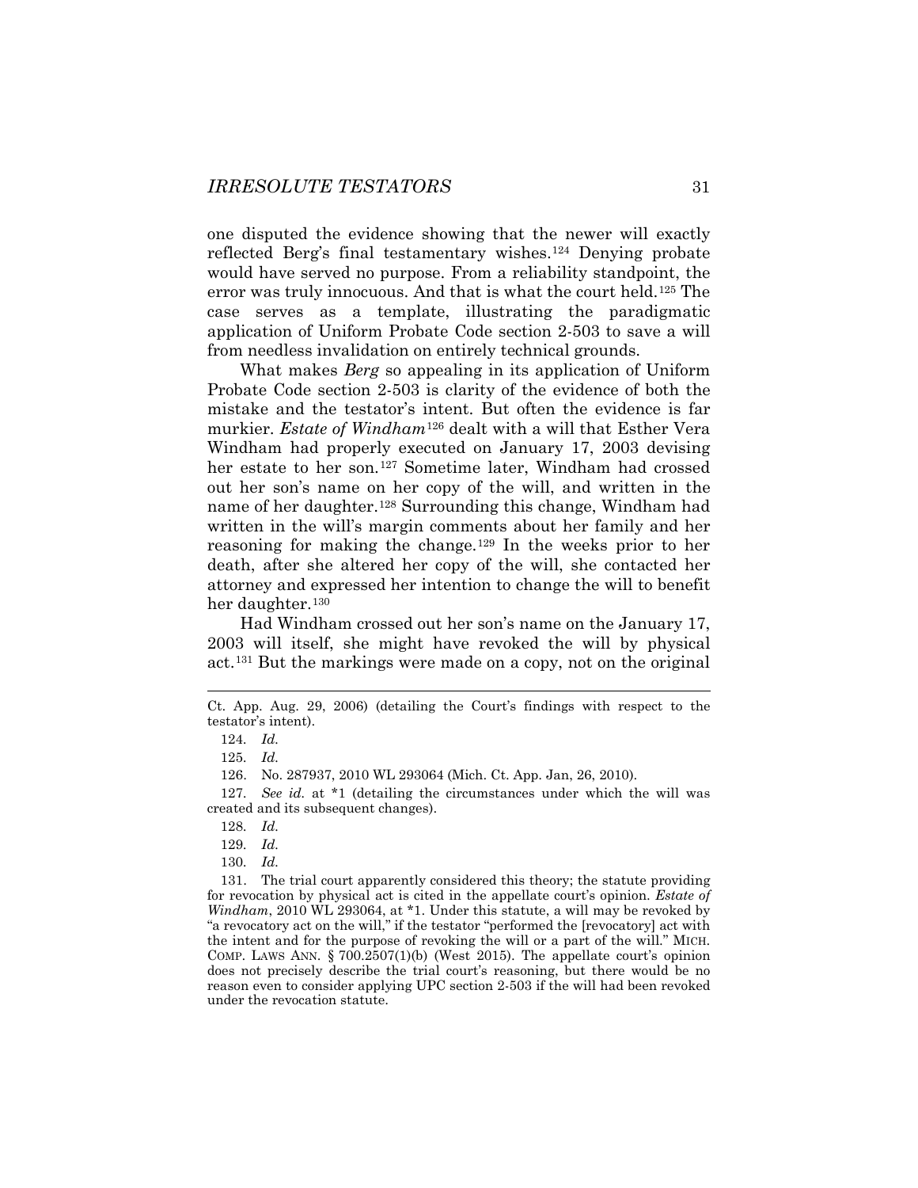one disputed the evidence showing that the newer will exactly reflected Berg's final testamentary wishes.[124] Denying probate would have served no purpose. From a reliability standpoint, the error was truly innocuous. And that is what the court held.[125] The case serves as a template, illustrating the paradigmatic application of Uniform Probate Code section 2-503 to save a will from needless invalidation on entirely technical grounds.

What makes *Berg* so appealing in its application of Uniform Probate Code section 2-503 is clarity of the evidence of both the mistake and the testator's intent. But often the evidence is far murkier. *Estate of Windham*[126] dealt with a will that Esther Vera Windham had properly executed on January 17, 2003 devising her estate to her son.[127] Sometime later, Windham had crossed out her son's name on her copy of the will, and written in the name of her daughter.[128] Surrounding this change, Windham had written in the will's margin comments about her family and her reasoning for making the change.[129] In the weeks prior to her death, after she altered her copy of the will, she contacted her attorney and expressed her intention to change the will to benefit her daughter.[130]

Had Windham crossed out her son's name on the January 17, 2003 will itself, she might have revoked the will by physical act.[131] But the markings were made on a copy, not on the original

---

Ct. App. Aug. 29, 2006) (detailing the Court's findings with respect to the testator's intent).

124. *Id.*

125. *Id.*

126. No. 287937, 2010 WL 293064 (Mich. Ct. App. Jan, 26, 2010).

127. *See id.* at *1 (detailing the circumstances under which the will was created and its subsequent changes).

128. *Id.*

129. *Id.*

130. *Id.*

131. The trial court apparently considered this theory; the statute providing for revocation by physical act is cited in the appellate court's opinion. *Estate of Windham*, 2010 WL 293064, at *1. Under this statute, a will may be revoked by "a revocatory act on the will," if the testator "performed the [revocatory] act with the intent and for the purpose of revoking the will or a part of the will." MICH. COMP. LAWS ANN. § 700.2507(1)(b) (West 2015). The appellate court's opinion does not precisely describe the trial court's reasoning, but there would be no reason even to consider applying UPC section 2-503 if the will had been revoked under the revocation statute.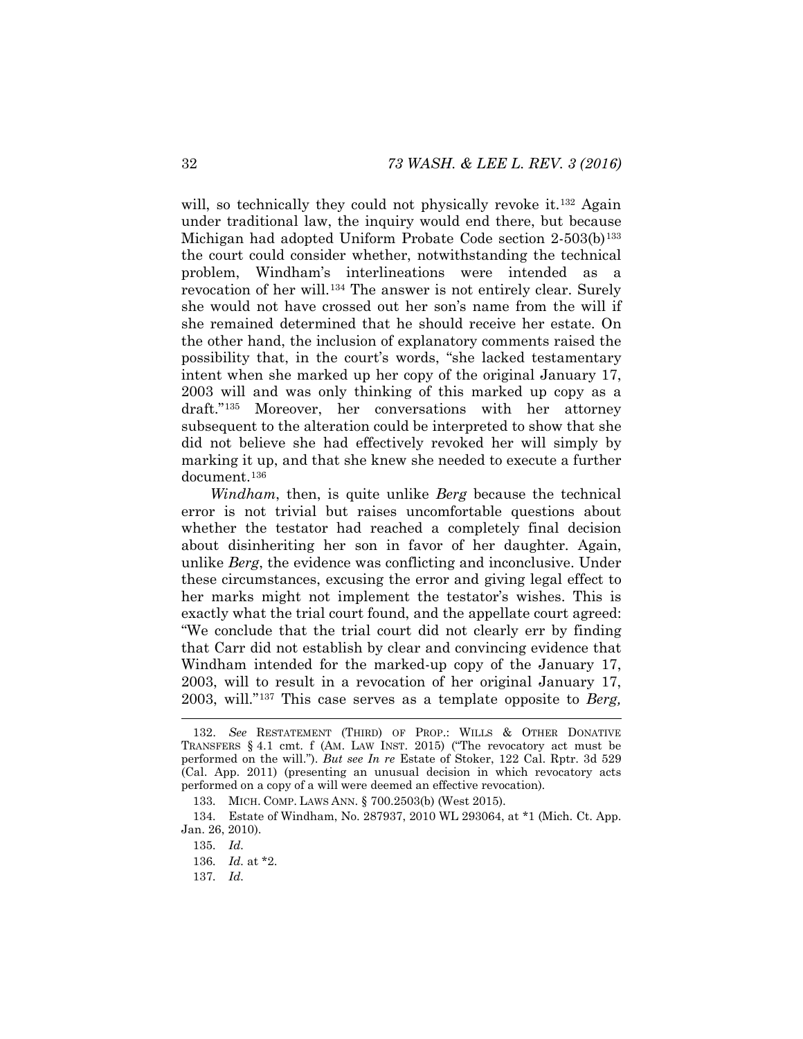will, so technically they could not physically revoke it.[132] Again under traditional law, the inquiry would end there, but because Michigan had adopted Uniform Probate Code section 2-503(b)[133] the court could consider whether, notwithstanding the technical problem, Windham's interlineations were intended as a revocation of her will.[134] The answer is not entirely clear. Surely she would not have crossed out her son's name from the will if she remained determined that he should receive her estate. On the other hand, the inclusion of explanatory comments raised the possibility that, in the court's words, "she lacked testamentary intent when she marked up her copy of the original January 17, 2003 will and was only thinking of this marked up copy as a draft."[135] Moreover, her conversations with her attorney subsequent to the alteration could be interpreted to show that she did not believe she had effectively revoked her will simply by marking it up, and that she knew she needed to execute a further document.[136]

*Windham*, then, is quite unlike *Berg* because the technical error is not trivial but raises uncomfortable questions about whether the testator had reached a completely final decision about disinheriting her son in favor of her daughter. Again, unlike *Berg*, the evidence was conflicting and inconclusive. Under these circumstances, excusing the error and giving legal effect to her marks might not implement the testator's wishes. This is exactly what the trial court found, and the appellate court agreed: "We conclude that the trial court did not clearly err by finding that Carr did not establish by clear and convincing evidence that Windham intended for the marked-up copy of the January 17, 2003, will to result in a revocation of her original January 17, 2003, will."[137] This case serves as a template opposite to *Berg,*

---

132. *See* RESTATEMENT (THIRD) OF PROP.: WILLS & OTHER DONATIVE TRANSFERS § 4.1 cmt. f (AM. LAW INST. 2015) ("The revocatory act must be performed on the will."). *But see In re* Estate of Stoker, 122 Cal. Rptr. 3d 529 (Cal. App. 2011) (presenting an unusual decision in which revocatory acts performed on a copy of a will were deemed an effective revocation).

133. MICH. COMP. LAWS ANN. § 700.2503(b) (West 2015).

134. Estate of Windham, No. 287937, 2010 WL 293064, at *1 (Mich. Ct. App. Jan. 26, 2010).

135. *Id.*

136. *Id.* at *2.

137. *Id.*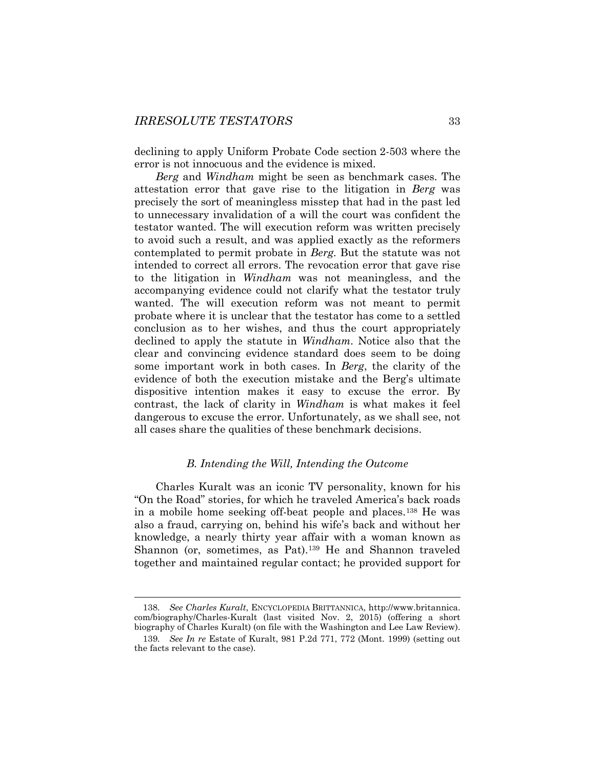declining to apply Uniform Probate Code section 2-503 where the error is not innocuous and the evidence is mixed.

*Berg* and *Windham* might be seen as benchmark cases. The attestation error that gave rise to the litigation in *Berg* was precisely the sort of meaningless misstep that had in the past led to unnecessary invalidation of a will the court was confident the testator wanted. The will execution reform was written precisely to avoid such a result, and was applied exactly as the reformers contemplated to permit probate in *Berg*. But the statute was not intended to correct all errors. The revocation error that gave rise to the litigation in *Windham* was not meaningless, and the accompanying evidence could not clarify what the testator truly wanted. The will execution reform was not meant to permit probate where it is unclear that the testator has come to a settled conclusion as to her wishes, and thus the court appropriately declined to apply the statute in *Windham*. Notice also that the clear and convincing evidence standard does seem to be doing some important work in both cases. In *Berg*, the clarity of the evidence of both the execution mistake and the Berg's ultimate dispositive intention makes it easy to excuse the error. By contrast, the lack of clarity in *Windham* is what makes it feel dangerous to excuse the error. Unfortunately, as we shall see, not all cases share the qualities of these benchmark decisions.

### *B. Intending the Will, Intending the Outcome*

Charles Kuralt was an iconic TV personality, known for his "On the Road" stories, for which he traveled America's back roads in a mobile home seeking off-beat people and places.[138] He was also a fraud, carrying on, behind his wife's back and without her knowledge, a nearly thirty year affair with a woman known as Shannon (or, sometimes, as Pat).[139] He and Shannon traveled together and maintained regular contact; he provided support for

---

138. *See Charles Kuralt*, ENCYCLOPEDIA BRITTANICA, http://www.britannica.com/biography/Charles-Kuralt (last visited Nov. 2, 2015) (offering a short biography of Charles Kuralt) (on file with the Washington and Lee Law Review).

139. *See In re* Estate of Kuralt, 981 P.2d 771, 772 (Mont. 1999) (setting out the facts relevant to the case).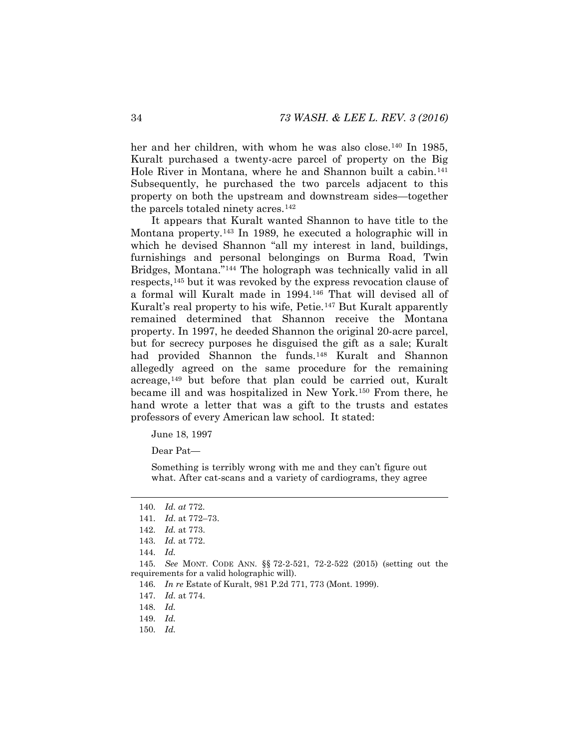her and her children, with whom he was also close.[140] In 1985, Kuralt purchased a twenty-acre parcel of property on the Big Hole River in Montana, where he and Shannon built a cabin.[141] Subsequently, he purchased the two parcels adjacent to this property on both the upstream and downstream sides—together the parcels totaled ninety acres.[142]

It appears that Kuralt wanted Shannon to have title to the Montana property.[143] In 1989, he executed a holographic will in which he devised Shannon "all my interest in land, buildings, furnishings and personal belongings on Burma Road, Twin Bridges, Montana."[144] The holograph was technically valid in all respects,[145] but it was revoked by the express revocation clause of a formal will Kuralt made in 1994.[146] That will devised all of Kuralt's real property to his wife, Petie.[147] But Kuralt apparently remained determined that Shannon receive the Montana property. In 1997, he deeded Shannon the original 20-acre parcel, but for secrecy purposes he disguised the gift as a sale; Kuralt had provided Shannon the funds.[148] Kuralt and Shannon allegedly agreed on the same procedure for the remaining acreage,[149] but before that plan could be carried out, Kuralt became ill and was hospitalized in New York.[150] From there, he hand wrote a letter that was a gift to the trusts and estates professors of every American law school. It stated:

> June 18, 1997
>
> Dear Pat—
>
> Something is terribly wrong with me and they can't figure out what. After cat-scans and a variety of cardiograms, they agree

---

140. *Id. at* 772.

141. *Id*. at 772–73.

142. *Id.* at 773.

143. *Id.* at 772.

144. *Id.*

145. *See* MONT. CODE ANN. §§ 72-2-521, 72-2-522 (2015) (setting out the requirements for a valid holographic will).

146. *In re* Estate of Kuralt, 981 P.2d 771, 773 (Mont. 1999).

147. *Id.* at 774.

148. *Id.*

149. *Id.*

150. *Id.*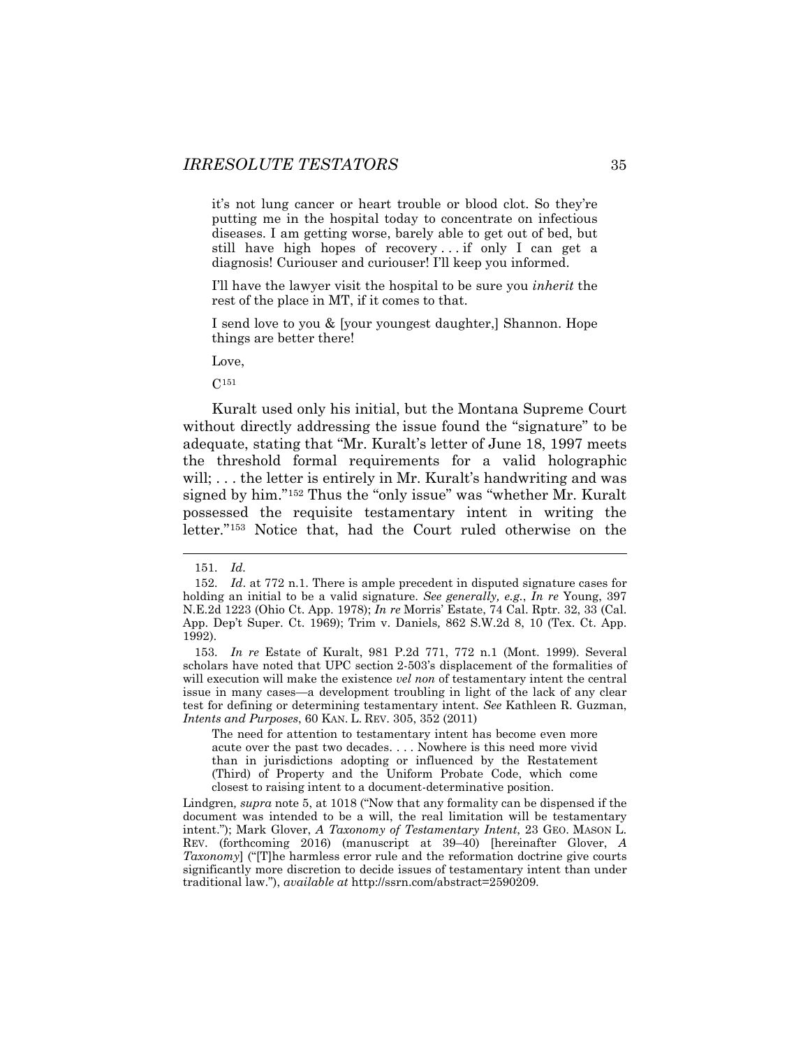> it's not lung cancer or heart trouble or blood clot. So they're putting me in the hospital today to concentrate on infectious diseases. I am getting worse, barely able to get out of bed, but still have high hopes of recovery . . . if only I can get a diagnosis! Curiouser and curiouser! I'll keep you informed.
>
> I'll have the lawyer visit the hospital to be sure you *inherit* the rest of the place in MT, if it comes to that.
>
> I send love to you & [your youngest daughter,] Shannon. Hope things are better there!
>
> Love,
>
> C[151]

Kuralt used only his initial, but the Montana Supreme Court without directly addressing the issue found the "signature" to be adequate, stating that "Mr. Kuralt's letter of June 18, 1997 meets the threshold formal requirements for a valid holographic will; . . . the letter is entirely in Mr. Kuralt's handwriting and was signed by him."[152] Thus the "only issue" was "whether Mr. Kuralt possessed the requisite testamentary intent in writing the letter."[153] Notice that, had the Court ruled otherwise on the

---

151. *Id.*

152. *Id.* at 772 n.1. There is ample precedent in disputed signature cases for holding an initial to be a valid signature. *See generally, e.g.*, *In re* Young, 397 N.E.2d 1223 (Ohio Ct. App. 1978); *In re* Morris' Estate, 74 Cal. Rptr. 32, 33 (Cal. App. Dep't Super. Ct. 1969); Trim v. Daniels, 862 S.W.2d 8, 10 (Tex. Ct. App. 1992).

153. *In re* Estate of Kuralt, 981 P.2d 771, 772 n.1 (Mont. 1999). Several scholars have noted that UPC section 2-503's displacement of the formalities of will execution will make the existence *vel non* of testamentary intent the central issue in many cases—a development troubling in light of the lack of any clear test for defining or determining testamentary intent. *See* Kathleen R. Guzman, *Intents and Purposes*, 60 KAN. L. REV. 305, 352 (2011)

> The need for attention to testamentary intent has become even more acute over the past two decades. . . . Nowhere is this need more vivid than in jurisdictions adopting or influenced by the Restatement (Third) of Property and the Uniform Probate Code, which come closest to raising intent to a document-determinative position.

Lindgren, *supra* note 5, at 1018 ("Now that any formality can be dispensed if the document was intended to be a will, the real limitation will be testamentary intent."); Mark Glover, *A Taxonomy of Testamentary Intent*, 23 GEO. MASON L. REV. (forthcoming 2016) (manuscript at 39–40) [hereinafter Glover, *A Taxonomy*] ("[T]he harmless error rule and the reformation doctrine give courts significantly more discretion to decide issues of testamentary intent than under traditional law."), *available at* http://ssrn.com/abstract=2590209.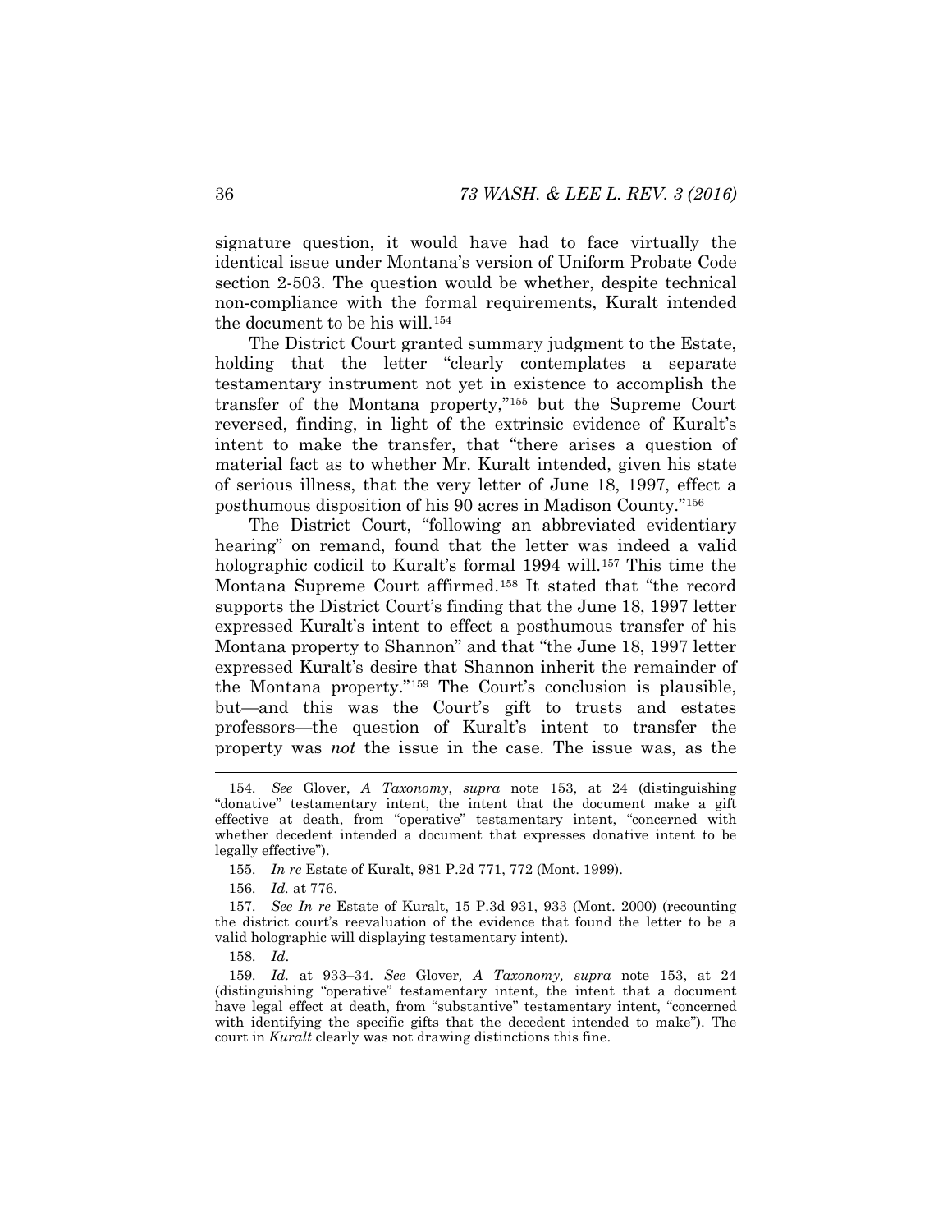signature question, it would have had to face virtually the identical issue under Montana's version of Uniform Probate Code section 2-503. The question would be whether, despite technical non-compliance with the formal requirements, Kuralt intended the document to be his will.[154]

The District Court granted summary judgment to the Estate, holding that the letter "clearly contemplates a separate testamentary instrument not yet in existence to accomplish the transfer of the Montana property,"[155] but the Supreme Court reversed, finding, in light of the extrinsic evidence of Kuralt's intent to make the transfer, that "there arises a question of material fact as to whether Mr. Kuralt intended, given his state of serious illness, that the very letter of June 18, 1997, effect a posthumous disposition of his 90 acres in Madison County."[156]

The District Court, "following an abbreviated evidentiary hearing" on remand, found that the letter was indeed a valid holographic codicil to Kuralt's formal 1994 will.[157] This time the Montana Supreme Court affirmed.[158] It stated that "the record supports the District Court's finding that the June 18, 1997 letter expressed Kuralt's intent to effect a posthumous transfer of his Montana property to Shannon" and that "the June 18, 1997 letter expressed Kuralt's desire that Shannon inherit the remainder of the Montana property."[159] The Court's conclusion is plausible, but—and this was the Court's gift to trusts and estates professors—the question of Kuralt's intent to transfer the property was *not* the issue in the case. The issue was, as the

---

154. *See* Glover, *A Taxonomy*, *supra* note 153, at 24 (distinguishing "donative" testamentary intent, the intent that the document make a gift effective at death, from "operative" testamentary intent, "concerned with whether decedent intended a document that expresses donative intent to be legally effective").

155. *In re* Estate of Kuralt, 981 P.2d 771, 772 (Mont. 1999).

156. *Id.* at 776.

157. *See In re* Estate of Kuralt, 15 P.3d 931, 933 (Mont. 2000) (recounting the district court's reevaluation of the evidence that found the letter to be a valid holographic will displaying testamentary intent).

158. *Id*.

159. *Id.* at 933–34. *See* Glover*, A Taxonomy, supra* note 153, at 24 (distinguishing "operative" testamentary intent, the intent that a document have legal effect at death, from "substantive" testamentary intent, "concerned with identifying the specific gifts that the decedent intended to make"). The court in *Kuralt* clearly was not drawing distinctions this fine.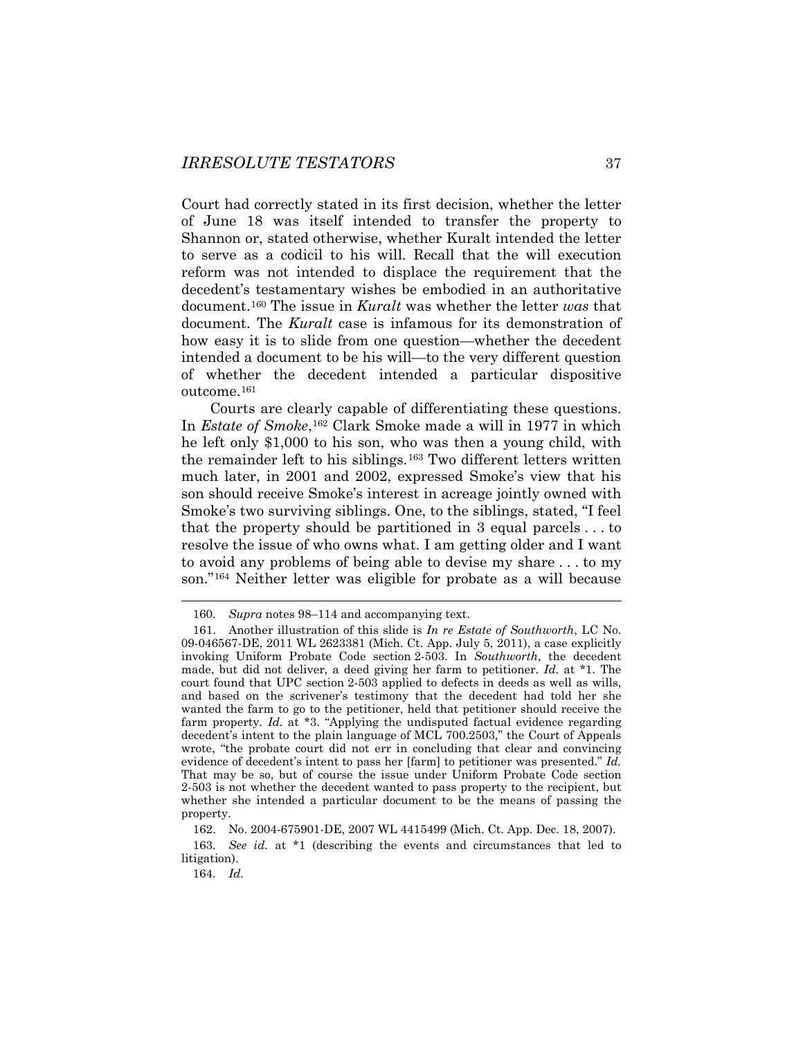Court had correctly stated in its first decision, whether the letter of June 18 was itself intended to transfer the property to Shannon or, stated otherwise, whether Kuralt intended the letter to serve as a codicil to his will. Recall that the will execution reform was not intended to displace the requirement that the decedent's testamentary wishes be embodied in an authoritative document.[160] The issue in *Kuralt* was whether the letter *was* that document. The *Kuralt* case is infamous for its demonstration of how easy it is to slide from one question—whether the decedent intended a document to be his will—to the very different question of whether the decedent intended a particular dispositive outcome.[161]

Courts are clearly capable of differentiating these questions. In *Estate of Smoke*,[162] Clark Smoke made a will in 1977 in which he left only $1,000 to his son, who was then a young child, with the remainder left to his siblings.[163] Two different letters written much later, in 2001 and 2002, expressed Smoke's view that his son should receive Smoke's interest in acreage jointly owned with Smoke's two surviving siblings. One, to the siblings, stated, "I feel that the property should be partitioned in 3 equal parcels . . . to resolve the issue of who owns what. I am getting older and I want to avoid any problems of being able to devise my share . . . to my son."[164] Neither letter was eligible for probate as a will because

---

160. *Supra* notes 98–114 and accompanying text.

161. Another illustration of this slide is *In re Estate of Southworth*, LC No. 09-046567-DE, 2011 WL 2623381 (Mich. Ct. App. July 5, 2011), a case explicitly invoking Uniform Probate Code section 2-503. In *Southworth*, the decedent made, but did not deliver, a deed giving her farm to petitioner. *Id.* at \*1. The court found that UPC section 2-503 applied to defects in deeds as well as wills, and based on the scrivener's testimony that the decedent had told her she wanted the farm to go to the petitioner, held that petitioner should receive the farm property. *Id.* at \*3. "Applying the undisputed factual evidence regarding decedent's intent to the plain language of MCL 700.2503," the Court of Appeals wrote, "the probate court did not err in concluding that clear and convincing evidence of decedent's intent to pass her [farm] to petitioner was presented." *Id.* That may be so, but of course the issue under Uniform Probate Code section 2-503 is not whether the decedent wanted to pass property to the recipient, but whether she intended a particular document to be the means of passing the property.

162. No. 2004-675901-DE, 2007 WL 4415499 (Mich. Ct. App. Dec. 18, 2007).

163. *See id.* at \*1 (describing the events and circumstances that led to litigation).

164. *Id.*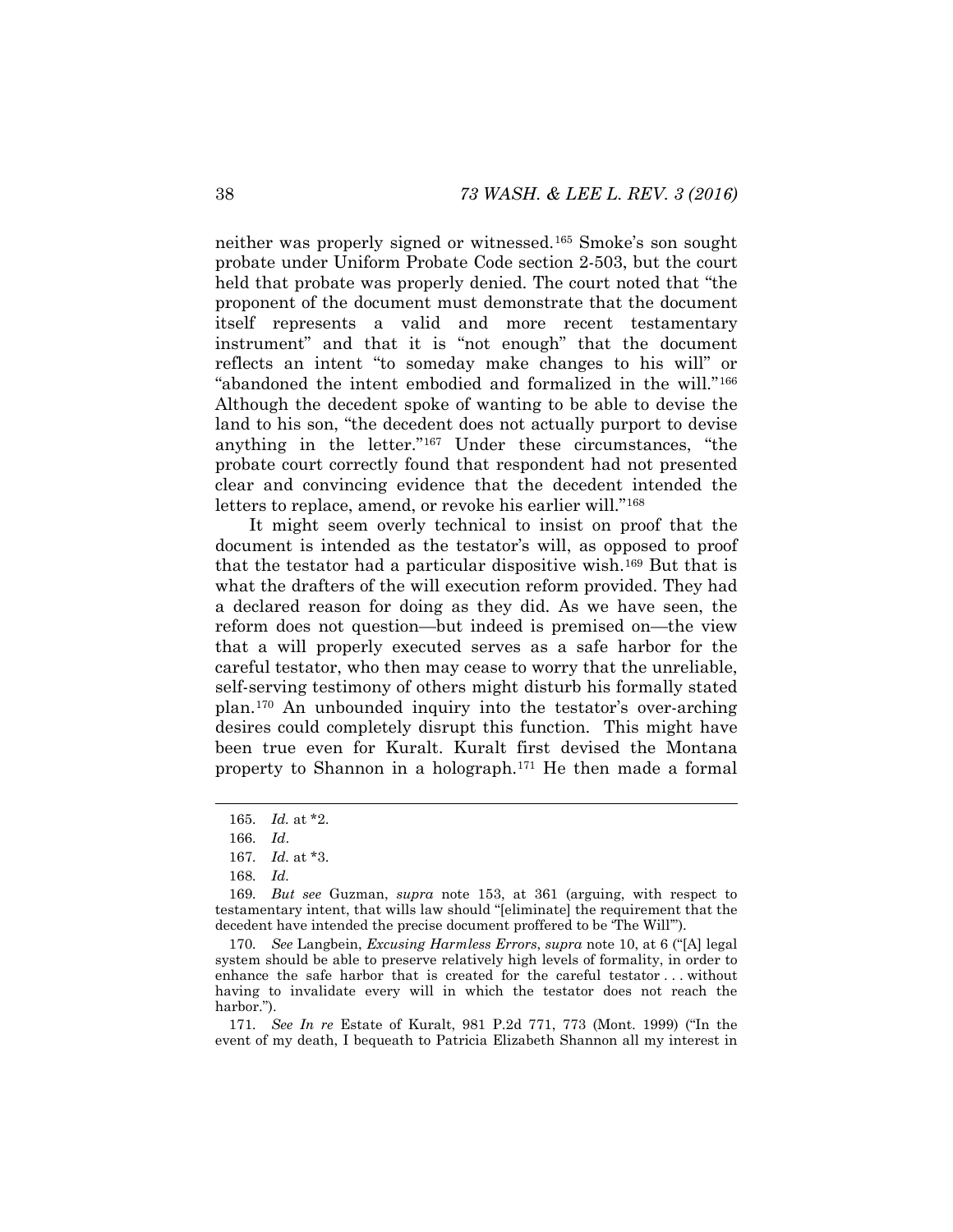neither was properly signed or witnessed.[165] Smoke's son sought probate under Uniform Probate Code section 2-503, but the court held that probate was properly denied. The court noted that "the proponent of the document must demonstrate that the document itself represents a valid and more recent testamentary instrument" and that it is "not enough" that the document reflects an intent "to someday make changes to his will" or "abandoned the intent embodied and formalized in the will."[166] Although the decedent spoke of wanting to be able to devise the land to his son, "the decedent does not actually purport to devise anything in the letter."[167] Under these circumstances, "the probate court correctly found that respondent had not presented clear and convincing evidence that the decedent intended the letters to replace, amend, or revoke his earlier will."[168]

It might seem overly technical to insist on proof that the document is intended as the testator's will, as opposed to proof that the testator had a particular dispositive wish.[169] But that is what the drafters of the will execution reform provided. They had a declared reason for doing as they did. As we have seen, the reform does not question—but indeed is premised on—the view that a will properly executed serves as a safe harbor for the careful testator, who then may cease to worry that the unreliable, self-serving testimony of others might disturb his formally stated plan.[170] An unbounded inquiry into the testator's over-arching desires could completely disrupt this function. This might have been true even for Kuralt. Kuralt first devised the Montana property to Shannon in a holograph.[171] He then made a formal

---

165. *Id.* at *2.

166. *Id*.

167. *Id.* at *3.

168. *Id.*

169. *But see* Guzman, *supra* note 153, at 361 (arguing, with respect to testamentary intent, that wills law should "[eliminate] the requirement that the decedent have intended the precise document proffered to be 'The Will'").

170. *See* Langbein, *Excusing Harmless Errors*, *supra* note 10, at 6 ("[A] legal system should be able to preserve relatively high levels of formality, in order to enhance the safe harbor that is created for the careful testator . . . without having to invalidate every will in which the testator does not reach the harbor.").

171. *See In re* Estate of Kuralt, 981 P.2d 771, 773 (Mont. 1999) ("In the event of my death, I bequeath to Patricia Elizabeth Shannon all my interest in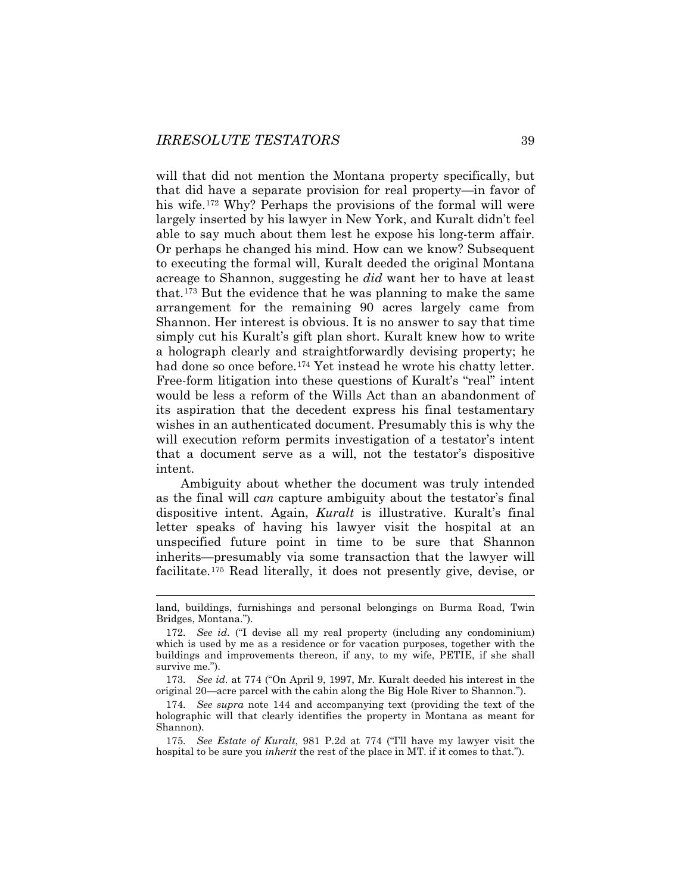will that did not mention the Montana property specifically, but that did have a separate provision for real property—in favor of his wife.[172] Why? Perhaps the provisions of the formal will were largely inserted by his lawyer in New York, and Kuralt didn't feel able to say much about them lest he expose his long-term affair. Or perhaps he changed his mind. How can we know? Subsequent to executing the formal will, Kuralt deeded the original Montana acreage to Shannon, suggesting he *did* want her to have at least that.[173] But the evidence that he was planning to make the same arrangement for the remaining 90 acres largely came from Shannon. Her interest is obvious. It is no answer to say that time simply cut his Kuralt's gift plan short. Kuralt knew how to write a holograph clearly and straightforwardly devising property; he had done so once before.[174] Yet instead he wrote his chatty letter. Free-form litigation into these questions of Kuralt's "real" intent would be less a reform of the Wills Act than an abandonment of its aspiration that the decedent express his final testamentary wishes in an authenticated document. Presumably this is why the will execution reform permits investigation of a testator's intent that a document serve as a will, not the testator's dispositive intent.

Ambiguity about whether the document was truly intended as the final will *can* capture ambiguity about the testator's final dispositive intent. Again, *Kuralt* is illustrative. Kuralt's final letter speaks of having his lawyer visit the hospital at an unspecified future point in time to be sure that Shannon inherits—presumably via some transaction that the lawyer will facilitate.[175] Read literally, it does not presently give, devise, or

---

land, buildings, furnishings and personal belongings on Burma Road, Twin Bridges, Montana.").

172. *See id.* ("I devise all my real property (including any condominium) which is used by me as a residence or for vacation purposes, together with the buildings and improvements thereon, if any, to my wife, PETIE, if she shall survive me.").

173. *See id.* at 774 ("On April 9, 1997, Mr. Kuralt deeded his interest in the original 20—acre parcel with the cabin along the Big Hole River to Shannon.").

174. *See supra* note 144 and accompanying text (providing the text of the holographic will that clearly identifies the property in Montana as meant for Shannon).

175. *See Estate of Kuralt*, 981 P.2d at 774 ("I'll have my lawyer visit the hospital to be sure you *inherit* the rest of the place in MT. if it comes to that.").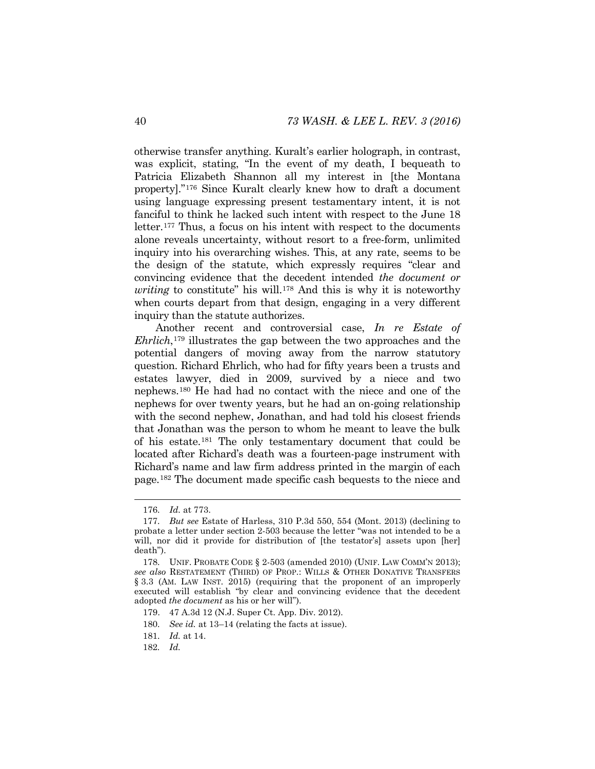otherwise transfer anything. Kuralt's earlier holograph, in contrast, was explicit, stating, "In the event of my death, I bequeath to Patricia Elizabeth Shannon all my interest in [the Montana property]."[176] Since Kuralt clearly knew how to draft a document using language expressing present testamentary intent, it is not fanciful to think he lacked such intent with respect to the June 18 letter.[177] Thus, a focus on his intent with respect to the documents alone reveals uncertainty, without resort to a free-form, unlimited inquiry into his overarching wishes. This, at any rate, seems to be the design of the statute, which expressly requires "clear and convincing evidence that the decedent intended *the document or writing* to constitute" his will.[178] And this is why it is noteworthy when courts depart from that design, engaging in a very different inquiry than the statute authorizes.

Another recent and controversial case, *In re Estate of Ehrlich*,[179] illustrates the gap between the two approaches and the potential dangers of moving away from the narrow statutory question. Richard Ehrlich, who had for fifty years been a trusts and estates lawyer, died in 2009, survived by a niece and two nephews.[180] He had had no contact with the niece and one of the nephews for over twenty years, but he had an on-going relationship with the second nephew, Jonathan, and had told his closest friends that Jonathan was the person to whom he meant to leave the bulk of his estate.[181] The only testamentary document that could be located after Richard's death was a fourteen-page instrument with Richard's name and law firm address printed in the margin of each page.[182] The document made specific cash bequests to the niece and

---

176. *Id.* at 773.

177. *But see* Estate of Harless, 310 P.3d 550, 554 (Mont. 2013) (declining to probate a letter under section 2-503 because the letter "was not intended to be a will, nor did it provide for distribution of [the testator's] assets upon [her] death").

178. UNIF. PROBATE CODE § 2-503 (amended 2010) (UNIF. LAW COMM'N 2013); *see also* RESTATEMENT (THIRD) OF PROP.: WILLS & OTHER DONATIVE TRANSFERS § 3.3 (AM. LAW INST. 2015) (requiring that the proponent of an improperly executed will establish "by clear and convincing evidence that the decedent adopted *the document* as his or her will").

179. 47 A.3d 12 (N.J. Super Ct. App. Div. 2012).

180. *See id.* at 13–14 (relating the facts at issue).

181. *Id.* at 14.

182. *Id.*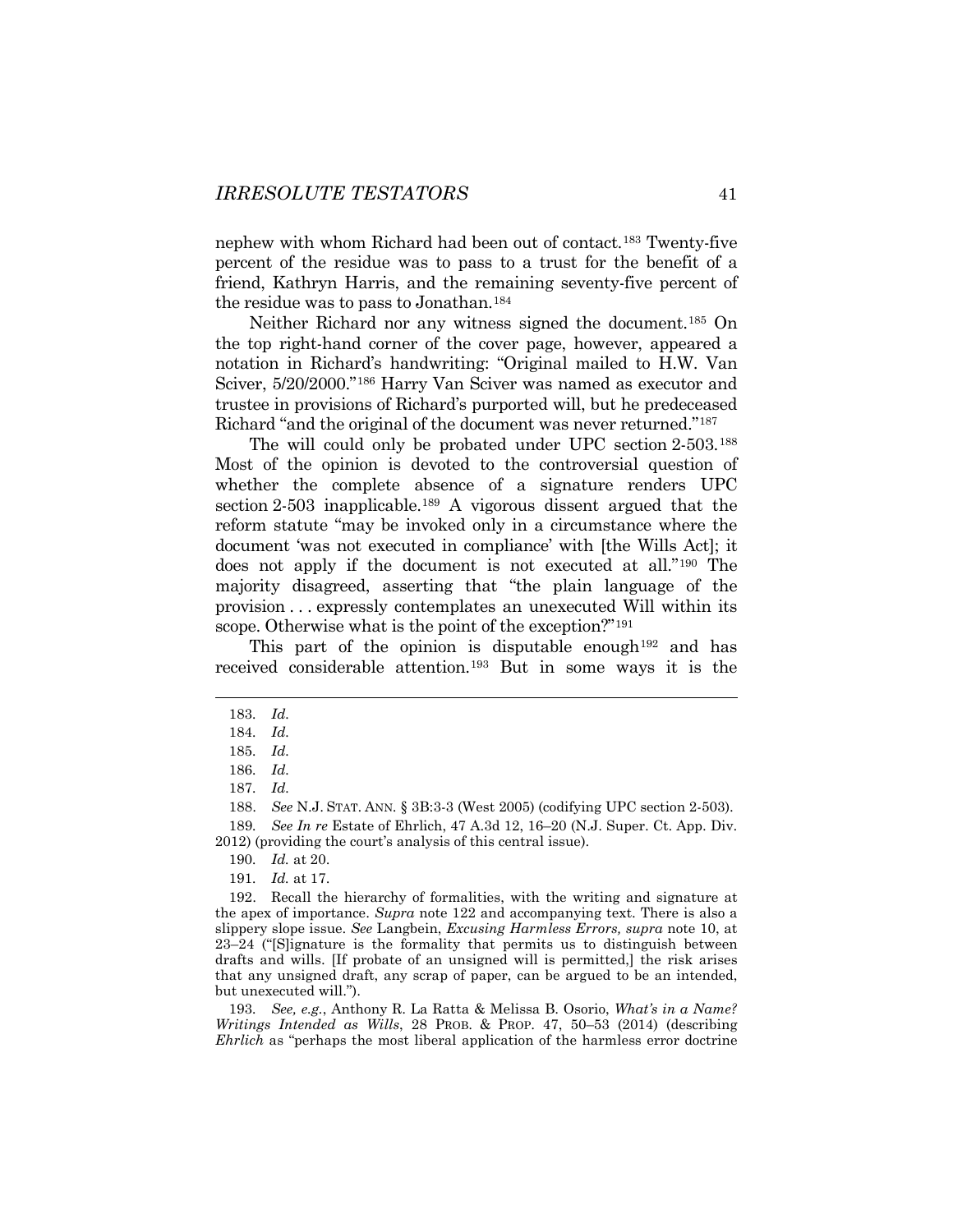nephew with whom Richard had been out of contact.[183] Twenty-five percent of the residue was to pass to a trust for the benefit of a friend, Kathryn Harris, and the remaining seventy-five percent of the residue was to pass to Jonathan.[184]

Neither Richard nor any witness signed the document.[185] On the top right-hand corner of the cover page, however, appeared a notation in Richard's handwriting: "Original mailed to H.W. Van Sciver, 5/20/2000."[186] Harry Van Sciver was named as executor and trustee in provisions of Richard's purported will, but he predeceased Richard "and the original of the document was never returned."[187]

The will could only be probated under UPC section 2-503.[188] Most of the opinion is devoted to the controversial question of whether the complete absence of a signature renders UPC section 2-503 inapplicable.[189] A vigorous dissent argued that the reform statute "may be invoked only in a circumstance where the document 'was not executed in compliance' with [the Wills Act]; it does not apply if the document is not executed at all."[190] The majority disagreed, asserting that "the plain language of the provision . . . expressly contemplates an unexecuted Will within its scope. Otherwise what is the point of the exception?"[191]

This part of the opinion is disputable enough[192] and has received considerable attention.[193] But in some ways it is the

---

183. *Id.*

184. *Id.*

185. *Id.*

186. *Id.*

187. *Id.*

188. *See* N.J. STAT. ANN. § 3B:3-3 (West 2005) (codifying UPC section 2-503).

189. *See In re* Estate of Ehrlich, 47 A.3d 12, 16–20 (N.J. Super. Ct. App. Div. 2012) (providing the court's analysis of this central issue).

190. *Id.* at 20.

191. *Id.* at 17.

192. Recall the hierarchy of formalities, with the writing and signature at the apex of importance. *Supra* note 122 and accompanying text. There is also a slippery slope issue. *See* Langbein, *Excusing Harmless Errors, supra* note 10, at 23–24 ("[S]ignature is the formality that permits us to distinguish between drafts and wills. [If probate of an unsigned will is permitted,] the risk arises that any unsigned draft, any scrap of paper, can be argued to be an intended, but unexecuted will.").

193. *See, e.g.*, Anthony R. La Ratta & Melissa B. Osorio, *What's in a Name? Writings Intended as Wills*, 28 PROB. & PROP. 47, 50–53 (2014) (describing *Ehrlich* as "perhaps the most liberal application of the harmless error doctrine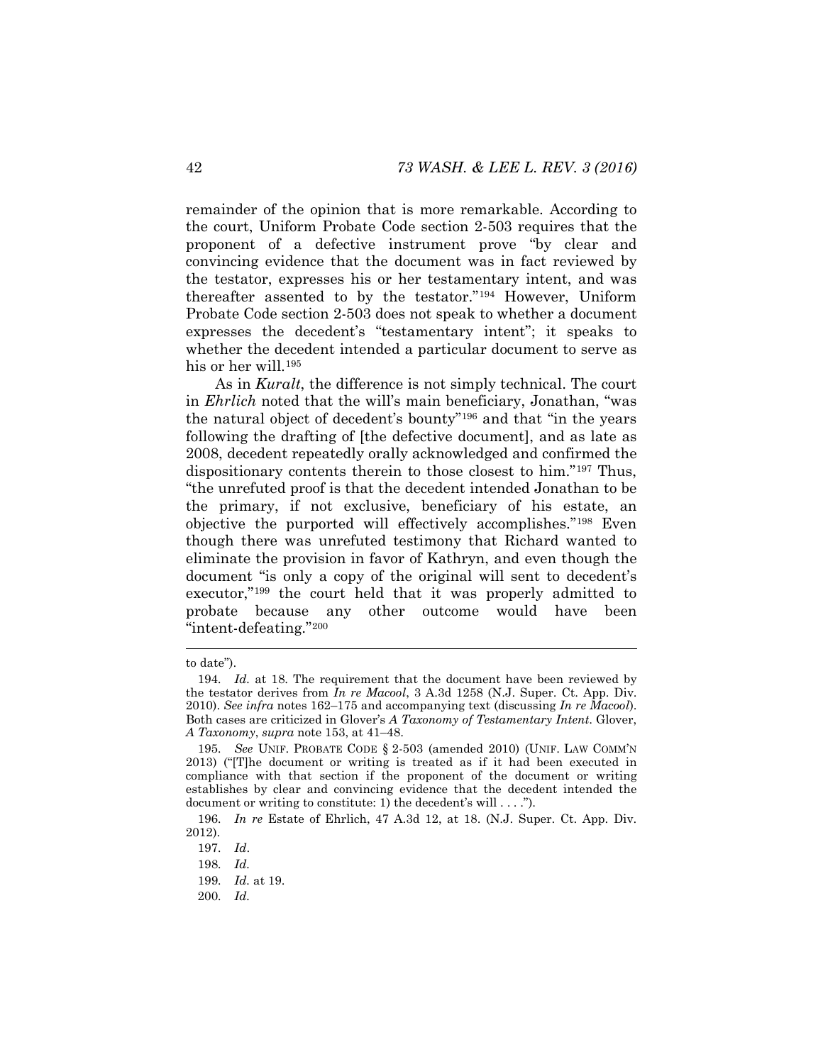remainder of the opinion that is more remarkable. According to the court, Uniform Probate Code section 2-503 requires that the proponent of a defective instrument prove "by clear and convincing evidence that the document was in fact reviewed by the testator, expresses his or her testamentary intent, and was thereafter assented to by the testator."[194] However, Uniform Probate Code section 2-503 does not speak to whether a document expresses the decedent's "testamentary intent"; it speaks to whether the decedent intended a particular document to serve as his or her will.[195]

As in *Kuralt*, the difference is not simply technical. The court in *Ehrlich* noted that the will's main beneficiary, Jonathan, "was the natural object of decedent's bounty"[196] and that "in the years following the drafting of [the defective document], and as late as 2008, decedent repeatedly orally acknowledged and confirmed the dispositionary contents therein to those closest to him."[197] Thus, "the unrefuted proof is that the decedent intended Jonathan to be the primary, if not exclusive, beneficiary of his estate, an objective the purported will effectively accomplishes."[198] Even though there was unrefuted testimony that Richard wanted to eliminate the provision in favor of Kathryn, and even though the document "is only a copy of the original will sent to decedent's executor,"[199] the court held that it was properly admitted to probate because any other outcome would have been "intent-defeating."[200]

---

to date").

194. *Id.* at 18. The requirement that the document have been reviewed by the testator derives from *In re Macool*, 3 A.3d 1258 (N.J. Super. Ct. App. Div. 2010). *See infra* notes 162–175 and accompanying text (discussing *In re Macool*). Both cases are criticized in Glover's *A Taxonomy of Testamentary Intent*. Glover, *A Taxonomy*, *supra* note 153, at 41–48.

195. *See* UNIF. PROBATE CODE § 2-503 (amended 2010) (UNIF. LAW COMM'N 2013) ("[T]he document or writing is treated as if it had been executed in compliance with that section if the proponent of the document or writing establishes by clear and convincing evidence that the decedent intended the document or writing to constitute: 1) the decedent's will . . . .").

196. *In re* Estate of Ehrlich, 47 A.3d 12, at 18. (N.J. Super. Ct. App. Div. 2012).

197. *Id*.

198. *Id.*

199. *Id.* at 19.

200. *Id.*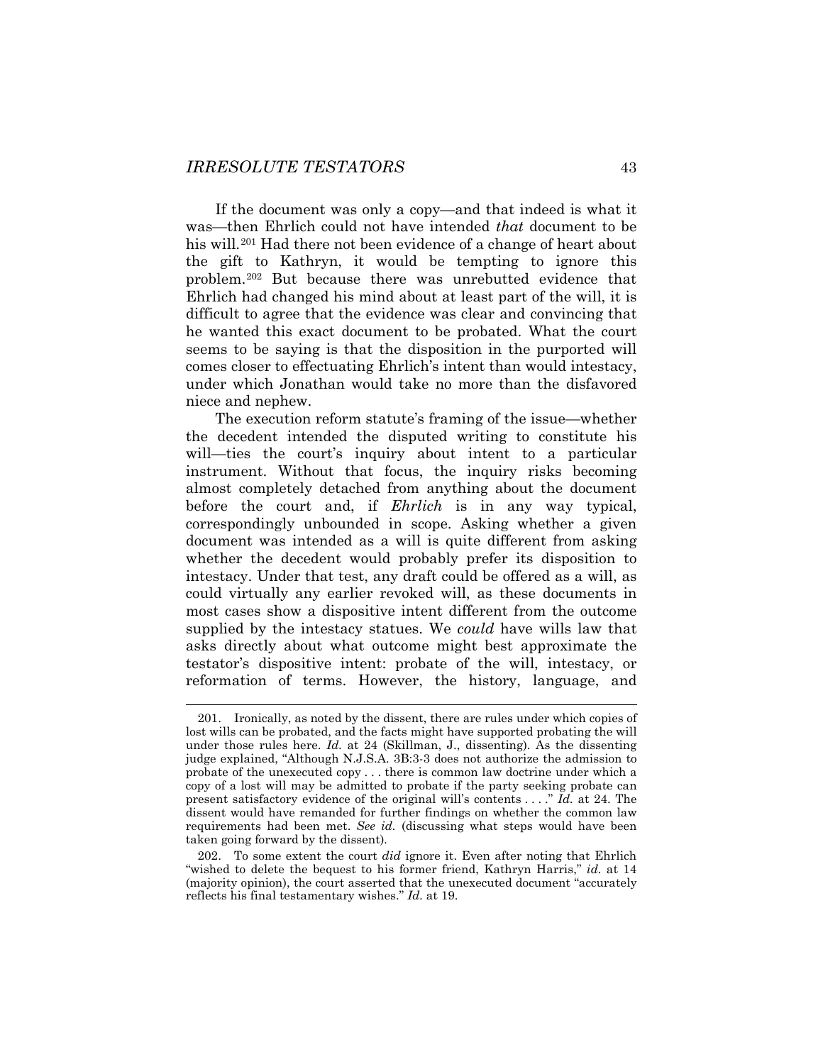If the document was only a copy—and that indeed is what it was—then Ehrlich could not have intended *that* document to be his will.[201] Had there not been evidence of a change of heart about the gift to Kathryn, it would be tempting to ignore this problem.[202] But because there was unrebutted evidence that Ehrlich had changed his mind about at least part of the will, it is difficult to agree that the evidence was clear and convincing that he wanted this exact document to be probated. What the court seems to be saying is that the disposition in the purported will comes closer to effectuating Ehrlich's intent than would intestacy, under which Jonathan would take no more than the disfavored niece and nephew.

The execution reform statute's framing of the issue—whether the decedent intended the disputed writing to constitute his will—ties the court's inquiry about intent to a particular instrument. Without that focus, the inquiry risks becoming almost completely detached from anything about the document before the court and, if *Ehrlich* is in any way typical, correspondingly unbounded in scope. Asking whether a given document was intended as a will is quite different from asking whether the decedent would probably prefer its disposition to intestacy. Under that test, any draft could be offered as a will, as could virtually any earlier revoked will, as these documents in most cases show a dispositive intent different from the outcome supplied by the intestacy statues. We *could* have wills law that asks directly about what outcome might best approximate the testator's dispositive intent: probate of the will, intestacy, or reformation of terms. However, the history, language, and

201. Ironically, as noted by the dissent, there are rules under which copies of lost wills can be probated, and the facts might have supported probating the will under those rules here. *Id.* at 24 (Skillman, J., dissenting). As the dissenting judge explained, "Although N.J.S.A. 3B:3-3 does not authorize the admission to probate of the unexecuted copy . . . there is common law doctrine under which a copy of a lost will may be admitted to probate if the party seeking probate can present satisfactory evidence of the original will's contents . . . ." *Id.* at 24. The dissent would have remanded for further findings on whether the common law requirements had been met. *See id.* (discussing what steps would have been taken going forward by the dissent).

202. To some extent the court *did* ignore it. Even after noting that Ehrlich "wished to delete the bequest to his former friend, Kathryn Harris," *id.* at 14 (majority opinion), the court asserted that the unexecuted document "accurately reflects his final testamentary wishes." *Id.* at 19.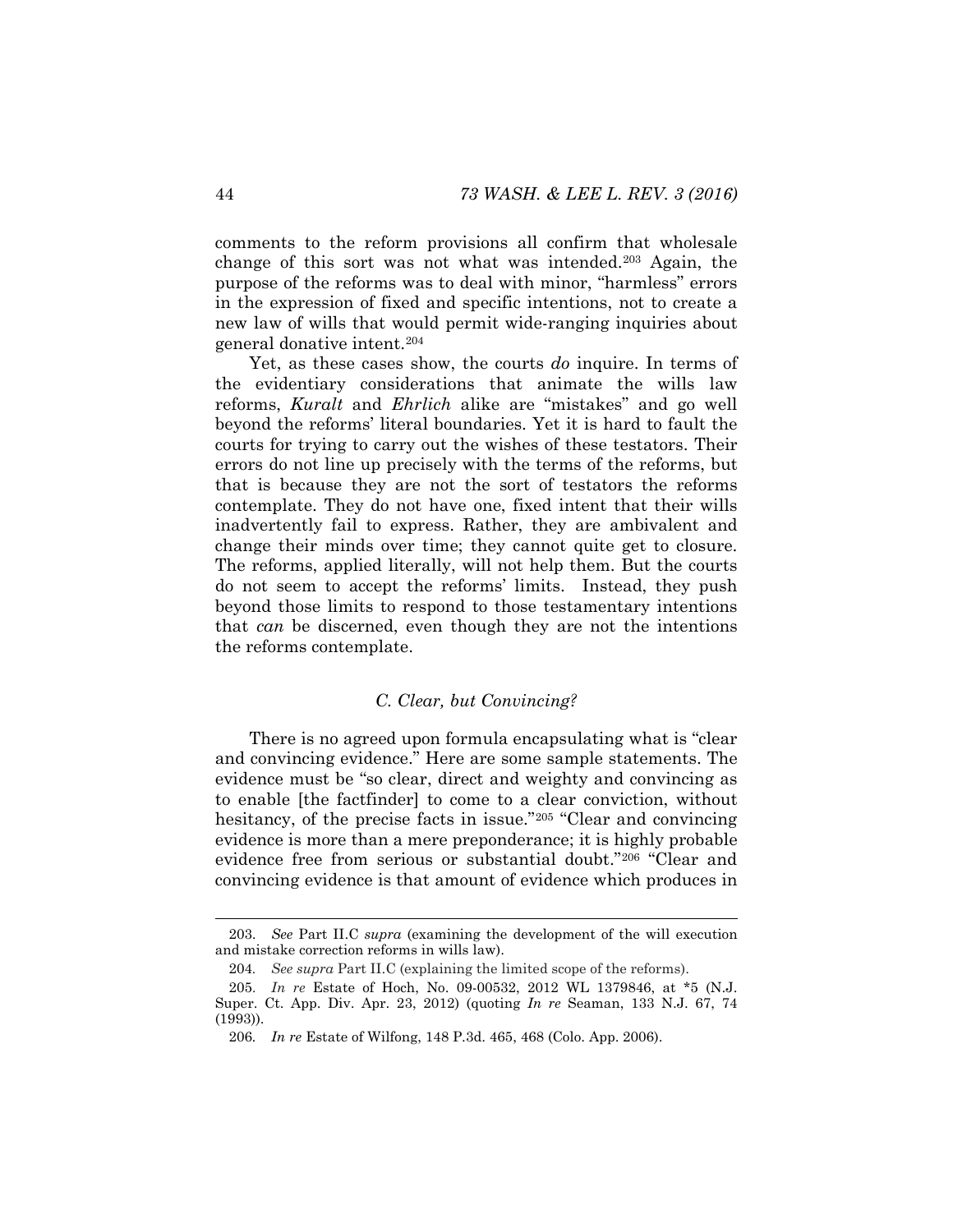comments to the reform provisions all confirm that wholesale change of this sort was not what was intended.[203] Again, the purpose of the reforms was to deal with minor, "harmless" errors in the expression of fixed and specific intentions, not to create a new law of wills that would permit wide-ranging inquiries about general donative intent.[204]

Yet, as these cases show, the courts *do* inquire. In terms of the evidentiary considerations that animate the wills law reforms, *Kuralt* and *Ehrlich* alike are "mistakes" and go well beyond the reforms' literal boundaries. Yet it is hard to fault the courts for trying to carry out the wishes of these testators. Their errors do not line up precisely with the terms of the reforms, but that is because they are not the sort of testators the reforms contemplate. They do not have one, fixed intent that their wills inadvertently fail to express. Rather, they are ambivalent and change their minds over time; they cannot quite get to closure. The reforms, applied literally, will not help them. But the courts do not seem to accept the reforms' limits. Instead, they push beyond those limits to respond to those testamentary intentions that *can* be discerned, even though they are not the intentions the reforms contemplate.

### *C. Clear, but Convincing?*

There is no agreed upon formula encapsulating what is "clear and convincing evidence." Here are some sample statements. The evidence must be "so clear, direct and weighty and convincing as to enable [the factfinder] to come to a clear conviction, without hesitancy, of the precise facts in issue."[205] "Clear and convincing evidence is more than a mere preponderance; it is highly probable evidence free from serious or substantial doubt."[206] "Clear and convincing evidence is that amount of evidence which produces in

---

203. *See* Part II.C *supra* (examining the development of the will execution and mistake correction reforms in wills law).

204. *See supra* Part II.C (explaining the limited scope of the reforms).

205. *In re* Estate of Hoch, No. 09-00532, 2012 WL 1379846, at *5 (N.J. Super. Ct. App. Div. Apr. 23, 2012) (quoting *In re* Seaman, 133 N.J. 67, 74 (1993)).

206. *In re* Estate of Wilfong, 148 P.3d. 465, 468 (Colo. App. 2006).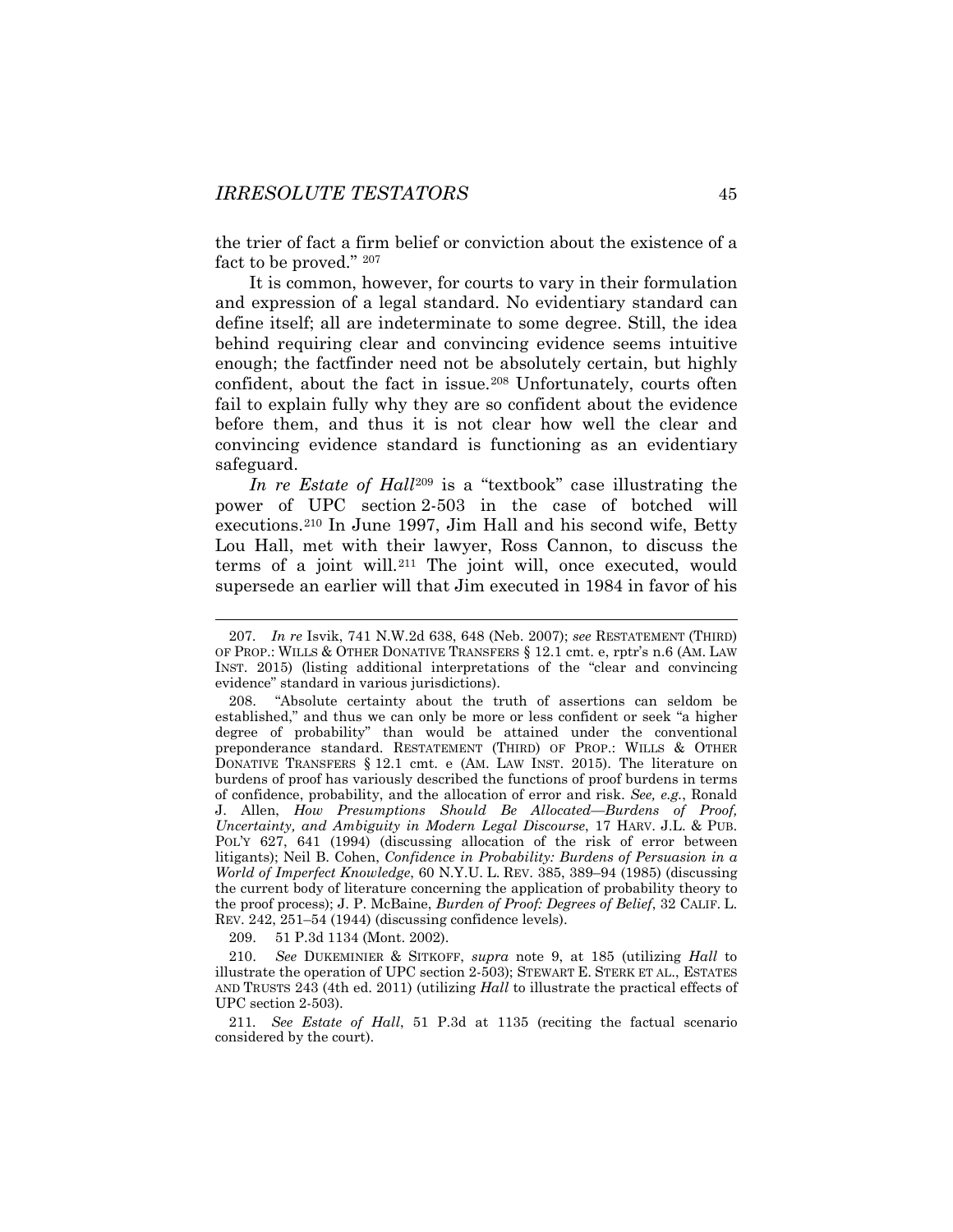the trier of fact a firm belief or conviction about the existence of a fact to be proved." [207]

It is common, however, for courts to vary in their formulation and expression of a legal standard. No evidentiary standard can define itself; all are indeterminate to some degree. Still, the idea behind requiring clear and convincing evidence seems intuitive enough; the factfinder need not be absolutely certain, but highly confident, about the fact in issue.[208] Unfortunately, courts often fail to explain fully why they are so confident about the evidence before them, and thus it is not clear how well the clear and convincing evidence standard is functioning as an evidentiary safeguard.

*In re Estate of Hall*[209] is a "textbook" case illustrating the power of UPC section 2-503 in the case of botched will executions.[210] In June 1997, Jim Hall and his second wife, Betty Lou Hall, met with their lawyer, Ross Cannon, to discuss the terms of a joint will.[211] The joint will, once executed, would supersede an earlier will that Jim executed in 1984 in favor of his

---

207. *In re* Isvik, 741 N.W.2d 638, 648 (Neb. 2007); *see* RESTATEMENT (THIRD) OF PROP.: WILLS & OTHER DONATIVE TRANSFERS § 12.1 cmt. e, rptr's n.6 (AM. LAW INST. 2015) (listing additional interpretations of the "clear and convincing evidence" standard in various jurisdictions).

208. "Absolute certainty about the truth of assertions can seldom be established," and thus we can only be more or less confident or seek "a higher degree of probability" than would be attained under the conventional preponderance standard. RESTATEMENT (THIRD) OF PROP.: WILLS & OTHER DONATIVE TRANSFERS § 12.1 cmt. e (AM. LAW INST. 2015). The literature on burdens of proof has variously described the functions of proof burdens in terms of confidence, probability, and the allocation of error and risk. *See, e.g.*, Ronald J. Allen, *How Presumptions Should Be Allocated—Burdens of Proof, Uncertainty, and Ambiguity in Modern Legal Discourse*, 17 HARV. J.L. & PUB. POL'Y 627, 641 (1994) (discussing allocation of the risk of error between litigants); Neil B. Cohen, *Confidence in Probability: Burdens of Persuasion in a World of Imperfect Knowledge*, 60 N.Y.U. L. REV. 385, 389–94 (1985) (discussing the current body of literature concerning the application of probability theory to the proof process); J. P. McBaine, *Burden of Proof: Degrees of Belief*, 32 CALIF. L. REV. 242, 251–54 (1944) (discussing confidence levels).

209. 51 P.3d 1134 (Mont. 2002).

210. *See* DUKEMINIER & SITKOFF, *supra* note 9, at 185 (utilizing *Hall* to illustrate the operation of UPC section 2-503); STEWART E. STERK ET AL., ESTATES AND TRUSTS 243 (4th ed. 2011) (utilizing *Hall* to illustrate the practical effects of UPC section 2-503).

211. *See Estate of Hall*, 51 P.3d at 1135 (reciting the factual scenario considered by the court).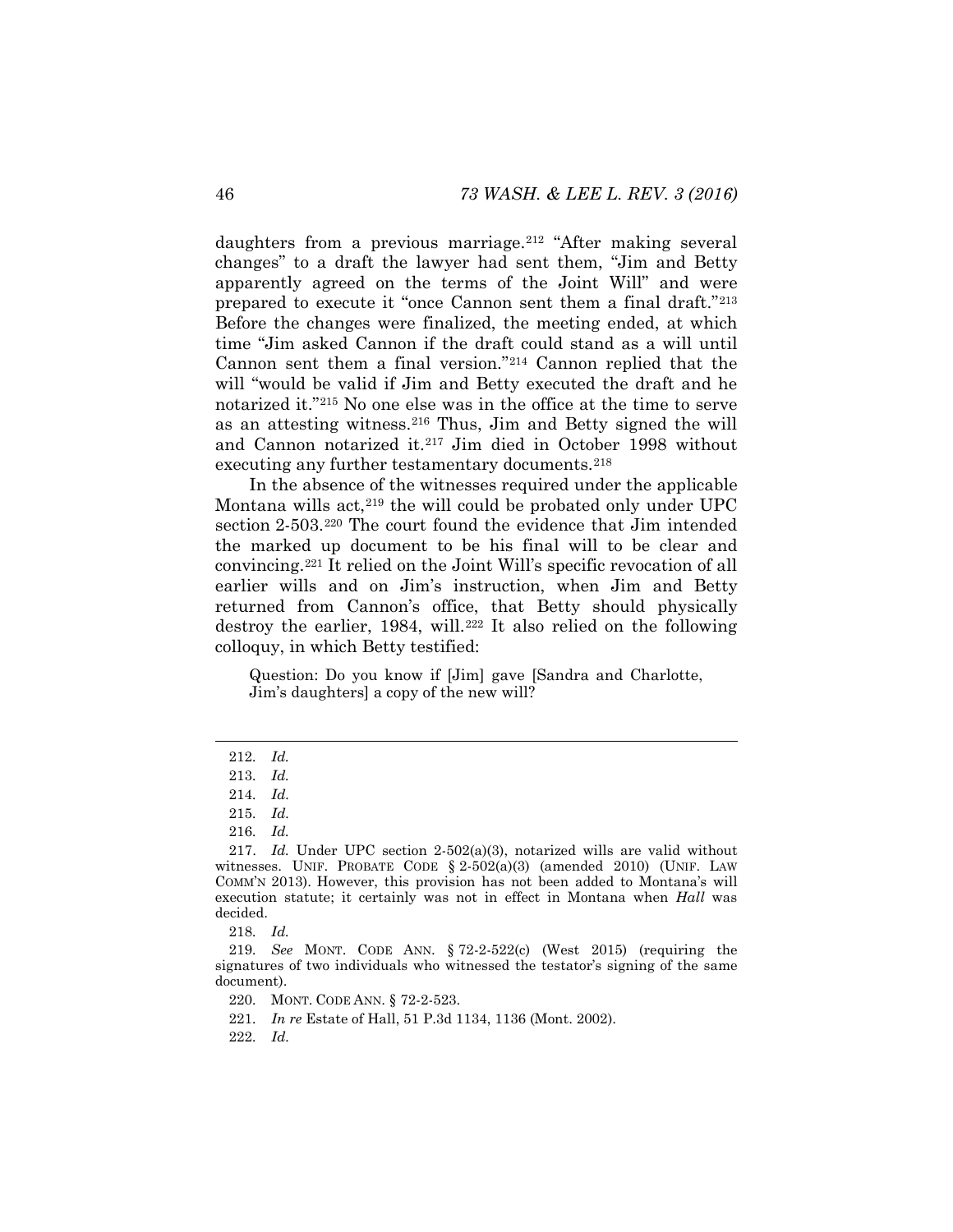daughters from a previous marriage.[212] "After making several changes" to a draft the lawyer had sent them, "Jim and Betty apparently agreed on the terms of the Joint Will" and were prepared to execute it "once Cannon sent them a final draft."[213] Before the changes were finalized, the meeting ended, at which time "Jim asked Cannon if the draft could stand as a will until Cannon sent them a final version."[214] Cannon replied that the will "would be valid if Jim and Betty executed the draft and he notarized it."[215] No one else was in the office at the time to serve as an attesting witness.[216] Thus, Jim and Betty signed the will and Cannon notarized it.[217] Jim died in October 1998 without executing any further testamentary documents.[218]

In the absence of the witnesses required under the applicable Montana wills act,[219] the will could be probated only under UPC section 2-503.[220] The court found the evidence that Jim intended the marked up document to be his final will to be clear and convincing.[221] It relied on the Joint Will's specific revocation of all earlier wills and on Jim's instruction, when Jim and Betty returned from Cannon's office, that Betty should physically destroy the earlier, 1984, will.[222] It also relied on the following colloquy, in which Betty testified:

> Question: Do you know if [Jim] gave [Sandra and Charlotte, Jim's daughters] a copy of the new will?

---

212. *Id.*

213. *Id.*

214. *Id.*

215. *Id.*

216. *Id.*

217. *Id.* Under UPC section 2-502(a)(3), notarized wills are valid without witnesses. UNIF. PROBATE CODE § 2-502(a)(3) (amended 2010) (UNIF. LAW COMM'N 2013). However, this provision has not been added to Montana's will execution statute; it certainly was not in effect in Montana when *Hall* was decided.

218. *Id.*

219. *See* MONT. CODE ANN. § 72-2-522(c) (West 2015) (requiring the signatures of two individuals who witnessed the testator's signing of the same document).

220. MONT. CODE ANN. § 72-2-523.

221. *In re* Estate of Hall, 51 P.3d 1134, 1136 (Mont. 2002).

222. *Id.*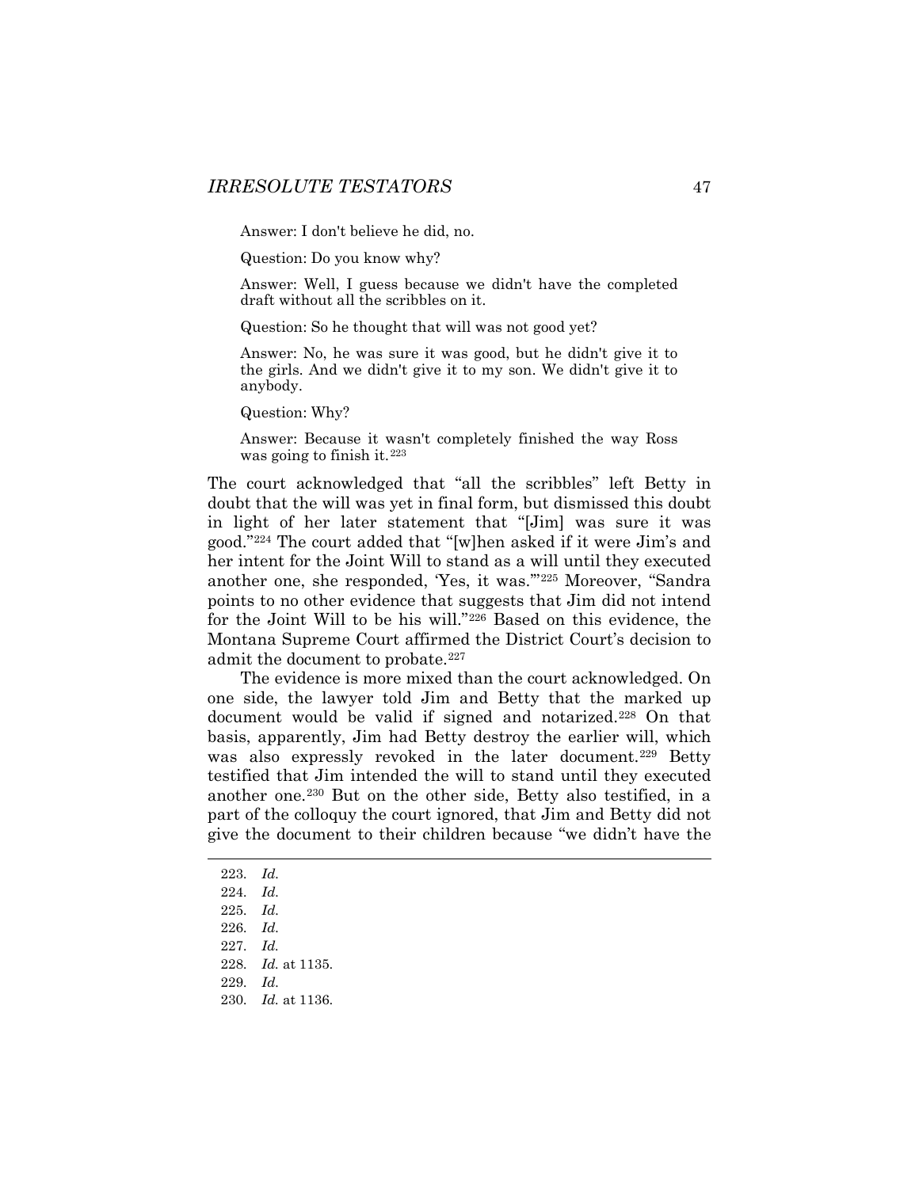> Answer: I don't believe he did, no.
>
> Question: Do you know why?
>
> Answer: Well, I guess because we didn't have the completed draft without all the scribbles on it.
>
> Question: So he thought that will was not good yet?
>
> Answer: No, he was sure it was good, but he didn't give it to the girls. And we didn't give it to my son. We didn't give it to anybody.
>
> Question: Why?
>
> Answer: Because it wasn't completely finished the way Ross was going to finish it.[223]

The court acknowledged that "all the scribbles" left Betty in doubt that the will was yet in final form, but dismissed this doubt in light of her later statement that "[Jim] was sure it was good."[224] The court added that "[w]hen asked if it were Jim's and her intent for the Joint Will to stand as a will until they executed another one, she responded, 'Yes, it was.'"[225] Moreover, "Sandra points to no other evidence that suggests that Jim did not intend for the Joint Will to be his will."[226] Based on this evidence, the Montana Supreme Court affirmed the District Court's decision to admit the document to probate.[227]

The evidence is more mixed than the court acknowledged. On one side, the lawyer told Jim and Betty that the marked up document would be valid if signed and notarized.[228] On that basis, apparently, Jim had Betty destroy the earlier will, which was also expressly revoked in the later document.[229] Betty testified that Jim intended the will to stand until they executed another one.[230] But on the other side, Betty also testified, in a part of the colloquy the court ignored, that Jim and Betty did not give the document to their children because "we didn't have the

---

223. *Id.*
224. *Id.*
225. *Id.*
226. *Id.*
227. *Id.*
228. *Id.* at 1135.
229. *Id.*
230. *Id.* at 1136.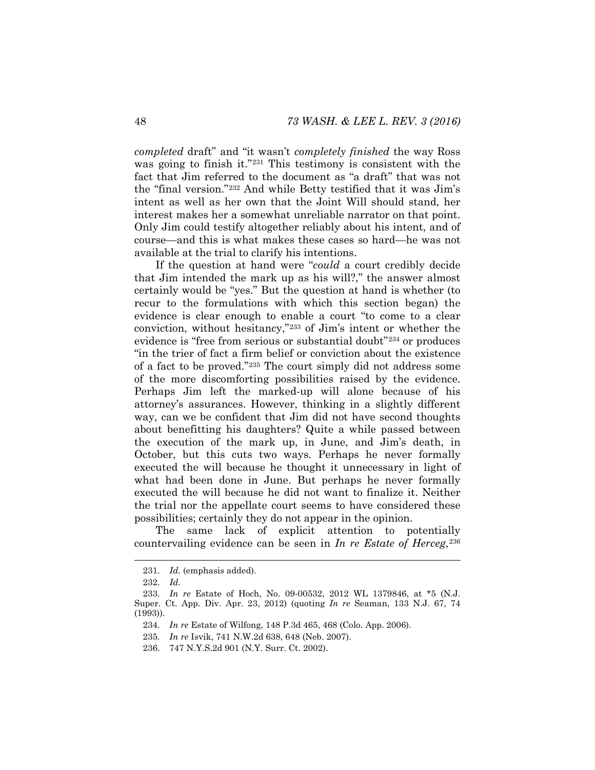*completed* draft" and "it wasn't *completely finished* the way Ross was going to finish it."[231] This testimony is consistent with the fact that Jim referred to the document as "a draft" that was not the "final version."[232] And while Betty testified that it was Jim's intent as well as her own that the Joint Will should stand, her interest makes her a somewhat unreliable narrator on that point. Only Jim could testify altogether reliably about his intent, and of course—and this is what makes these cases so hard—he was not available at the trial to clarify his intentions.

If the question at hand were "*could* a court credibly decide that Jim intended the mark up as his will?," the answer almost certainly would be "yes." But the question at hand is whether (to recur to the formulations with which this section began) the evidence is clear enough to enable a court "to come to a clear conviction, without hesitancy,"[233] of Jim's intent or whether the evidence is "free from serious or substantial doubt"[234] or produces "in the trier of fact a firm belief or conviction about the existence of a fact to be proved."[235] The court simply did not address some of the more discomforting possibilities raised by the evidence. Perhaps Jim left the marked-up will alone because of his attorney's assurances. However, thinking in a slightly different way, can we be confident that Jim did not have second thoughts about benefitting his daughters? Quite a while passed between the execution of the mark up, in June, and Jim's death, in October, but this cuts two ways. Perhaps he never formally executed the will because he thought it unnecessary in light of what had been done in June. But perhaps he never formally executed the will because he did not want to finalize it. Neither the trial nor the appellate court seems to have considered these possibilities; certainly they do not appear in the opinion.

The same lack of explicit attention to potentially countervailing evidence can be seen in *In re Estate of Herceg*,[236]

---

231. *Id.* (emphasis added).

232. *Id.*

233. *In re* Estate of Hoch, No. 09-00532, 2012 WL 1379846, at *5 (N.J. Super. Ct. App. Div. Apr. 23, 2012) (quoting *In re* Seaman, 133 N.J. 67, 74 (1993)).

234. *In re* Estate of Wilfong, 148 P.3d 465, 468 (Colo. App. 2006).

235. *In re* Isvik, 741 N.W.2d 638, 648 (Neb. 2007).

236. 747 N.Y.S.2d 901 (N.Y. Surr. Ct. 2002).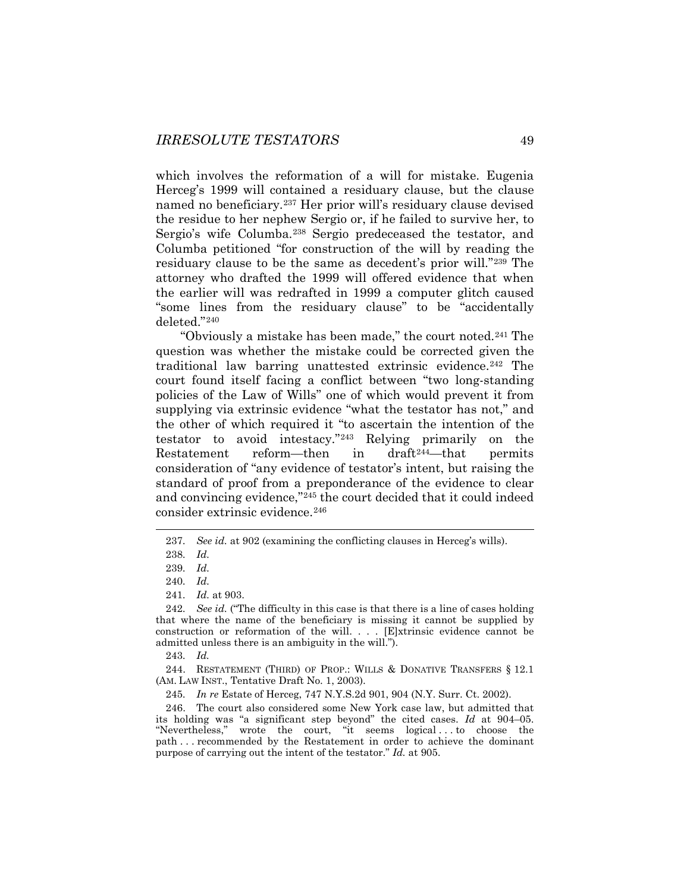which involves the reformation of a will for mistake. Eugenia Herceg's 1999 will contained a residuary clause, but the clause named no beneficiary.[237] Her prior will's residuary clause devised the residue to her nephew Sergio or, if he failed to survive her, to Sergio's wife Columba.[238] Sergio predeceased the testator, and Columba petitioned "for construction of the will by reading the residuary clause to be the same as decedent's prior will."[239] The attorney who drafted the 1999 will offered evidence that when the earlier will was redrafted in 1999 a computer glitch caused "some lines from the residuary clause" to be "accidentally deleted."[240]

"Obviously a mistake has been made," the court noted.[241] The question was whether the mistake could be corrected given the traditional law barring unattested extrinsic evidence.[242] The court found itself facing a conflict between "two long-standing policies of the Law of Wills" one of which would prevent it from supplying via extrinsic evidence "what the testator has not," and the other of which required it "to ascertain the intention of the testator to avoid intestacy."[243] Relying primarily on the Restatement reform—then in draft[244]—that permits consideration of "any evidence of testator's intent, but raising the standard of proof from a preponderance of the evidence to clear and convincing evidence,"[245] the court decided that it could indeed consider extrinsic evidence.[246]

---

237. *See id.* at 902 (examining the conflicting clauses in Herceg's wills).

238. *Id.*

239. *Id.*

240. *Id.*

241. *Id.* at 903.

242. *See id.* ("The difficulty in this case is that there is a line of cases holding that where the name of the beneficiary is missing it cannot be supplied by construction or reformation of the will. . . . [E]xtrinsic evidence cannot be admitted unless there is an ambiguity in the will.").

243. *Id.*

244. RESTATEMENT (THIRD) OF PROP.: WILLS & DONATIVE TRANSFERS § 12.1 (AM. LAW INST., Tentative Draft No. 1, 2003).

245. *In re* Estate of Herceg, 747 N.Y.S.2d 901, 904 (N.Y. Surr. Ct. 2002).

246. The court also considered some New York case law, but admitted that its holding was "a significant step beyond" the cited cases. *Id* at 904–05. "Nevertheless," wrote the court, "it seems logical . . . to choose the path . . . recommended by the Restatement in order to achieve the dominant purpose of carrying out the intent of the testator." *Id.* at 905.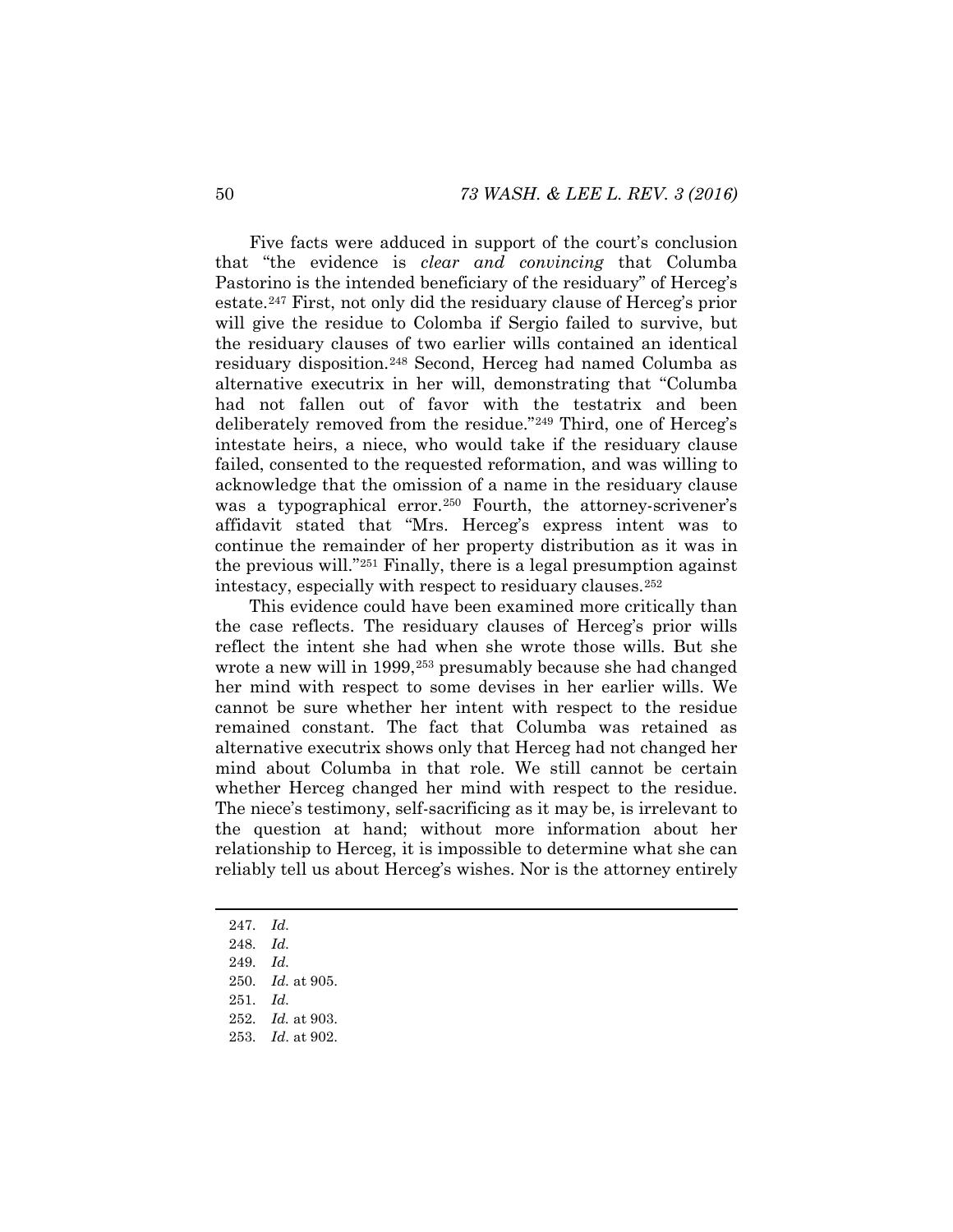Five facts were adduced in support of the court's conclusion that "the evidence is *clear and convincing* that Columba Pastorino is the intended beneficiary of the residuary" of Herceg's estate.[247] First, not only did the residuary clause of Herceg's prior will give the residue to Colomba if Sergio failed to survive, but the residuary clauses of two earlier wills contained an identical residuary disposition.[248] Second, Herceg had named Columba as alternative executrix in her will, demonstrating that "Columba had not fallen out of favor with the testatrix and been deliberately removed from the residue."[249] Third, one of Herceg's intestate heirs, a niece, who would take if the residuary clause failed, consented to the requested reformation, and was willing to acknowledge that the omission of a name in the residuary clause was a typographical error.[250] Fourth, the attorney-scrivener's affidavit stated that "Mrs. Herceg's express intent was to continue the remainder of her property distribution as it was in the previous will."[251] Finally, there is a legal presumption against intestacy, especially with respect to residuary clauses.[252]

This evidence could have been examined more critically than the case reflects. The residuary clauses of Herceg's prior wills reflect the intent she had when she wrote those wills. But she wrote a new will in 1999,[253] presumably because she had changed her mind with respect to some devises in her earlier wills. We cannot be sure whether her intent with respect to the residue remained constant. The fact that Columba was retained as alternative executrix shows only that Herceg had not changed her mind about Columba in that role. We still cannot be certain whether Herceg changed her mind with respect to the residue. The niece's testimony, self-sacrificing as it may be, is irrelevant to the question at hand; without more information about her relationship to Herceg, it is impossible to determine what she can reliably tell us about Herceg's wishes. Nor is the attorney entirely

---

247. *Id.*

248. *Id.*

249. *Id.*

250. *Id.* at 905.

251. *Id.*

252. *Id.* at 903.

253. *Id*. at 902.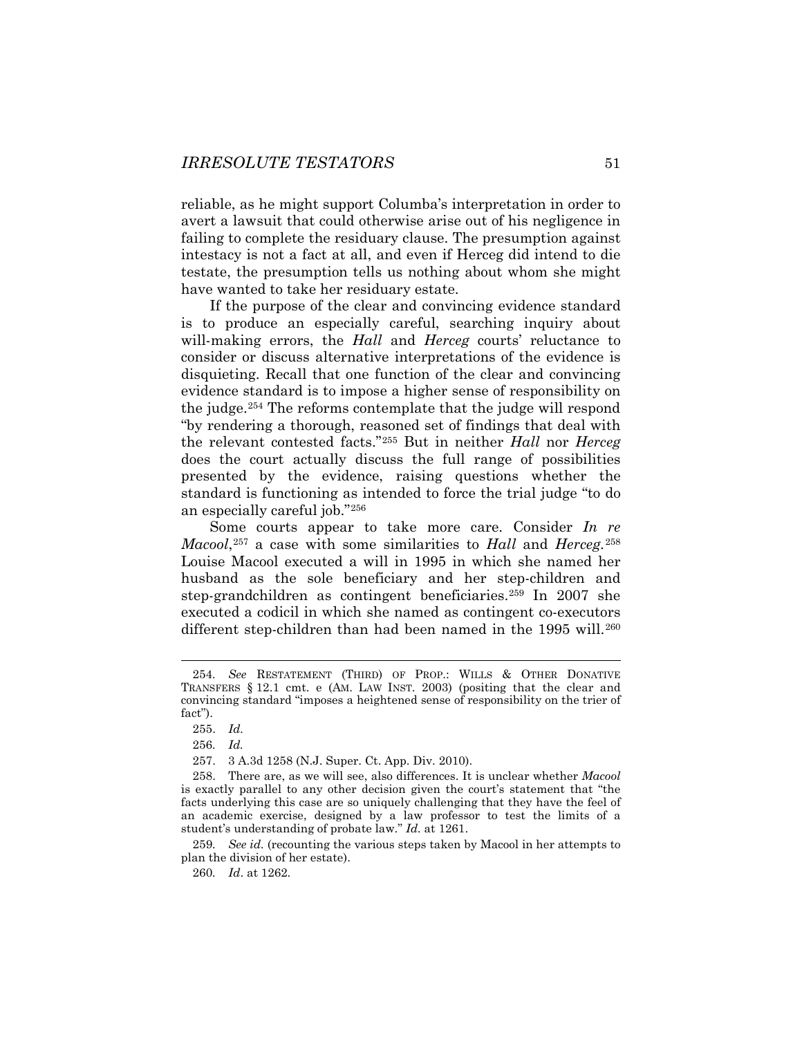reliable, as he might support Columba's interpretation in order to avert a lawsuit that could otherwise arise out of his negligence in failing to complete the residuary clause. The presumption against intestacy is not a fact at all, and even if Herceg did intend to die testate, the presumption tells us nothing about whom she might have wanted to take her residuary estate.

If the purpose of the clear and convincing evidence standard is to produce an especially careful, searching inquiry about will-making errors, the *Hall* and *Herceg* courts' reluctance to consider or discuss alternative interpretations of the evidence is disquieting. Recall that one function of the clear and convincing evidence standard is to impose a higher sense of responsibility on the judge.[254] The reforms contemplate that the judge will respond "by rendering a thorough, reasoned set of findings that deal with the relevant contested facts."[255] But in neither *Hall* nor *Herceg* does the court actually discuss the full range of possibilities presented by the evidence, raising questions whether the standard is functioning as intended to force the trial judge "to do an especially careful job."[256]

Some courts appear to take more care. Consider *In re Macool*,[257] a case with some similarities to *Hall* and *Herceg*.[258] Louise Macool executed a will in 1995 in which she named her husband as the sole beneficiary and her step-children and step-grandchildren as contingent beneficiaries.[259] In 2007 she executed a codicil in which she named as contingent co-executors different step-children than had been named in the 1995 will.[260]

---

254. *See* RESTATEMENT (THIRD) OF PROP.: WILLS & OTHER DONATIVE TRANSFERS § 12.1 cmt. e (AM. LAW INST. 2003) (positing that the clear and convincing standard "imposes a heightened sense of responsibility on the trier of fact").

255. *Id.*

256. *Id.*

257. 3 A.3d 1258 (N.J. Super. Ct. App. Div. 2010).

258. There are, as we will see, also differences. It is unclear whether *Macool* is exactly parallel to any other decision given the court's statement that "the facts underlying this case are so uniquely challenging that they have the feel of an academic exercise, designed by a law professor to test the limits of a student's understanding of probate law." *Id.* at 1261.

259. *See id.* (recounting the various steps taken by Macool in her attempts to plan the division of her estate).

260. *Id*. at 1262.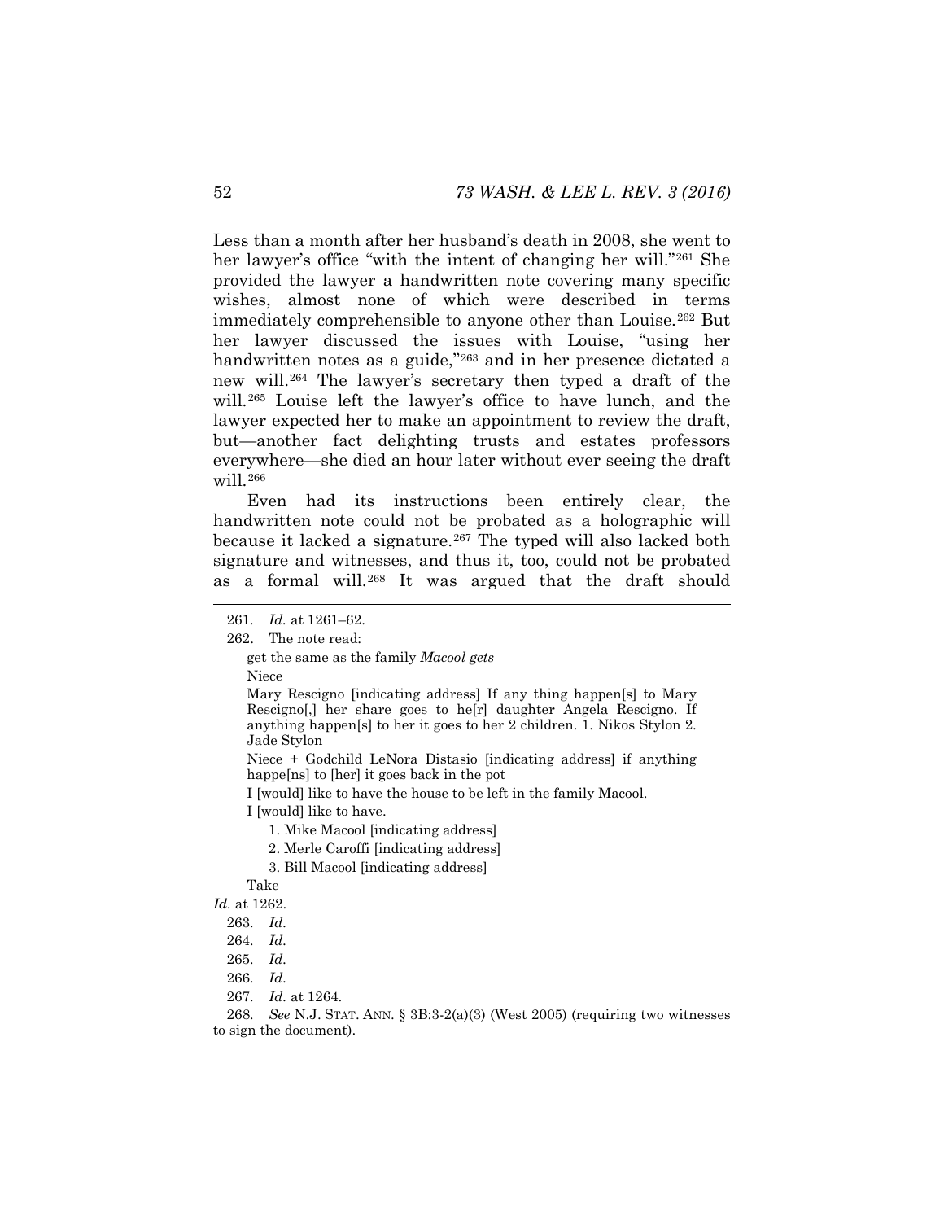Less than a month after her husband's death in 2008, she went to her lawyer's office "with the intent of changing her will."[261] She provided the lawyer a handwritten note covering many specific wishes, almost none of which were described in terms immediately comprehensible to anyone other than Louise.[262] But her lawyer discussed the issues with Louise, "using her handwritten notes as a guide,"[263] and in her presence dictated a new will.[264] The lawyer's secretary then typed a draft of the will.[265] Louise left the lawyer's office to have lunch, and the lawyer expected her to make an appointment to review the draft, but—another fact delighting trusts and estates professors everywhere—she died an hour later without ever seeing the draft will.[266]

Even had its instructions been entirely clear, the handwritten note could not be probated as a holographic will because it lacked a signature.[267] The typed will also lacked both signature and witnesses, and thus it, too, could not be probated as a formal will.[268] It was argued that the draft should

---

261. *Id.* at 1261–62.

262. The note read:

> get the same as the family *Macool gets*
>
> Niece
>
> Mary Rescigno [indicating address] If any thing happen[s] to Mary Rescigno[,] her share goes to he[r] daughter Angela Rescigno. If anything happen[s] to her it goes to her 2 children. 1. Nikos Stylon 2. Jade Stylon
>
> Niece + Godchild LeNora Distasio [indicating address] if anything happe[ns] to [her] it goes back in the pot
>
> I [would] like to have the house to be left in the family Macool.
>
> I [would] like to have.
>
> 1. Mike Macool [indicating address]
> 2. Merle Caroffi [indicating address]
> 3. Bill Macool [indicating address]
>
> Take

*Id.* at 1262.

263. *Id.*

264. *Id.*

265. *Id.*

266. *Id.*

267. *Id.* at 1264.

268. *See* N.J. STAT. ANN. § 3B:3-2(a)(3) (West 2005) (requiring two witnesses to sign the document).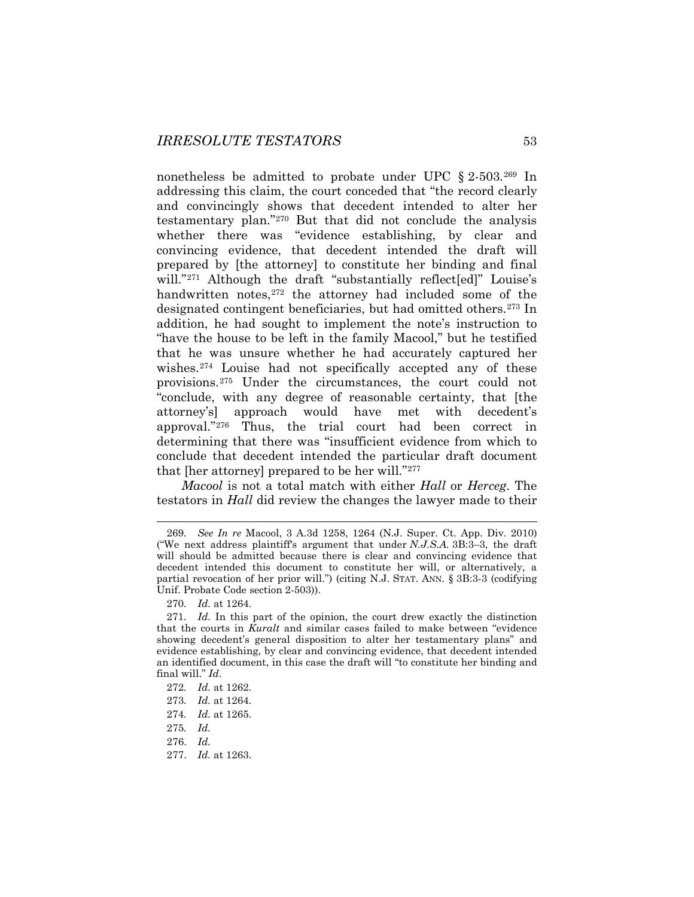nonetheless be admitted to probate under UPC § 2-503.[269] In addressing this claim, the court conceded that "the record clearly and convincingly shows that decedent intended to alter her testamentary plan."[270] But that did not conclude the analysis whether there was "evidence establishing, by clear and convincing evidence, that decedent intended the draft will prepared by [the attorney] to constitute her binding and final will."[271] Although the draft "substantially reflect[ed]" Louise's handwritten notes,[272] the attorney had included some of the designated contingent beneficiaries, but had omitted others.[273] In addition, he had sought to implement the note's instruction to "have the house to be left in the family Macool," but he testified that he was unsure whether he had accurately captured her wishes.[274] Louise had not specifically accepted any of these provisions.[275] Under the circumstances, the court could not "conclude, with any degree of reasonable certainty, that [the attorney's] approach would have met with decedent's approval."[276] Thus, the trial court had been correct in determining that there was "insufficient evidence from which to conclude that decedent intended the particular draft document that [her attorney] prepared to be her will."[277]

*Macool* is not a total match with either *Hall* or *Herceg*. The testators in *Hall* did review the changes the lawyer made to their

---

269. *See In re* Macool, 3 A.3d 1258, 1264 (N.J. Super. Ct. App. Div. 2010) ("We next address plaintiff's argument that under *N.J.S.A.* 3B:3–3, the draft will should be admitted because there is clear and convincing evidence that decedent intended this document to constitute her will, or alternatively, a partial revocation of her prior will.") (citing N.J. STAT. ANN. § 3B:3-3 (codifying Unif. Probate Code section 2-503)).

270. *Id.* at 1264.

271. *Id.* In this part of the opinion, the court drew exactly the distinction that the courts in *Kuralt* and similar cases failed to make between "evidence showing decedent's general disposition to alter her testamentary plans" and evidence establishing, by clear and convincing evidence, that decedent intended an identified document, in this case the draft will "to constitute her binding and final will." *Id*.

272. *Id.* at 1262.

273. *Id.* at 1264.

274. *Id.* at 1265.

275. *Id.*

276. *Id.*

277. *Id.* at 1263.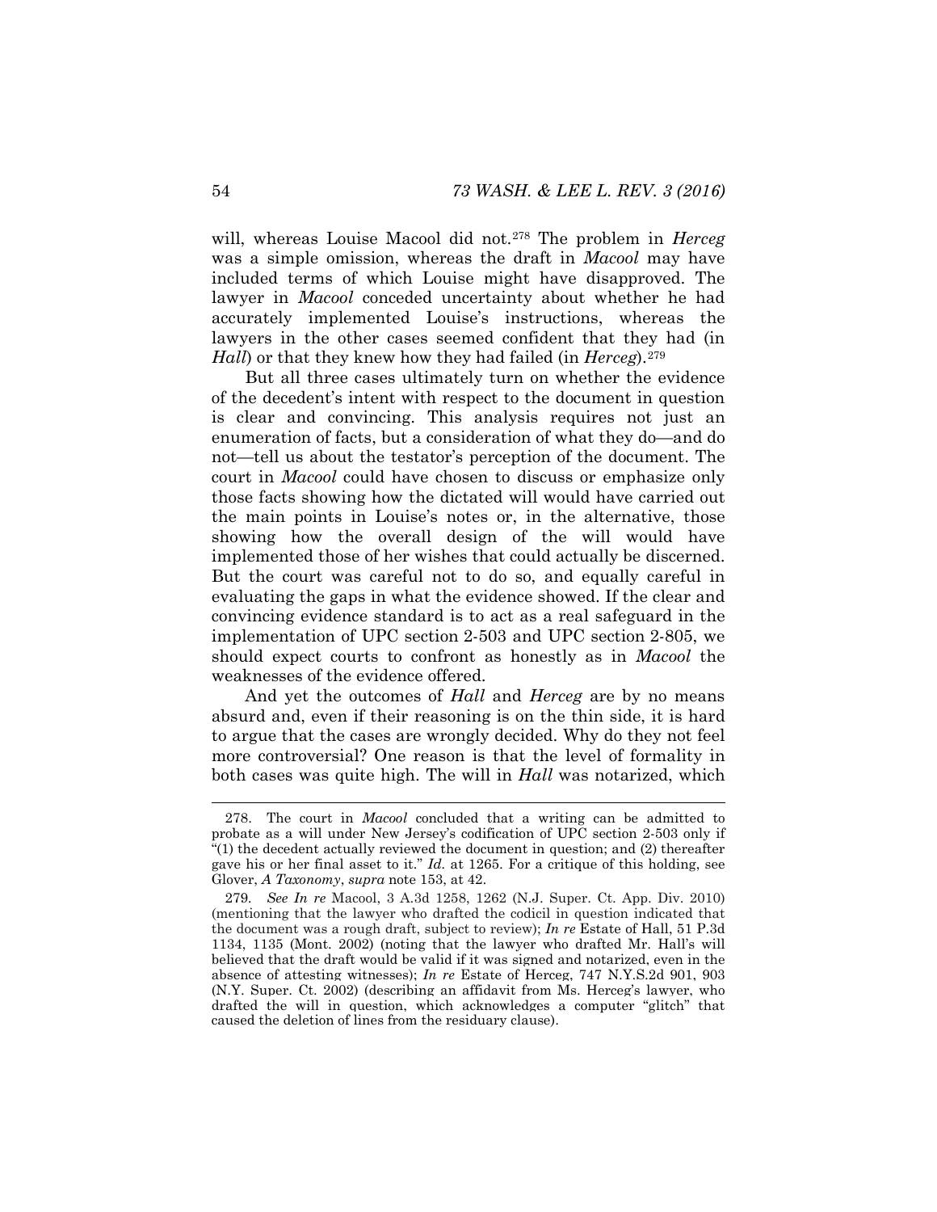will, whereas Louise Macool did not.[278] The problem in *Herceg* was a simple omission, whereas the draft in *Macool* may have included terms of which Louise might have disapproved. The lawyer in *Macool* conceded uncertainty about whether he had accurately implemented Louise's instructions, whereas the lawyers in the other cases seemed confident that they had (in *Hall*) or that they knew how they had failed (in *Herceg*).[279]

But all three cases ultimately turn on whether the evidence of the decedent's intent with respect to the document in question is clear and convincing. This analysis requires not just an enumeration of facts, but a consideration of what they do—and do not—tell us about the testator's perception of the document. The court in *Macool* could have chosen to discuss or emphasize only those facts showing how the dictated will would have carried out the main points in Louise's notes or, in the alternative, those showing how the overall design of the will would have implemented those of her wishes that could actually be discerned. But the court was careful not to do so, and equally careful in evaluating the gaps in what the evidence showed. If the clear and convincing evidence standard is to act as a real safeguard in the implementation of UPC section 2-503 and UPC section 2-805, we should expect courts to confront as honestly as in *Macool* the weaknesses of the evidence offered.

And yet the outcomes of *Hall* and *Herceg* are by no means absurd and, even if their reasoning is on the thin side, it is hard to argue that the cases are wrongly decided. Why do they not feel more controversial? One reason is that the level of formality in both cases was quite high. The will in *Hall* was notarized, which

---

278. The court in *Macool* concluded that a writing can be admitted to probate as a will under New Jersey's codification of UPC section 2-503 only if "(1) the decedent actually reviewed the document in question; and (2) thereafter gave his or her final asset to it." *Id.* at 1265. For a critique of this holding, see Glover, *A Taxonomy*, *supra* note 153, at 42.

279. *See In re* Macool, 3 A.3d 1258, 1262 (N.J. Super. Ct. App. Div. 2010) (mentioning that the lawyer who drafted the codicil in question indicated that the document was a rough draft, subject to review); *In re* Estate of Hall, 51 P.3d 1134, 1135 (Mont. 2002) (noting that the lawyer who drafted Mr. Hall's will believed that the draft would be valid if it was signed and notarized, even in the absence of attesting witnesses); *In re* Estate of Herceg, 747 N.Y.S.2d 901, 903 (N.Y. Super. Ct. 2002) (describing an affidavit from Ms. Herceg's lawyer, who drafted the will in question, which acknowledges a computer "glitch" that caused the deletion of lines from the residuary clause).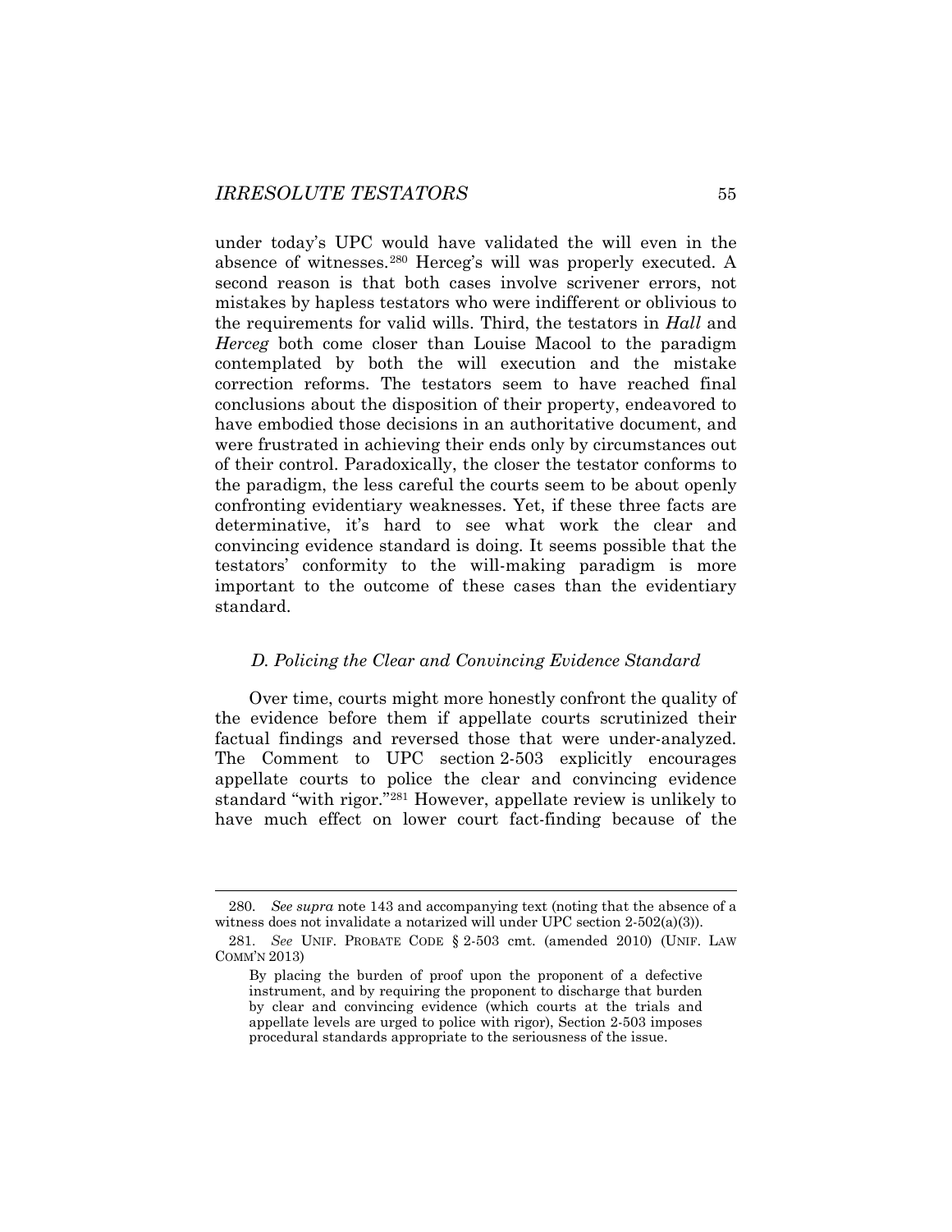under today's UPC would have validated the will even in the absence of witnesses.[280] Herceg's will was properly executed. A second reason is that both cases involve scrivener errors, not mistakes by hapless testators who were indifferent or oblivious to the requirements for valid wills. Third, the testators in *Hall* and *Herceg* both come closer than Louise Macool to the paradigm contemplated by both the will execution and the mistake correction reforms. The testators seem to have reached final conclusions about the disposition of their property, endeavored to have embodied those decisions in an authoritative document, and were frustrated in achieving their ends only by circumstances out of their control. Paradoxically, the closer the testator conforms to the paradigm, the less careful the courts seem to be about openly confronting evidentiary weaknesses. Yet, if these three facts are determinative, it's hard to see what work the clear and convincing evidence standard is doing. It seems possible that the testators' conformity to the will-making paradigm is more important to the outcome of these cases than the evidentiary standard.

### *D. Policing the Clear and Convincing Evidence Standard*

Over time, courts might more honestly confront the quality of the evidence before them if appellate courts scrutinized their factual findings and reversed those that were under-analyzed. The Comment to UPC section 2-503 explicitly encourages appellate courts to police the clear and convincing evidence standard "with rigor."[281] However, appellate review is unlikely to have much effect on lower court fact-finding because of the

---

280. *See supra* note 143 and accompanying text (noting that the absence of a witness does not invalidate a notarized will under UPC section 2-502(a)(3)).

281. *See* UNIF. PROBATE CODE § 2-503 cmt. (amended 2010) (UNIF. LAW COMM'N 2013)

> By placing the burden of proof upon the proponent of a defective instrument, and by requiring the proponent to discharge that burden by clear and convincing evidence (which courts at the trials and appellate levels are urged to police with rigor), Section 2-503 imposes procedural standards appropriate to the seriousness of the issue.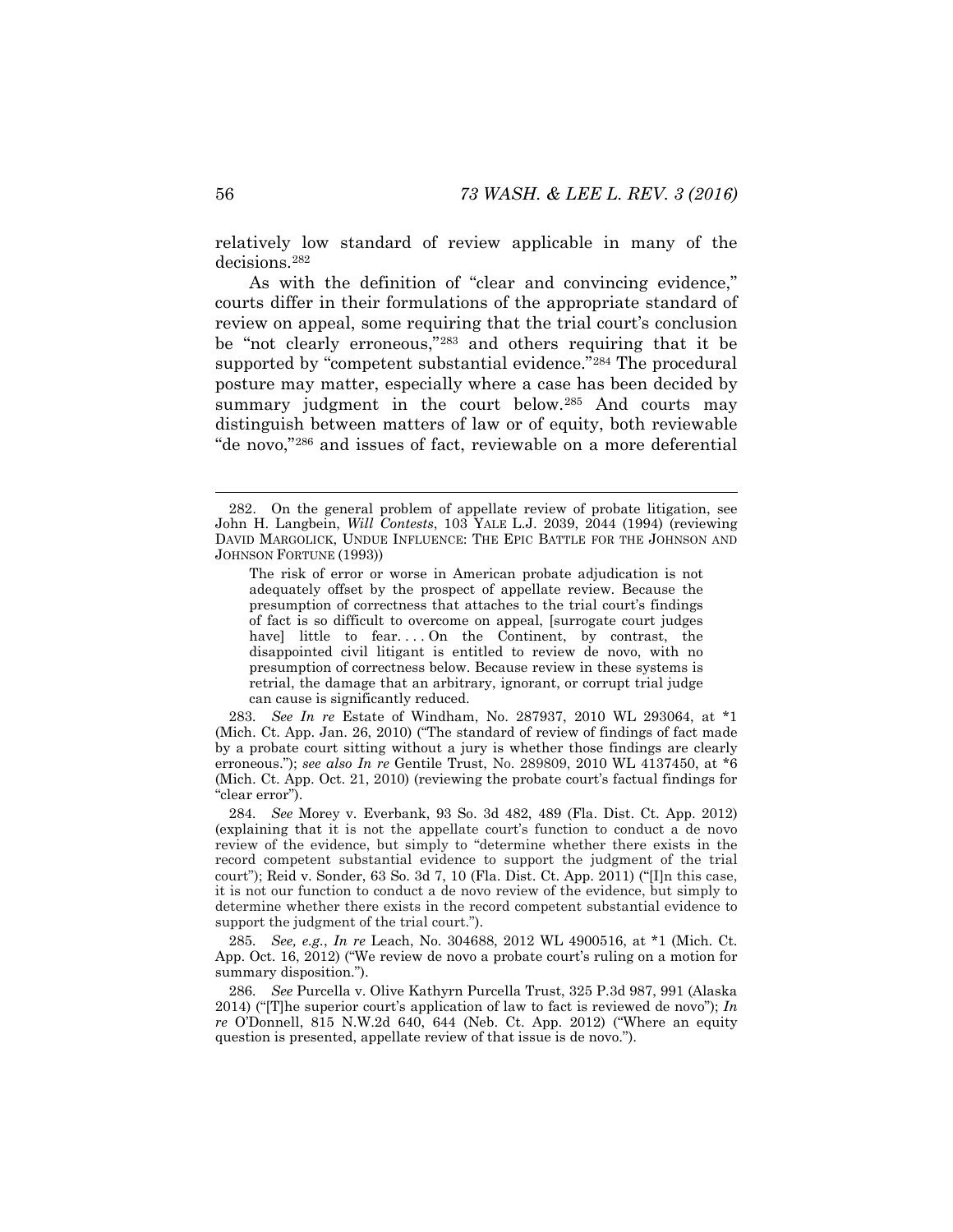relatively low standard of review applicable in many of the decisions.[282]

As with the definition of "clear and convincing evidence," courts differ in their formulations of the appropriate standard of review on appeal, some requiring that the trial court's conclusion be "not clearly erroneous,"[283] and others requiring that it be supported by "competent substantial evidence."[284] The procedural posture may matter, especially where a case has been decided by summary judgment in the court below.[285] And courts may distinguish between matters of law or of equity, both reviewable "de novo,"[286] and issues of fact, reviewable on a more deferential

---

282. On the general problem of appellate review of probate litigation, see John H. Langbein, *Will Contests*, 103 YALE L.J. 2039, 2044 (1994) (reviewing DAVID MARGOLICK, UNDUE INFLUENCE: THE EPIC BATTLE FOR THE JOHNSON AND JOHNSON FORTUNE (1993))

> The risk of error or worse in American probate adjudication is not adequately offset by the prospect of appellate review. Because the presumption of correctness that attaches to the trial court's findings of fact is so difficult to overcome on appeal, [surrogate court judges have] little to fear. . . . On the Continent, by contrast, the disappointed civil litigant is entitled to review de novo, with no presumption of correctness below. Because review in these systems is retrial, the damage that an arbitrary, ignorant, or corrupt trial judge can cause is significantly reduced.

283. *See In re* Estate of Windham, No. 287937, 2010 WL 293064, at \*1 (Mich. Ct. App. Jan. 26, 2010) ("The standard of review of findings of fact made by a probate court sitting without a jury is whether those findings are clearly erroneous."); *see also In re* Gentile Trust, No. 289809, 2010 WL 4137450, at \*6 (Mich. Ct. App. Oct. 21, 2010) (reviewing the probate court's factual findings for "clear error").

284. *See* Morey v. Everbank, 93 So. 3d 482, 489 (Fla. Dist. Ct. App. 2012) (explaining that it is not the appellate court's function to conduct a de novo review of the evidence, but simply to "determine whether there exists in the record competent substantial evidence to support the judgment of the trial court"); Reid v. Sonder, 63 So. 3d 7, 10 (Fla. Dist. Ct. App. 2011) ("[I]n this case, it is not our function to conduct a de novo review of the evidence, but simply to determine whether there exists in the record competent substantial evidence to support the judgment of the trial court.").

285. *See, e.g.*, *In re* Leach, No. 304688, 2012 WL 4900516, at \*1 (Mich. Ct. App. Oct. 16, 2012) ("We review de novo a probate court's ruling on a motion for summary disposition.").

286. *See* Purcella v. Olive Kathyrn Purcella Trust, 325 P.3d 987, 991 (Alaska 2014) ("[T]he superior court's application of law to fact is reviewed de novo"); *In re* O'Donnell, 815 N.W.2d 640, 644 (Neb. Ct. App. 2012) ("Where an equity question is presented, appellate review of that issue is de novo.").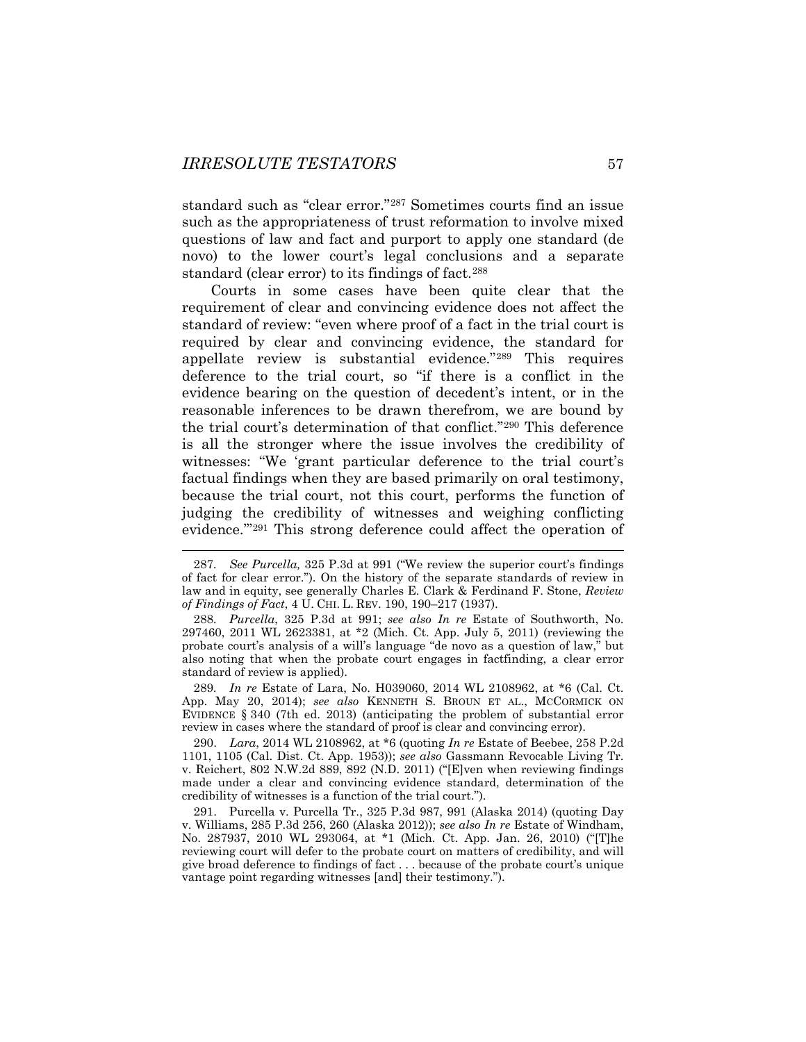standard such as "clear error."[287] Sometimes courts find an issue such as the appropriateness of trust reformation to involve mixed questions of law and fact and purport to apply one standard (de novo) to the lower court's legal conclusions and a separate standard (clear error) to its findings of fact.[288]

Courts in some cases have been quite clear that the requirement of clear and convincing evidence does not affect the standard of review: "even where proof of a fact in the trial court is required by clear and convincing evidence, the standard for appellate review is substantial evidence."[289] This requires deference to the trial court, so "if there is a conflict in the evidence bearing on the question of decedent's intent, or in the reasonable inferences to be drawn therefrom, we are bound by the trial court's determination of that conflict."[290] This deference is all the stronger where the issue involves the credibility of witnesses: "We 'grant particular deference to the trial court's factual findings when they are based primarily on oral testimony, because the trial court, not this court, performs the function of judging the credibility of witnesses and weighing conflicting evidence.'"[291] This strong deference could affect the operation of

---

287. *See Purcella,* 325 P.3d at 991 ("We review the superior court's findings of fact for clear error."). On the history of the separate standards of review in law and in equity, see generally Charles E. Clark & Ferdinand F. Stone, *Review of Findings of Fact*, 4 U. CHI. L. REV. 190, 190–217 (1937).

288. *Purcella*, 325 P.3d at 991; *see also In re* Estate of Southworth, No. 297460, 2011 WL 2623381, at *2 (Mich. Ct. App. July 5, 2011) (reviewing the probate court's analysis of a will's language "de novo as a question of law," but also noting that when the probate court engages in factfinding, a clear error standard of review is applied).

289. *In re* Estate of Lara, No. H039060, 2014 WL 2108962, at *6 (Cal. Ct. App. May 20, 2014); *see also* KENNETH S. BROUN ET AL., MCCORMICK ON EVIDENCE § 340 (7th ed. 2013) (anticipating the problem of substantial error review in cases where the standard of proof is clear and convincing error).

290. *Lara*, 2014 WL 2108962, at *6 (quoting *In re* Estate of Beebee, 258 P.2d 1101, 1105 (Cal. Dist. Ct. App. 1953)); *see also* Gassmann Revocable Living Tr. v. Reichert, 802 N.W.2d 889, 892 (N.D. 2011) ("[E]ven when reviewing findings made under a clear and convincing evidence standard, determination of the credibility of witnesses is a function of the trial court.").

291. Purcella v. Purcella Tr., 325 P.3d 987, 991 (Alaska 2014) (quoting Day v. Williams, 285 P.3d 256, 260 (Alaska 2012)); *see also In re* Estate of Windham, No. 287937, 2010 WL 293064, at *1 (Mich. Ct. App. Jan. 26, 2010) ("[T]he reviewing court will defer to the probate court on matters of credibility, and will give broad deference to findings of fact . . . because of the probate court's unique vantage point regarding witnesses [and] their testimony.").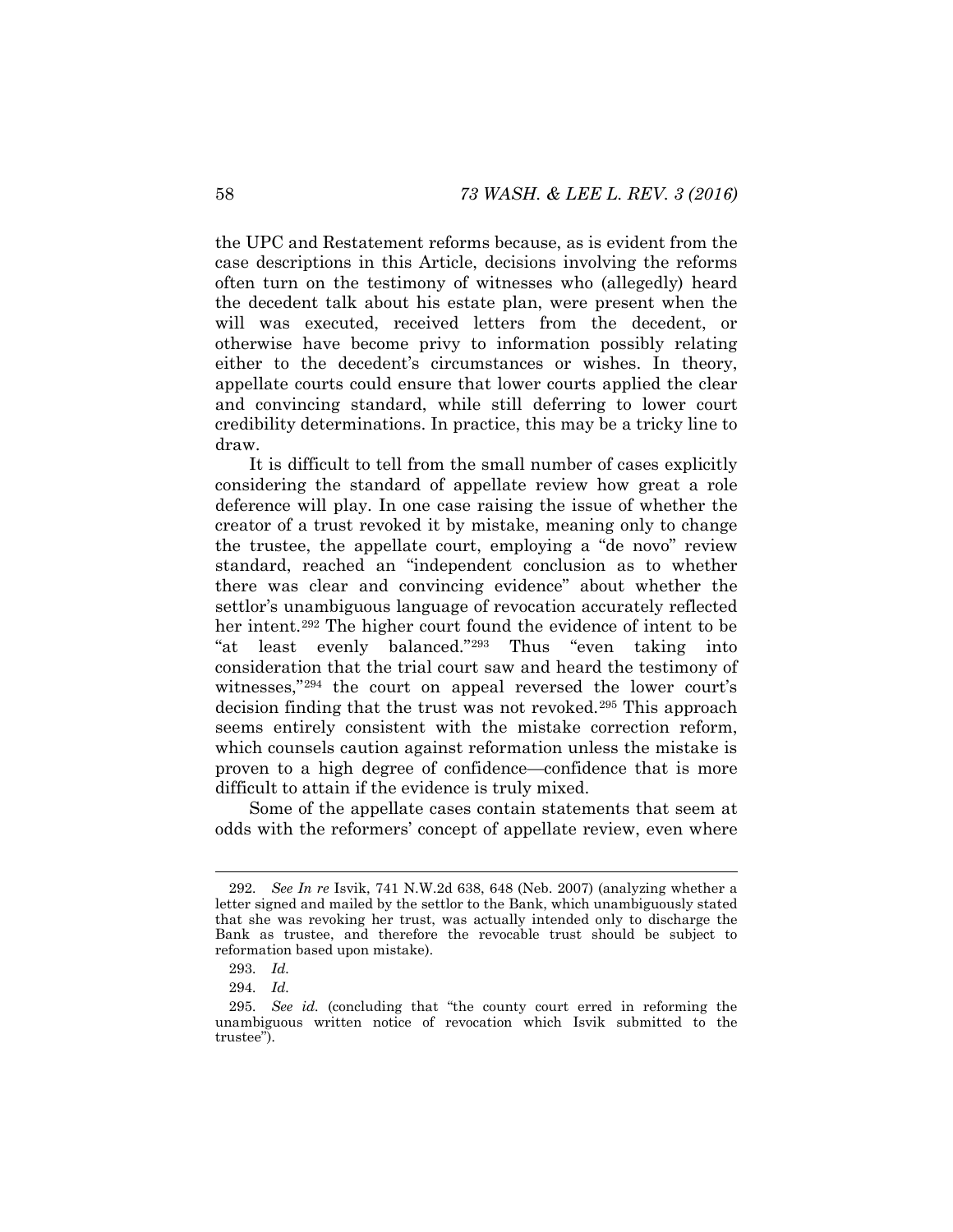the UPC and Restatement reforms because, as is evident from the case descriptions in this Article, decisions involving the reforms often turn on the testimony of witnesses who (allegedly) heard the decedent talk about his estate plan, were present when the will was executed, received letters from the decedent, or otherwise have become privy to information possibly relating either to the decedent's circumstances or wishes. In theory, appellate courts could ensure that lower courts applied the clear and convincing standard, while still deferring to lower court credibility determinations. In practice, this may be a tricky line to draw.

It is difficult to tell from the small number of cases explicitly considering the standard of appellate review how great a role deference will play. In one case raising the issue of whether the creator of a trust revoked it by mistake, meaning only to change the trustee, the appellate court, employing a "de novo" review standard, reached an "independent conclusion as to whether there was clear and convincing evidence" about whether the settlor's unambiguous language of revocation accurately reflected her intent.[292] The higher court found the evidence of intent to be "at least evenly balanced."[293] Thus "even taking into consideration that the trial court saw and heard the testimony of witnesses,"[294] the court on appeal reversed the lower court's decision finding that the trust was not revoked.[295] This approach seems entirely consistent with the mistake correction reform, which counsels caution against reformation unless the mistake is proven to a high degree of confidence—confidence that is more difficult to attain if the evidence is truly mixed.

Some of the appellate cases contain statements that seem at odds with the reformers' concept of appellate review, even where

---

292. *See In re* Isvik, 741 N.W.2d 638, 648 (Neb. 2007) (analyzing whether a letter signed and mailed by the settlor to the Bank, which unambiguously stated that she was revoking her trust, was actually intended only to discharge the Bank as trustee, and therefore the revocable trust should be subject to reformation based upon mistake).

293. *Id.*

294. *Id.*

295. *See id.* (concluding that "the county court erred in reforming the unambiguous written notice of revocation which Isvik submitted to the trustee").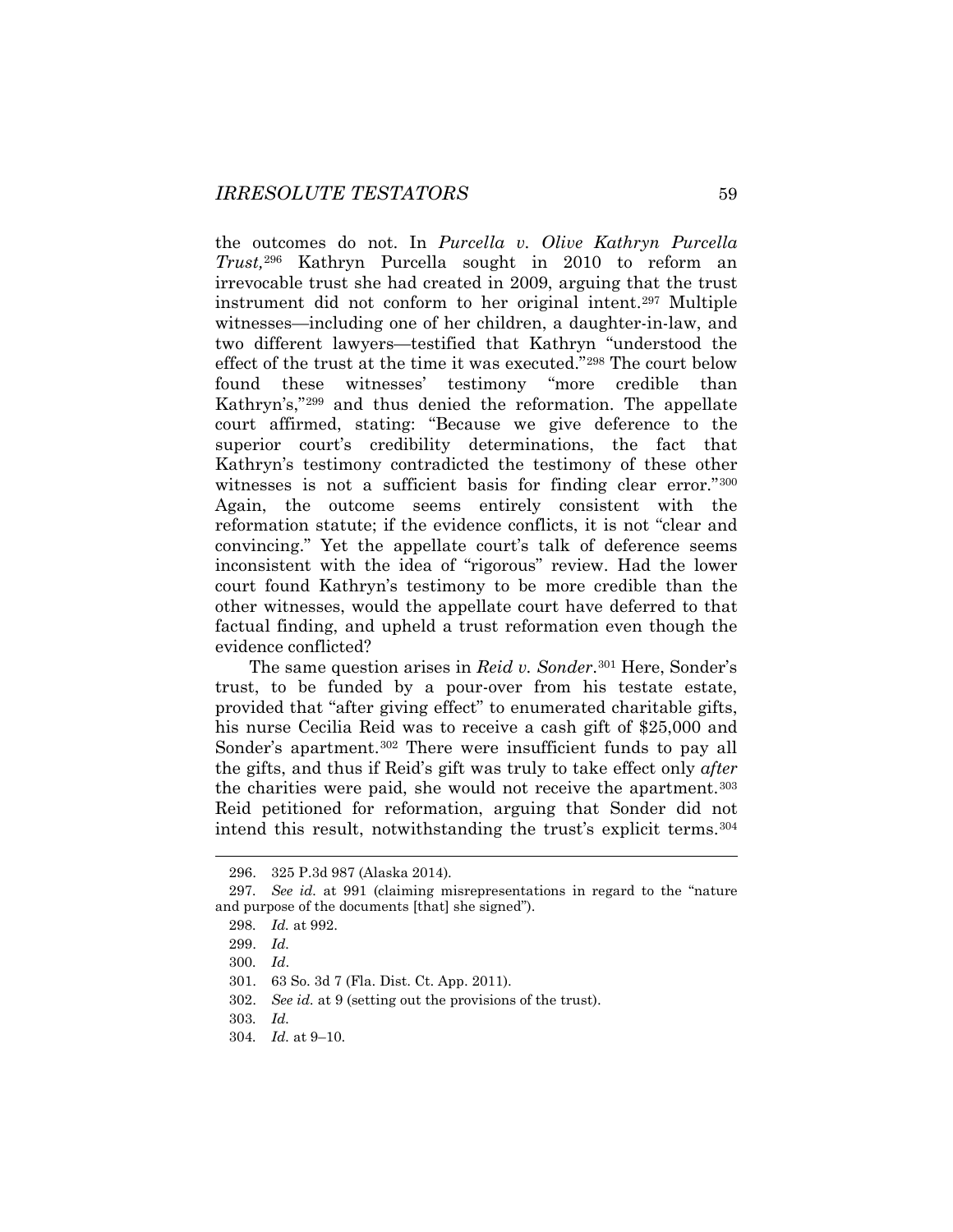the outcomes do not. In *Purcella v. Olive Kathryn Purcella Trust,*[296] Kathryn Purcella sought in 2010 to reform an irrevocable trust she had created in 2009, arguing that the trust instrument did not conform to her original intent.[297] Multiple witnesses—including one of her children, a daughter-in-law, and two different lawyers—testified that Kathryn "understood the effect of the trust at the time it was executed."[298] The court below found these witnesses' testimony "more credible than Kathryn's,"[299] and thus denied the reformation. The appellate court affirmed, stating: "Because we give deference to the superior court's credibility determinations, the fact that Kathryn's testimony contradicted the testimony of these other witnesses is not a sufficient basis for finding clear error."[300] Again, the outcome seems entirely consistent with the reformation statute; if the evidence conflicts, it is not "clear and convincing." Yet the appellate court's talk of deference seems inconsistent with the idea of "rigorous" review. Had the lower court found Kathryn's testimony to be more credible than the other witnesses, would the appellate court have deferred to that factual finding, and upheld a trust reformation even though the evidence conflicted?

The same question arises in *Reid v. Sonder*.[301] Here, Sonder's trust, to be funded by a pour-over from his testate estate, provided that "after giving effect" to enumerated charitable gifts, his nurse Cecilia Reid was to receive a cash gift of $25,000 and Sonder's apartment.[302] There were insufficient funds to pay all the gifts, and thus if Reid's gift was truly to take effect only *after* the charities were paid, she would not receive the apartment.[303] Reid petitioned for reformation, arguing that Sonder did not intend this result, notwithstanding the trust's explicit terms.[304]

---

296. 325 P.3d 987 (Alaska 2014).

297. *See id.* at 991 (claiming misrepresentations in regard to the "nature and purpose of the documents [that] she signed").

298. *Id.* at 992.

299. *Id.*

300. *Id*.

301. 63 So. 3d 7 (Fla. Dist. Ct. App. 2011).

302. *See id.* at 9 (setting out the provisions of the trust).

303. *Id.*

304. *Id.* at 9–10.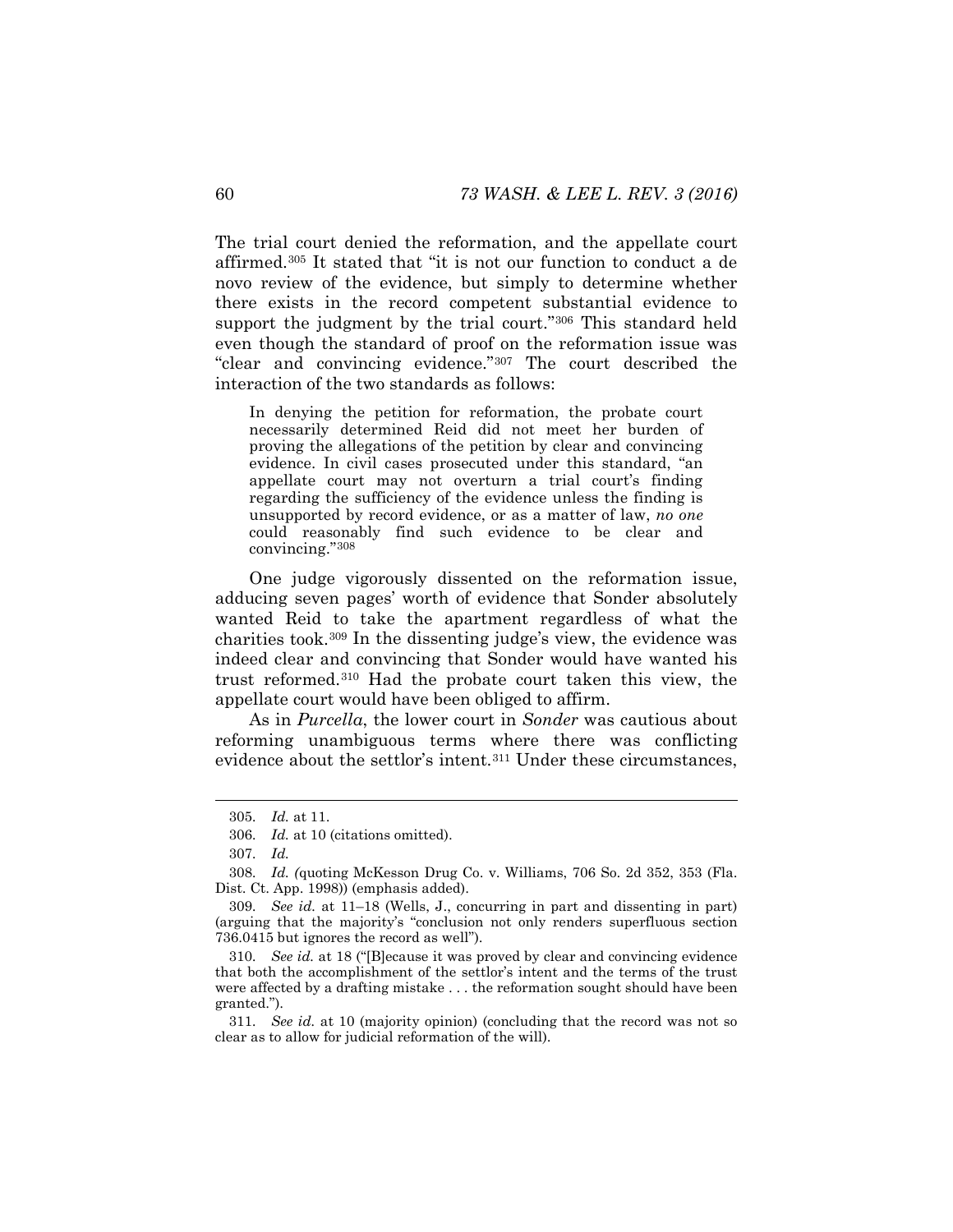The trial court denied the reformation, and the appellate court affirmed.[305] It stated that "it is not our function to conduct a de novo review of the evidence, but simply to determine whether there exists in the record competent substantial evidence to support the judgment by the trial court."[306] This standard held even though the standard of proof on the reformation issue was "clear and convincing evidence."[307] The court described the interaction of the two standards as follows:

> In denying the petition for reformation, the probate court necessarily determined Reid did not meet her burden of proving the allegations of the petition by clear and convincing evidence. In civil cases prosecuted under this standard, "an appellate court may not overturn a trial court's finding regarding the sufficiency of the evidence unless the finding is unsupported by record evidence, or as a matter of law, *no one* could reasonably find such evidence to be clear and convincing."[308]

One judge vigorously dissented on the reformation issue, adducing seven pages' worth of evidence that Sonder absolutely wanted Reid to take the apartment regardless of what the charities took.[309] In the dissenting judge's view, the evidence was indeed clear and convincing that Sonder would have wanted his trust reformed.[310] Had the probate court taken this view, the appellate court would have been obliged to affirm.

As in *Purcella*, the lower court in *Sonder* was cautious about reforming unambiguous terms where there was conflicting evidence about the settlor's intent.[311] Under these circumstances,

---

305. *Id.* at 11.

306. *Id.* at 10 (citations omitted).

307. *Id.*

308. *Id. (*quoting McKesson Drug Co. v. Williams, 706 So. 2d 352, 353 (Fla. Dist. Ct. App. 1998)) (emphasis added).

309. *See id.* at 11–18 (Wells, J., concurring in part and dissenting in part) (arguing that the majority's "conclusion not only renders superfluous section 736.0415 but ignores the record as well").

310. *See id.* at 18 ("[B]ecause it was proved by clear and convincing evidence that both the accomplishment of the settlor's intent and the terms of the trust were affected by a drafting mistake . . . the reformation sought should have been granted.").

311. *See id.* at 10 (majority opinion) (concluding that the record was not so clear as to allow for judicial reformation of the will).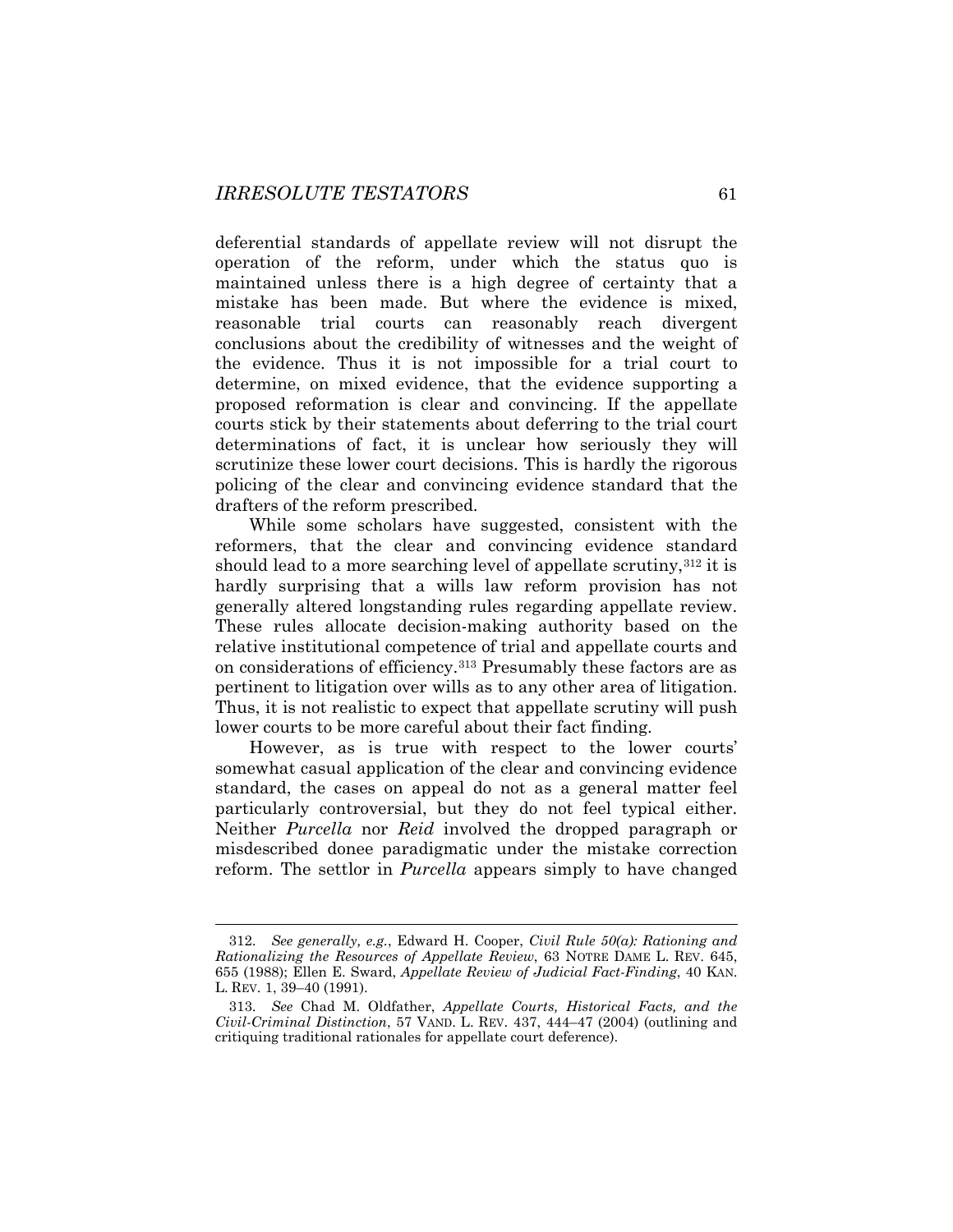deferential standards of appellate review will not disrupt the operation of the reform, under which the status quo is maintained unless there is a high degree of certainty that a mistake has been made. But where the evidence is mixed, reasonable trial courts can reasonably reach divergent conclusions about the credibility of witnesses and the weight of the evidence. Thus it is not impossible for a trial court to determine, on mixed evidence, that the evidence supporting a proposed reformation is clear and convincing. If the appellate courts stick by their statements about deferring to the trial court determinations of fact, it is unclear how seriously they will scrutinize these lower court decisions. This is hardly the rigorous policing of the clear and convincing evidence standard that the drafters of the reform prescribed.

While some scholars have suggested, consistent with the reformers, that the clear and convincing evidence standard should lead to a more searching level of appellate scrutiny,[312] it is hardly surprising that a wills law reform provision has not generally altered longstanding rules regarding appellate review. These rules allocate decision-making authority based on the relative institutional competence of trial and appellate courts and on considerations of efficiency.[313] Presumably these factors are as pertinent to litigation over wills as to any other area of litigation. Thus, it is not realistic to expect that appellate scrutiny will push lower courts to be more careful about their fact finding.

However, as is true with respect to the lower courts' somewhat casual application of the clear and convincing evidence standard, the cases on appeal do not as a general matter feel particularly controversial, but they do not feel typical either. Neither *Purcella* nor *Reid* involved the dropped paragraph or misdescribed donee paradigmatic under the mistake correction reform. The settlor in *Purcella* appears simply to have changed

---

312. *See generally, e.g.*, Edward H. Cooper, *Civil Rule 50(a): Rationing and Rationalizing the Resources of Appellate Review*, 63 NOTRE DAME L. REV. 645, 655 (1988); Ellen E. Sward, *Appellate Review of Judicial Fact-Finding*, 40 KAN. L. REV. 1, 39–40 (1991).

313. *See* Chad M. Oldfather, *Appellate Courts, Historical Facts, and the Civil-Criminal Distinction*, 57 VAND. L. REV. 437, 444–47 (2004) (outlining and critiquing traditional rationales for appellate court deference).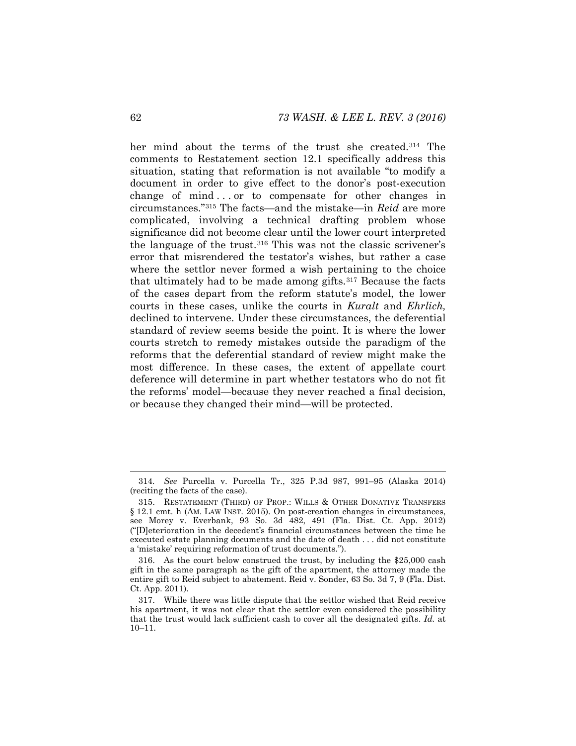her mind about the terms of the trust she created.[314] The comments to Restatement section 12.1 specifically address this situation, stating that reformation is not available "to modify a document in order to give effect to the donor's post-execution change of mind . . . or to compensate for other changes in circumstances."[315] The facts—and the mistake—in *Reid* are more complicated, involving a technical drafting problem whose significance did not become clear until the lower court interpreted the language of the trust.[316] This was not the classic scrivener's error that misrendered the testator's wishes, but rather a case where the settlor never formed a wish pertaining to the choice that ultimately had to be made among gifts.[317] Because the facts of the cases depart from the reform statute's model, the lower courts in these cases, unlike the courts in *Kuralt* and *Ehrlich,* declined to intervene. Under these circumstances, the deferential standard of review seems beside the point. It is where the lower courts stretch to remedy mistakes outside the paradigm of the reforms that the deferential standard of review might make the most difference. In these cases, the extent of appellate court deference will determine in part whether testators who do not fit the reforms' model—because they never reached a final decision, or because they changed their mind—will be protected.

---

314. *See* Purcella v. Purcella Tr., 325 P.3d 987, 991–95 (Alaska 2014) (reciting the facts of the case).

315. RESTATEMENT (THIRD) OF PROP.: WILLS & OTHER DONATIVE TRANSFERS § 12.1 cmt. h (AM. LAW INST. 2015). On post-creation changes in circumstances, see Morey v. Everbank, 93 So. 3d 482, 491 (Fla. Dist. Ct. App. 2012) ("[D]eterioration in the decedent's financial circumstances between the time he executed estate planning documents and the date of death . . . did not constitute a 'mistake' requiring reformation of trust documents.").

316. As the court below construed the trust, by including the $25,000 cash gift in the same paragraph as the gift of the apartment, the attorney made the entire gift to Reid subject to abatement. Reid v. Sonder, 63 So. 3d 7, 9 (Fla. Dist. Ct. App. 2011).

317. While there was little dispute that the settlor wished that Reid receive his apartment, it was not clear that the settlor even considered the possibility that the trust would lack sufficient cash to cover all the designated gifts. *Id.* at 10–11.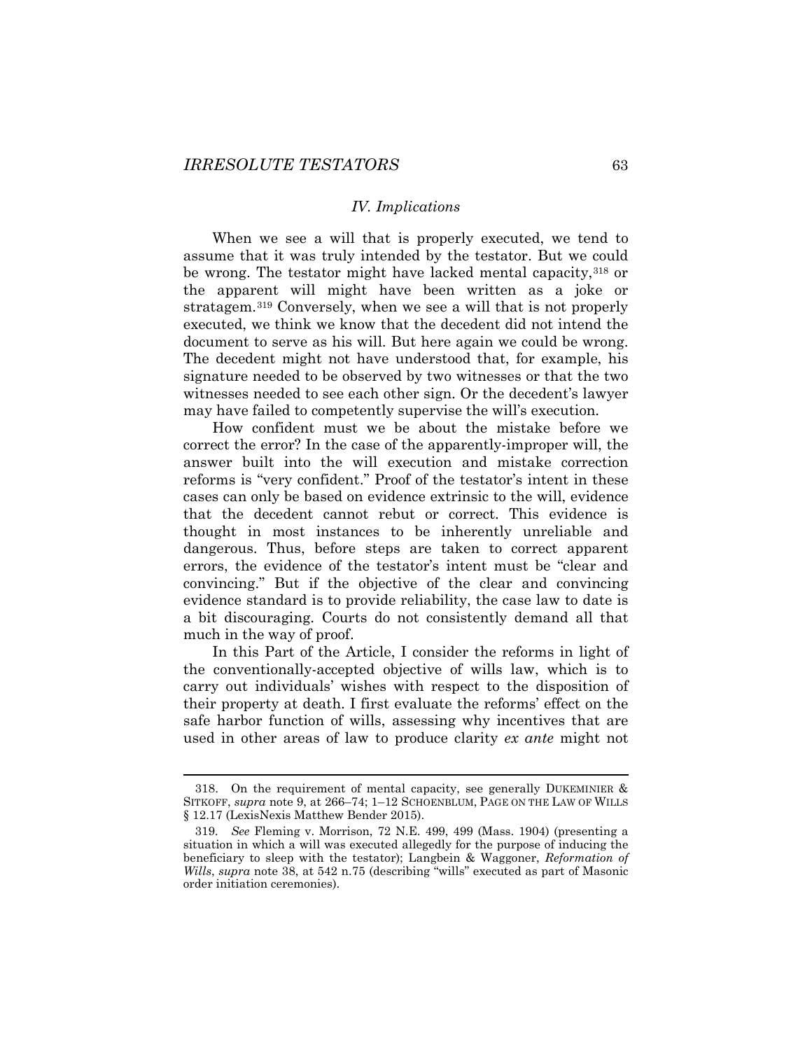## *IV. Implications*

When we see a will that is properly executed, we tend to assume that it was truly intended by the testator. But we could be wrong. The testator might have lacked mental capacity,[318] or the apparent will might have been written as a joke or stratagem.[319] Conversely, when we see a will that is not properly executed, we think we know that the decedent did not intend the document to serve as his will. But here again we could be wrong. The decedent might not have understood that, for example, his signature needed to be observed by two witnesses or that the two witnesses needed to see each other sign. Or the decedent's lawyer may have failed to competently supervise the will's execution.

How confident must we be about the mistake before we correct the error? In the case of the apparently-improper will, the answer built into the will execution and mistake correction reforms is "very confident." Proof of the testator's intent in these cases can only be based on evidence extrinsic to the will, evidence that the decedent cannot rebut or correct. This evidence is thought in most instances to be inherently unreliable and dangerous. Thus, before steps are taken to correct apparent errors, the evidence of the testator's intent must be "clear and convincing." But if the objective of the clear and convincing evidence standard is to provide reliability, the case law to date is a bit discouraging. Courts do not consistently demand all that much in the way of proof.

In this Part of the Article, I consider the reforms in light of the conventionally-accepted objective of wills law, which is to carry out individuals' wishes with respect to the disposition of their property at death. I first evaluate the reforms' effect on the safe harbor function of wills, assessing why incentives that are used in other areas of law to produce clarity *ex ante* might not

---

318. On the requirement of mental capacity, see generally DUKEMINIER & SITKOFF, *supra* note 9, at 266–74; 1–12 SCHOENBLUM, PAGE ON THE LAW OF WILLS § 12.17 (LexisNexis Matthew Bender 2015).

319. *See* Fleming v. Morrison, 72 N.E. 499, 499 (Mass. 1904) (presenting a situation in which a will was executed allegedly for the purpose of inducing the beneficiary to sleep with the testator); Langbein & Waggoner, *Reformation of Wills*, *supra* note 38, at 542 n.75 (describing "wills" executed as part of Masonic order initiation ceremonies).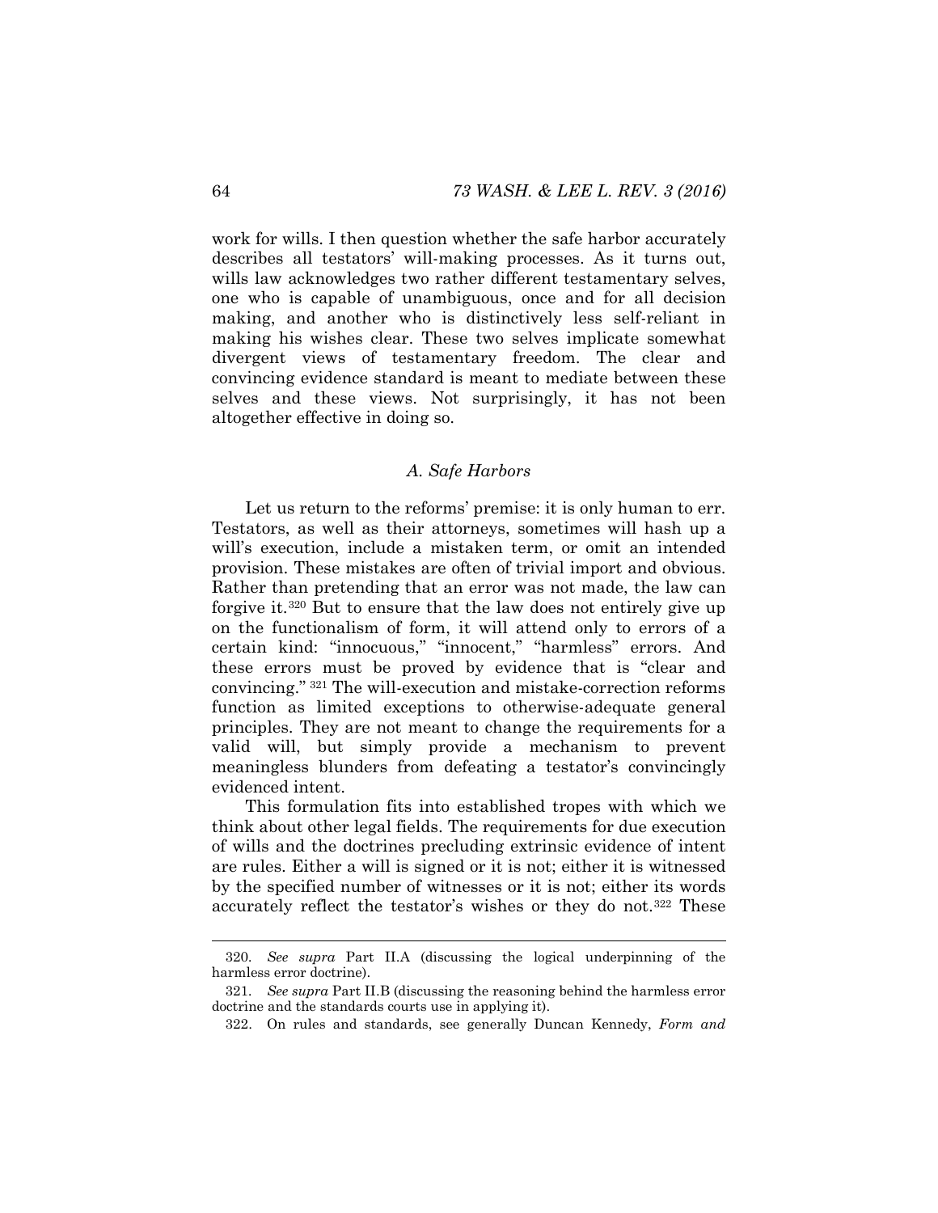work for wills. I then question whether the safe harbor accurately describes all testators' will-making processes. As it turns out, wills law acknowledges two rather different testamentary selves, one who is capable of unambiguous, once and for all decision making, and another who is distinctively less self-reliant in making his wishes clear. These two selves implicate somewhat divergent views of testamentary freedom. The clear and convincing evidence standard is meant to mediate between these selves and these views. Not surprisingly, it has not been altogether effective in doing so.

### *A. Safe Harbors*

Let us return to the reforms' premise: it is only human to err. Testators, as well as their attorneys, sometimes will hash up a will's execution, include a mistaken term, or omit an intended provision. These mistakes are often of trivial import and obvious. Rather than pretending that an error was not made, the law can forgive it.[320] But to ensure that the law does not entirely give up on the functionalism of form, it will attend only to errors of a certain kind: "innocuous," "innocent," "harmless" errors. And these errors must be proved by evidence that is "clear and convincing." [321] The will-execution and mistake-correction reforms function as limited exceptions to otherwise-adequate general principles. They are not meant to change the requirements for a valid will, but simply provide a mechanism to prevent meaningless blunders from defeating a testator's convincingly evidenced intent.

This formulation fits into established tropes with which we think about other legal fields. The requirements for due execution of wills and the doctrines precluding extrinsic evidence of intent are rules. Either a will is signed or it is not; either it is witnessed by the specified number of witnesses or it is not; either its words accurately reflect the testator's wishes or they do not.[322] These

---

320. *See supra* Part II.A (discussing the logical underpinning of the harmless error doctrine).

321. *See supra* Part II.B (discussing the reasoning behind the harmless error doctrine and the standards courts use in applying it).

322. On rules and standards, see generally Duncan Kennedy, *Form and*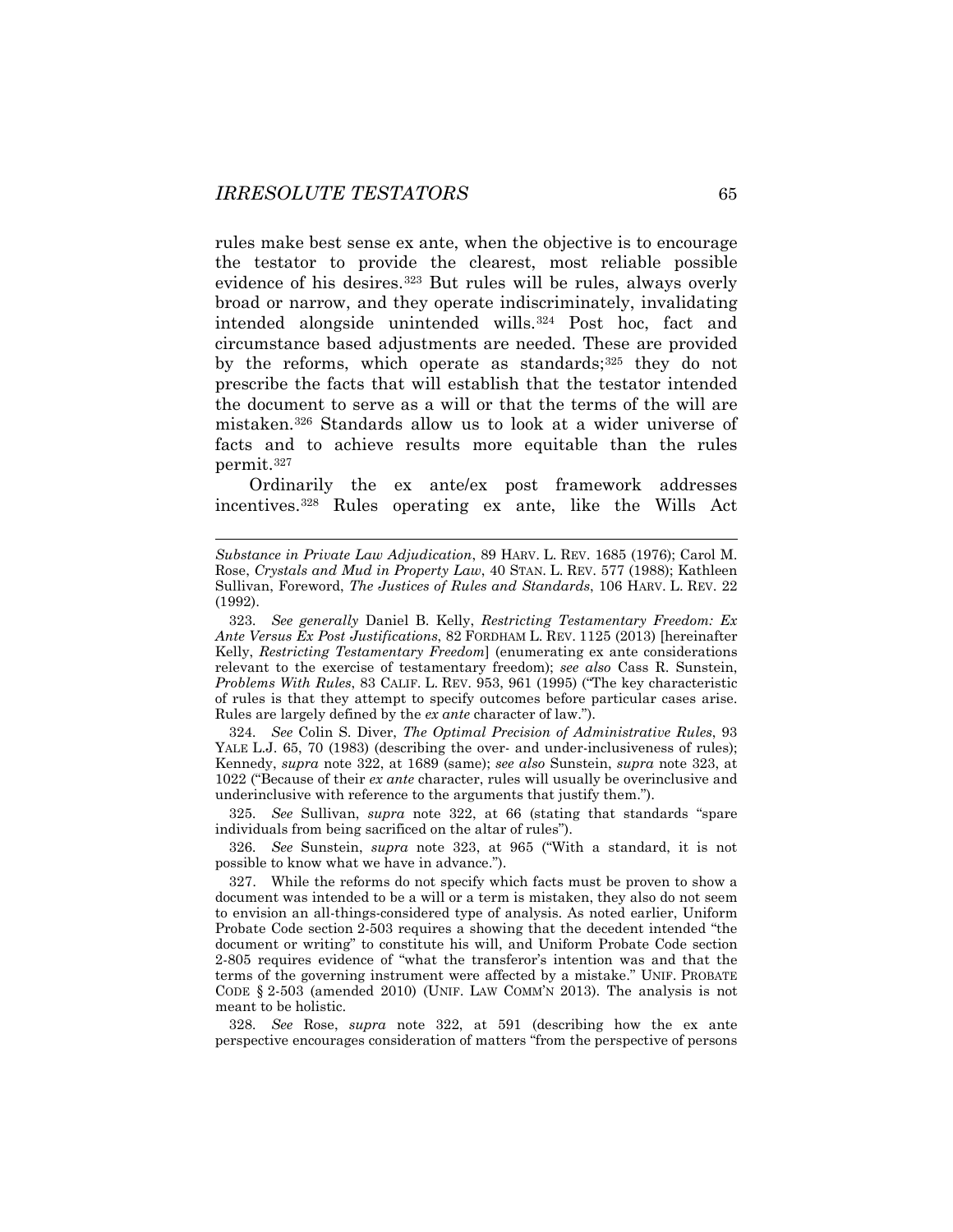rules make best sense ex ante, when the objective is to encourage the testator to provide the clearest, most reliable possible evidence of his desires.[323] But rules will be rules, always overly broad or narrow, and they operate indiscriminately, invalidating intended alongside unintended wills.[324] Post hoc, fact and circumstance based adjustments are needed. These are provided by the reforms, which operate as standards;[325] they do not prescribe the facts that will establish that the testator intended the document to serve as a will or that the terms of the will are mistaken.[326] Standards allow us to look at a wider universe of facts and to achieve results more equitable than the rules permit.[327]

Ordinarily the ex ante/ex post framework addresses incentives.[328] Rules operating ex ante, like the Wills Act

---

*Substance in Private Law Adjudication*, 89 HARV. L. REV. 1685 (1976); Carol M. Rose, *Crystals and Mud in Property Law*, 40 STAN. L. REV. 577 (1988); Kathleen Sullivan, Foreword, *The Justices of Rules and Standards*, 106 HARV. L. REV. 22 (1992).

323. *See generally* Daniel B. Kelly, *Restricting Testamentary Freedom: Ex Ante Versus Ex Post Justifications*, 82 FORDHAM L. REV. 1125 (2013) [hereinafter Kelly, *Restricting Testamentary Freedom*] (enumerating ex ante considerations relevant to the exercise of testamentary freedom); *see also* Cass R. Sunstein, *Problems With Rules*, 83 CALIF. L. REV. 953, 961 (1995) ("The key characteristic of rules is that they attempt to specify outcomes before particular cases arise. Rules are largely defined by the *ex ante* character of law.").

324. *See* Colin S. Diver, *The Optimal Precision of Administrative Rules*, 93 YALE L.J. 65, 70 (1983) (describing the over- and under-inclusiveness of rules); Kennedy, *supra* note 322, at 1689 (same); *see also* Sunstein, *supra* note 323, at 1022 ("Because of their *ex ante* character, rules will usually be overinclusive and underinclusive with reference to the arguments that justify them.").

325. *See* Sullivan, *supra* note 322, at 66 (stating that standards "spare individuals from being sacrificed on the altar of rules").

326. *See* Sunstein, *supra* note 323, at 965 ("With a standard, it is not possible to know what we have in advance.").

327. While the reforms do not specify which facts must be proven to show a document was intended to be a will or a term is mistaken, they also do not seem to envision an all-things-considered type of analysis. As noted earlier, Uniform Probate Code section 2-503 requires a showing that the decedent intended "the document or writing" to constitute his will, and Uniform Probate Code section 2-805 requires evidence of "what the transferor's intention was and that the terms of the governing instrument were affected by a mistake." UNIF. PROBATE CODE § 2-503 (amended 2010) (UNIF. LAW COMM'N 2013). The analysis is not meant to be holistic.

328. *See* Rose, *supra* note 322, at 591 (describing how the ex ante perspective encourages consideration of matters "from the perspective of persons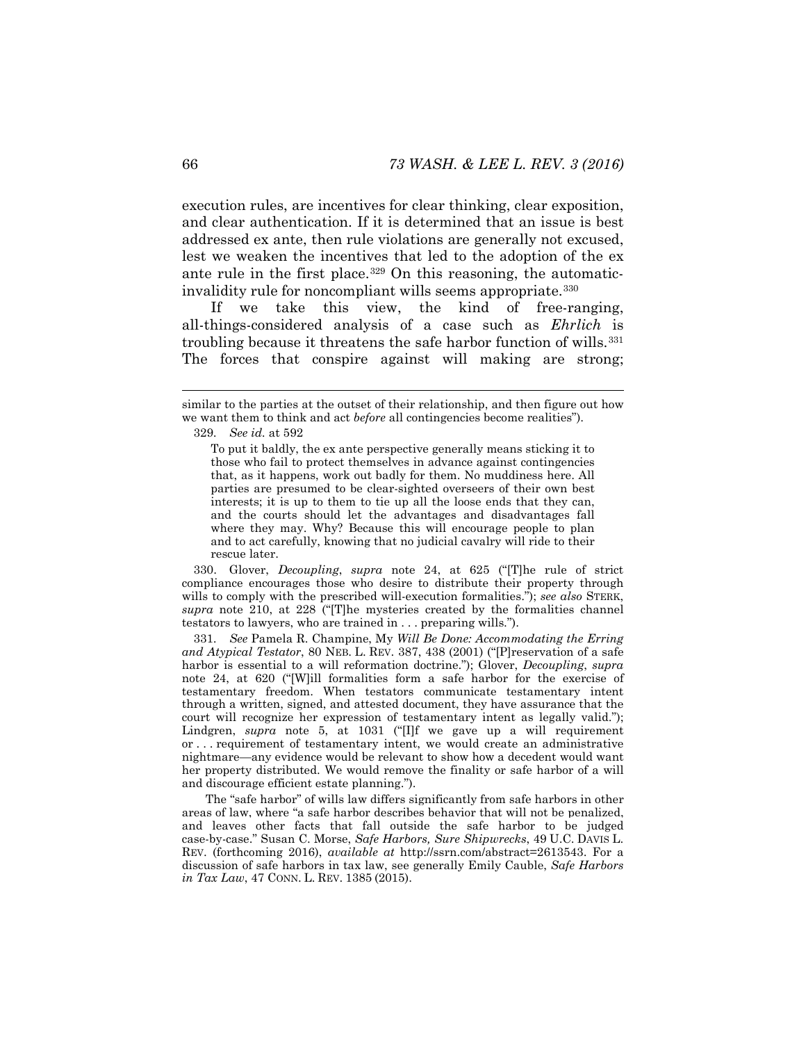execution rules, are incentives for clear thinking, clear exposition, and clear authentication. If it is determined that an issue is best addressed ex ante, then rule violations are generally not excused, lest we weaken the incentives that led to the adoption of the ex ante rule in the first place.[329] On this reasoning, the automatic-invalidity rule for noncompliant wills seems appropriate.[330]

If we take this view, the kind of free-ranging, all-things-considered analysis of a case such as *Ehrlich* is troubling because it threatens the safe harbor function of wills.[331] The forces that conspire against will making are strong;

---

similar to the parties at the outset of their relationship, and then figure out how we want them to think and act *before* all contingencies become realities").

329. *See id.* at 592

> To put it baldly, the ex ante perspective generally means sticking it to those who fail to protect themselves in advance against contingencies that, as it happens, work out badly for them. No muddiness here. All parties are presumed to be clear-sighted overseers of their own best interests; it is up to them to tie up all the loose ends that they can, and the courts should let the advantages and disadvantages fall where they may. Why? Because this will encourage people to plan and to act carefully, knowing that no judicial cavalry will ride to their rescue later.

330. Glover, *Decoupling*, *supra* note 24, at 625 ("[T]he rule of strict compliance encourages those who desire to distribute their property through wills to comply with the prescribed will-execution formalities."); *see also* STERK, *supra* note 210, at 228 ("[T]he mysteries created by the formalities channel testators to lawyers, who are trained in . . . preparing wills.").

331. *See* Pamela R. Champine, My *Will Be Done: Accommodating the Erring and Atypical Testator*, 80 NEB. L. REV. 387, 438 (2001) ("[P]reservation of a safe harbor is essential to a will reformation doctrine."); Glover, *Decoupling*, *supra* note 24, at 620 ("[W]ill formalities form a safe harbor for the exercise of testamentary freedom. When testators communicate testamentary intent through a written, signed, and attested document, they have assurance that the court will recognize her expression of testamentary intent as legally valid."); Lindgren, *supra* note 5, at 1031 ("[I]f we gave up a will requirement or . . . requirement of testamentary intent, we would create an administrative nightmare—any evidence would be relevant to show how a decedent would want her property distributed. We would remove the finality or safe harbor of a will and discourage efficient estate planning.").

The "safe harbor" of wills law differs significantly from safe harbors in other areas of law, where "a safe harbor describes behavior that will not be penalized, and leaves other facts that fall outside the safe harbor to be judged case-by-case." Susan C. Morse, *Safe Harbors, Sure Shipwrecks*, 49 U.C. DAVIS L. REV. (forthcoming 2016), *available at* http://ssrn.com/abstract=2613543. For a discussion of safe harbors in tax law, see generally Emily Cauble, *Safe Harbors in Tax Law*, 47 CONN. L. REV. 1385 (2015).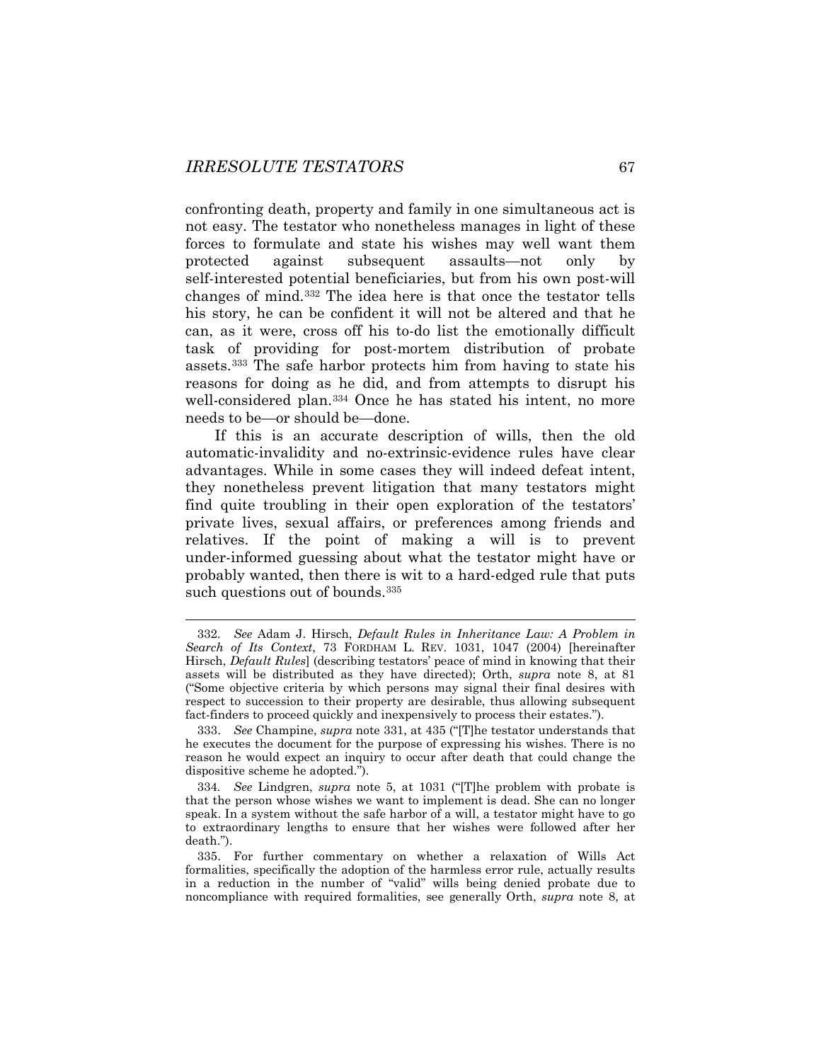confronting death, property and family in one simultaneous act is not easy. The testator who nonetheless manages in light of these forces to formulate and state his wishes may well want them protected against subsequent assaults—not only by self-interested potential beneficiaries, but from his own post-will changes of mind.[332] The idea here is that once the testator tells his story, he can be confident it will not be altered and that he can, as it were, cross off his to-do list the emotionally difficult task of providing for post-mortem distribution of probate assets.[333] The safe harbor protects him from having to state his reasons for doing as he did, and from attempts to disrupt his well-considered plan.[334] Once he has stated his intent, no more needs to be—or should be—done.

If this is an accurate description of wills, then the old automatic-invalidity and no-extrinsic-evidence rules have clear advantages. While in some cases they will indeed defeat intent, they nonetheless prevent litigation that many testators might find quite troubling in their open exploration of the testators' private lives, sexual affairs, or preferences among friends and relatives. If the point of making a will is to prevent under-informed guessing about what the testator might have or probably wanted, then there is wit to a hard-edged rule that puts such questions out of bounds.[335]

---

332. *See* Adam J. Hirsch, *Default Rules in Inheritance Law: A Problem in Search of Its Context*, 73 FORDHAM L. REV. 1031, 1047 (2004) [hereinafter Hirsch, *Default Rules*] (describing testators' peace of mind in knowing that their assets will be distributed as they have directed); Orth, *supra* note 8, at 81 ("Some objective criteria by which persons may signal their final desires with respect to succession to their property are desirable, thus allowing subsequent fact-finders to proceed quickly and inexpensively to process their estates.").

333. *See* Champine, *supra* note 331, at 435 ("[T]he testator understands that he executes the document for the purpose of expressing his wishes. There is no reason he would expect an inquiry to occur after death that could change the dispositive scheme he adopted.").

334. *See* Lindgren, *supra* note 5, at 1031 ("[T]he problem with probate is that the person whose wishes we want to implement is dead. She can no longer speak. In a system without the safe harbor of a will, a testator might have to go to extraordinary lengths to ensure that her wishes were followed after her death.").

335. For further commentary on whether a relaxation of Wills Act formalities, specifically the adoption of the harmless error rule, actually results in a reduction in the number of "valid" wills being denied probate due to noncompliance with required formalities, see generally Orth, *supra* note 8, at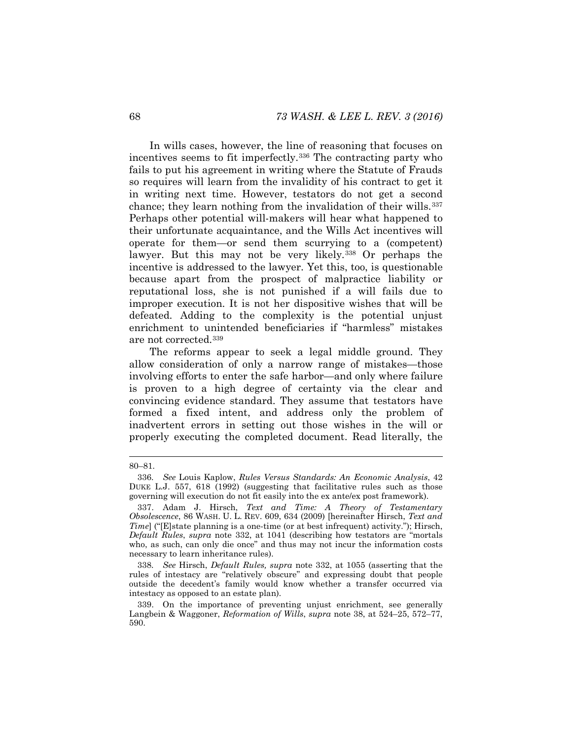In wills cases, however, the line of reasoning that focuses on incentives seems to fit imperfectly.[336] The contracting party who fails to put his agreement in writing where the Statute of Frauds so requires will learn from the invalidity of his contract to get it in writing next time. However, testators do not get a second chance; they learn nothing from the invalidation of their wills.[337] Perhaps other potential will-makers will hear what happened to their unfortunate acquaintance, and the Wills Act incentives will operate for them—or send them scurrying to a (competent) lawyer. But this may not be very likely.[338] Or perhaps the incentive is addressed to the lawyer. Yet this, too, is questionable because apart from the prospect of malpractice liability or reputational loss, she is not punished if a will fails due to improper execution. It is not her dispositive wishes that will be defeated. Adding to the complexity is the potential unjust enrichment to unintended beneficiaries if "harmless" mistakes are not corrected.[339]

The reforms appear to seek a legal middle ground. They allow consideration of only a narrow range of mistakes—those involving efforts to enter the safe harbor—and only where failure is proven to a high degree of certainty via the clear and convincing evidence standard. They assume that testators have formed a fixed intent, and address only the problem of inadvertent errors in setting out those wishes in the will or properly executing the completed document. Read literally, the

---

80–81.

336. *See* Louis Kaplow, *Rules Versus Standards: An Economic Analysis*, 42 DUKE L.J. 557, 618 (1992) (suggesting that facilitative rules such as those governing will execution do not fit easily into the ex ante/ex post framework).

337. Adam J. Hirsch, *Text and Time: A Theory of Testamentary Obsolescence*, 86 WASH. U. L. REV. 609, 634 (2009) [hereinafter Hirsch, *Text and Time*] ("[E]state planning is a one-time (or at best infrequent) activity."); Hirsch, *Default Rules*, *supra* note 332, at 1041 (describing how testators are "mortals who, as such, can only die once" and thus may not incur the information costs necessary to learn inheritance rules).

338. *See* Hirsch, *Default Rules, supra* note 332, at 1055 (asserting that the rules of intestacy are "relatively obscure" and expressing doubt that people outside the decedent's family would know whether a transfer occurred via intestacy as opposed to an estate plan).

339. On the importance of preventing unjust enrichment, see generally Langbein & Waggoner, *Reformation of Wills*, *supra* note 38, at 524–25, 572–77, 590.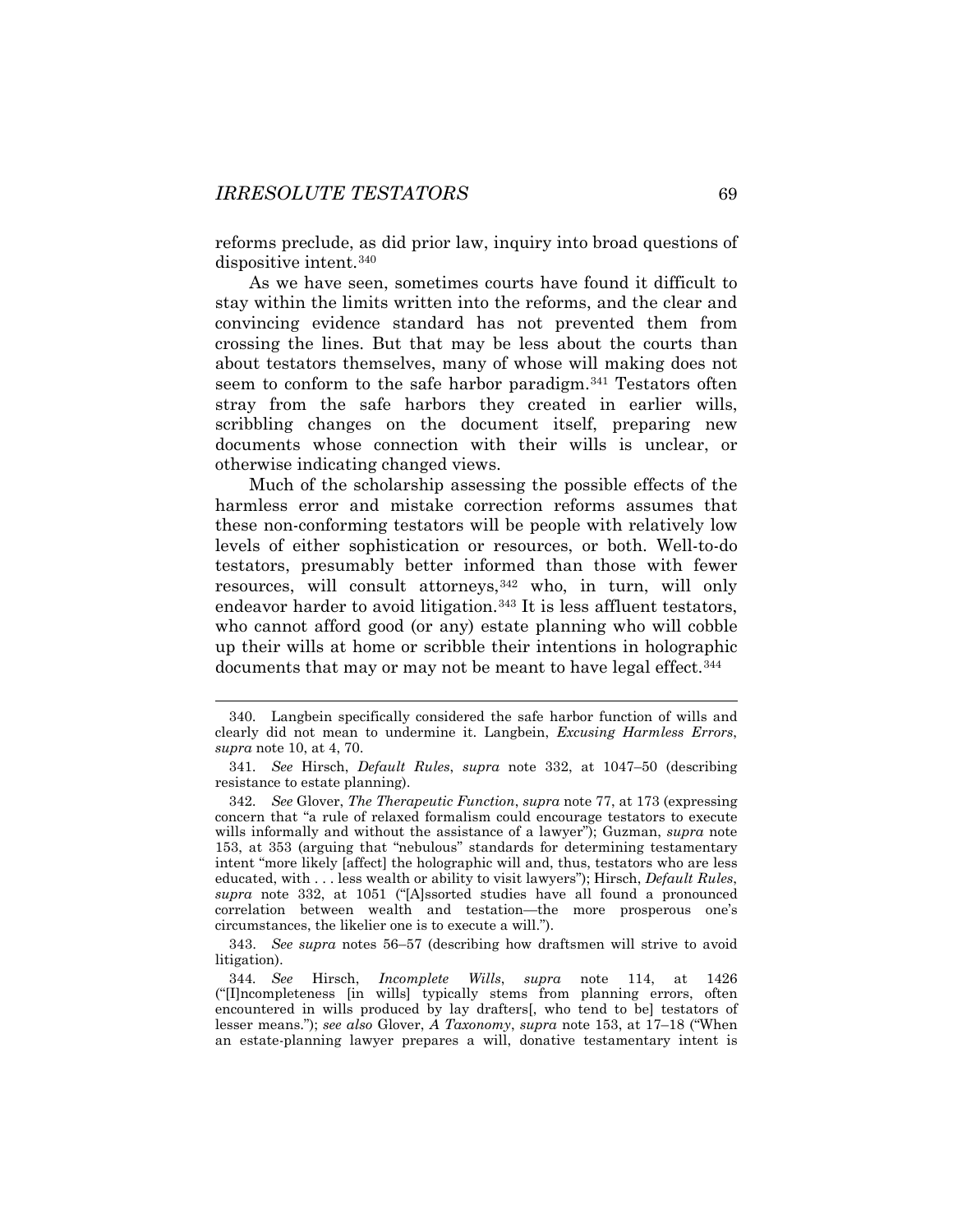reforms preclude, as did prior law, inquiry into broad questions of dispositive intent.[340]

As we have seen, sometimes courts have found it difficult to stay within the limits written into the reforms, and the clear and convincing evidence standard has not prevented them from crossing the lines. But that may be less about the courts than about testators themselves, many of whose will making does not seem to conform to the safe harbor paradigm.[341] Testators often stray from the safe harbors they created in earlier wills, scribbling changes on the document itself, preparing new documents whose connection with their wills is unclear, or otherwise indicating changed views.

Much of the scholarship assessing the possible effects of the harmless error and mistake correction reforms assumes that these non-conforming testators will be people with relatively low levels of either sophistication or resources, or both. Well-to-do testators, presumably better informed than those with fewer resources, will consult attorneys,[342] who, in turn, will only endeavor harder to avoid litigation.[343] It is less affluent testators, who cannot afford good (or any) estate planning who will cobble up their wills at home or scribble their intentions in holographic documents that may or may not be meant to have legal effect.[344]

---

340. Langbein specifically considered the safe harbor function of wills and clearly did not mean to undermine it. Langbein, *Excusing Harmless Errors*, *supra* note 10, at 4, 70.

341. *See* Hirsch, *Default Rules*, *supra* note 332, at 1047–50 (describing resistance to estate planning).

342. *See* Glover, *The Therapeutic Function*, *supra* note 77, at 173 (expressing concern that "a rule of relaxed formalism could encourage testators to execute wills informally and without the assistance of a lawyer"); Guzman, *supra* note 153, at 353 (arguing that "nebulous" standards for determining testamentary intent "more likely [affect] the holographic will and, thus, testators who are less educated, with . . . less wealth or ability to visit lawyers"); Hirsch, *Default Rules*, *supra* note 332, at 1051 ("[A]ssorted studies have all found a pronounced correlation between wealth and testation—the more prosperous one's circumstances, the likelier one is to execute a will.").

343. *See supra* notes 56–57 (describing how draftsmen will strive to avoid litigation).

344. *See* Hirsch, *Incomplete Wills*, *supra* note 114, at 1426 ("[I]ncompleteness [in wills] typically stems from planning errors, often encountered in wills produced by lay drafters[, who tend to be] testators of lesser means."); *see also* Glover, *A Taxonomy*, *supra* note 153, at 17–18 ("When an estate-planning lawyer prepares a will, donative testamentary intent is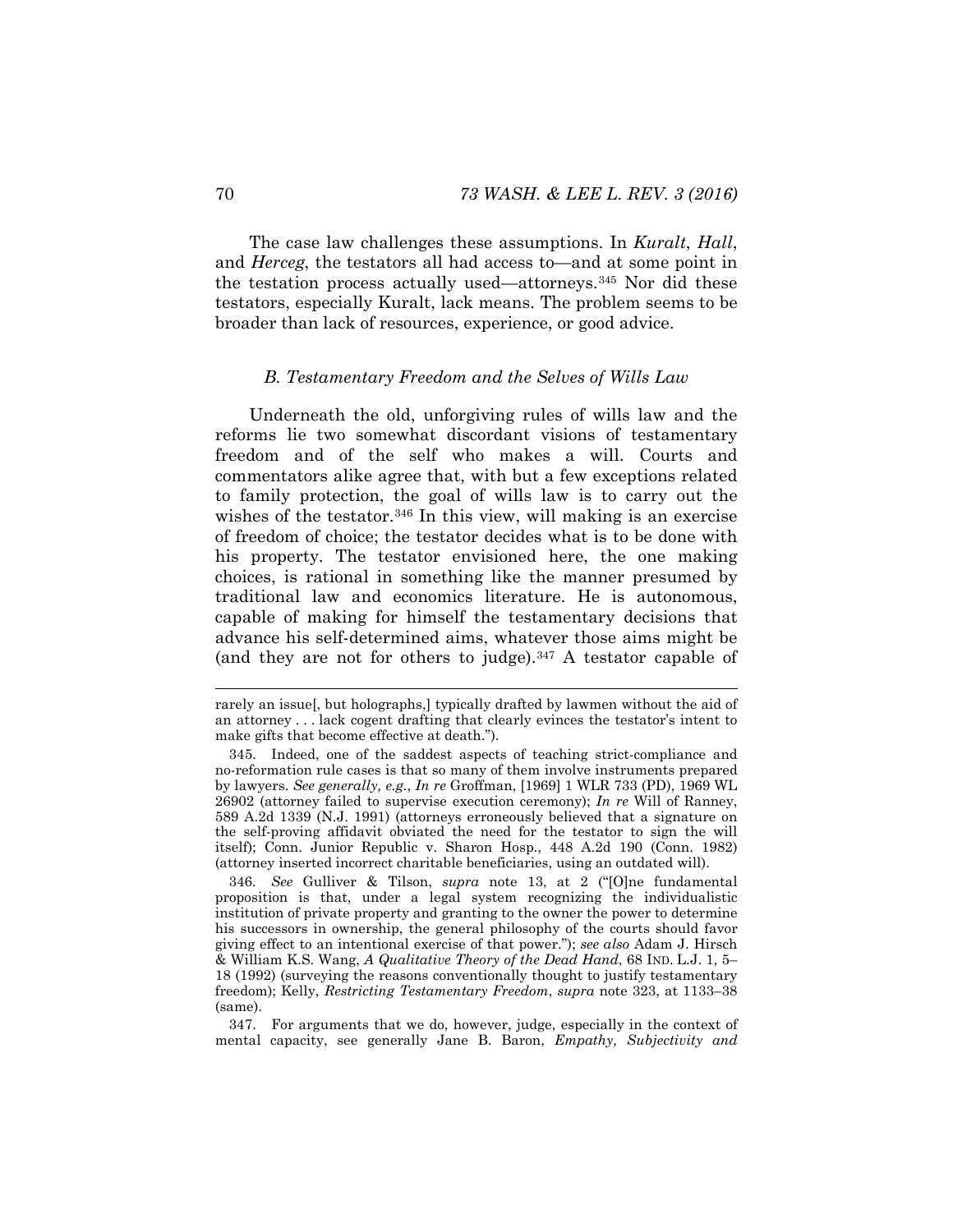The case law challenges these assumptions. In *Kuralt*, *Hall*, and *Herceg*, the testators all had access to—and at some point in the testation process actually used—attorneys.[345] Nor did these testators, especially Kuralt, lack means. The problem seems to be broader than lack of resources, experience, or good advice.

### *B. Testamentary Freedom and the Selves of Wills Law*

Underneath the old, unforgiving rules of wills law and the reforms lie two somewhat discordant visions of testamentary freedom and of the self who makes a will. Courts and commentators alike agree that, with but a few exceptions related to family protection, the goal of wills law is to carry out the wishes of the testator.[346] In this view, will making is an exercise of freedom of choice; the testator decides what is to be done with his property. The testator envisioned here, the one making choices, is rational in something like the manner presumed by traditional law and economics literature. He is autonomous, capable of making for himself the testamentary decisions that advance his self-determined aims, whatever those aims might be (and they are not for others to judge).[347] A testator capable of

---

rarely an issue[, but holographs,] typically drafted by lawmen without the aid of an attorney . . . lack cogent drafting that clearly evinces the testator's intent to make gifts that become effective at death.").

345. Indeed, one of the saddest aspects of teaching strict-compliance and no-reformation rule cases is that so many of them involve instruments prepared by lawyers. *See generally, e.g.*, *In re* Groffman, [1969] 1 WLR 733 (PD), 1969 WL 26902 (attorney failed to supervise execution ceremony); *In re* Will of Ranney, 589 A.2d 1339 (N.J. 1991) (attorneys erroneously believed that a signature on the self-proving affidavit obviated the need for the testator to sign the will itself); Conn. Junior Republic v. Sharon Hosp., 448 A.2d 190 (Conn. 1982) (attorney inserted incorrect charitable beneficiaries, using an outdated will).

346. *See* Gulliver & Tilson, *supra* note 13, at 2 ("[O]ne fundamental proposition is that, under a legal system recognizing the individualistic institution of private property and granting to the owner the power to determine his successors in ownership, the general philosophy of the courts should favor giving effect to an intentional exercise of that power."); *see also* Adam J. Hirsch & William K.S. Wang, *A Qualitative Theory of the Dead Hand*, 68 IND. L.J. 1, 5–18 (1992) (surveying the reasons conventionally thought to justify testamentary freedom); Kelly, *Restricting Testamentary Freedom*, *supra* note 323, at 1133–38 (same).

347. For arguments that we do, however, judge, especially in the context of mental capacity, see generally Jane B. Baron, *Empathy, Subjectivity and*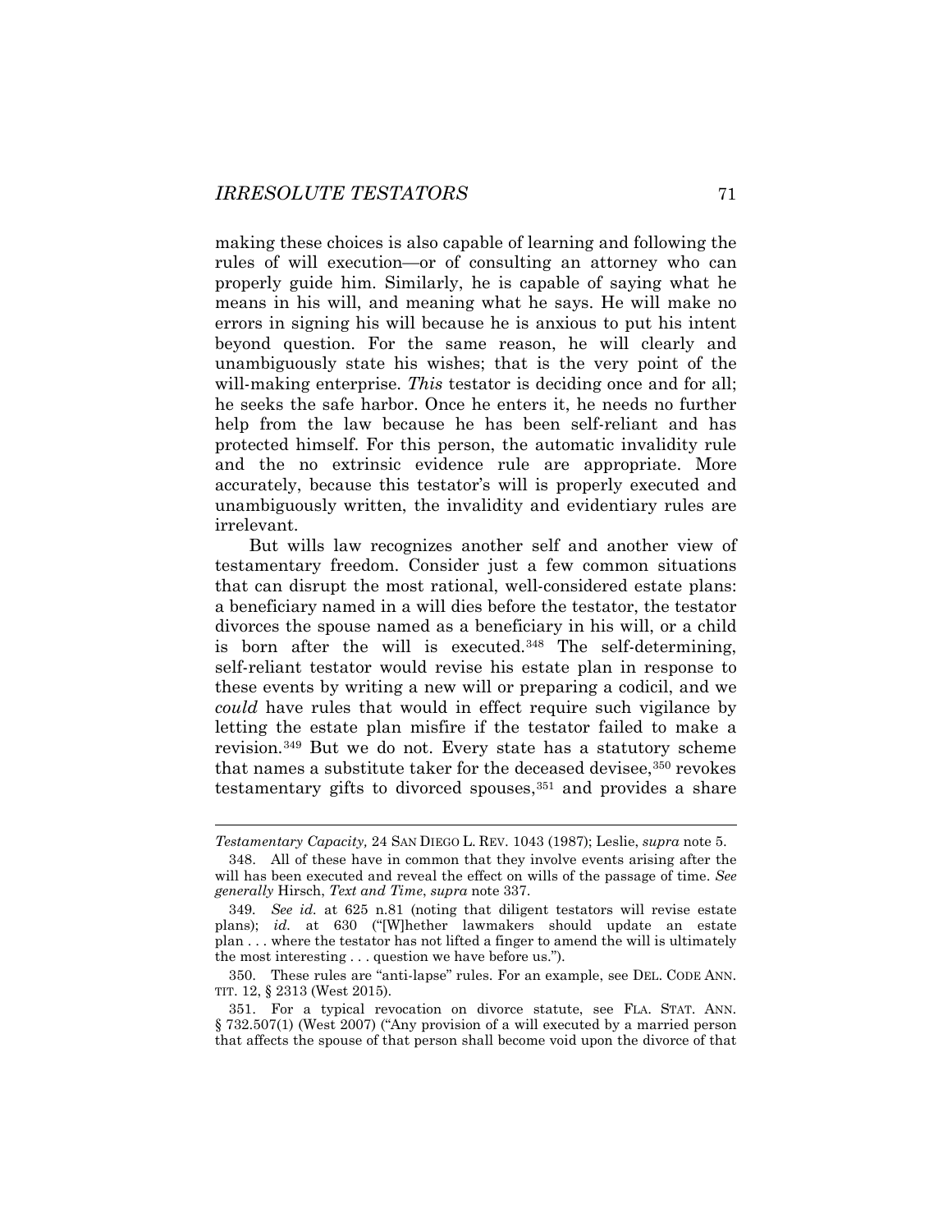making these choices is also capable of learning and following the rules of will execution—or of consulting an attorney who can properly guide him. Similarly, he is capable of saying what he means in his will, and meaning what he says. He will make no errors in signing his will because he is anxious to put his intent beyond question. For the same reason, he will clearly and unambiguously state his wishes; that is the very point of the will-making enterprise. *This* testator is deciding once and for all; he seeks the safe harbor. Once he enters it, he needs no further help from the law because he has been self-reliant and has protected himself. For this person, the automatic invalidity rule and the no extrinsic evidence rule are appropriate. More accurately, because this testator's will is properly executed and unambiguously written, the invalidity and evidentiary rules are irrelevant.

But wills law recognizes another self and another view of testamentary freedom. Consider just a few common situations that can disrupt the most rational, well-considered estate plans: a beneficiary named in a will dies before the testator, the testator divorces the spouse named as a beneficiary in his will, or a child is born after the will is executed.[348] The self-determining, self-reliant testator would revise his estate plan in response to these events by writing a new will or preparing a codicil, and we *could* have rules that would in effect require such vigilance by letting the estate plan misfire if the testator failed to make a revision.[349] But we do not. Every state has a statutory scheme that names a substitute taker for the deceased devisee,[350] revokes testamentary gifts to divorced spouses,[351] and provides a share

---

*Testamentary Capacity,* 24 SAN DIEGO L. REV. 1043 (1987); Leslie, *supra* note 5.

348. All of these have in common that they involve events arising after the will has been executed and reveal the effect on wills of the passage of time. *See generally* Hirsch, *Text and Time*, *supra* note 337.

349. *See id.* at 625 n.81 (noting that diligent testators will revise estate plans); *id.* at 630 ("[W]hether lawmakers should update an estate plan . . . where the testator has not lifted a finger to amend the will is ultimately the most interesting . . . question we have before us.").

350. These rules are "anti-lapse" rules. For an example, see DEL. CODE ANN. TIT. 12, § 2313 (West 2015).

351. For a typical revocation on divorce statute, see FLA. STAT. ANN. § 732.507(1) (West 2007) ("Any provision of a will executed by a married person that affects the spouse of that person shall become void upon the divorce of that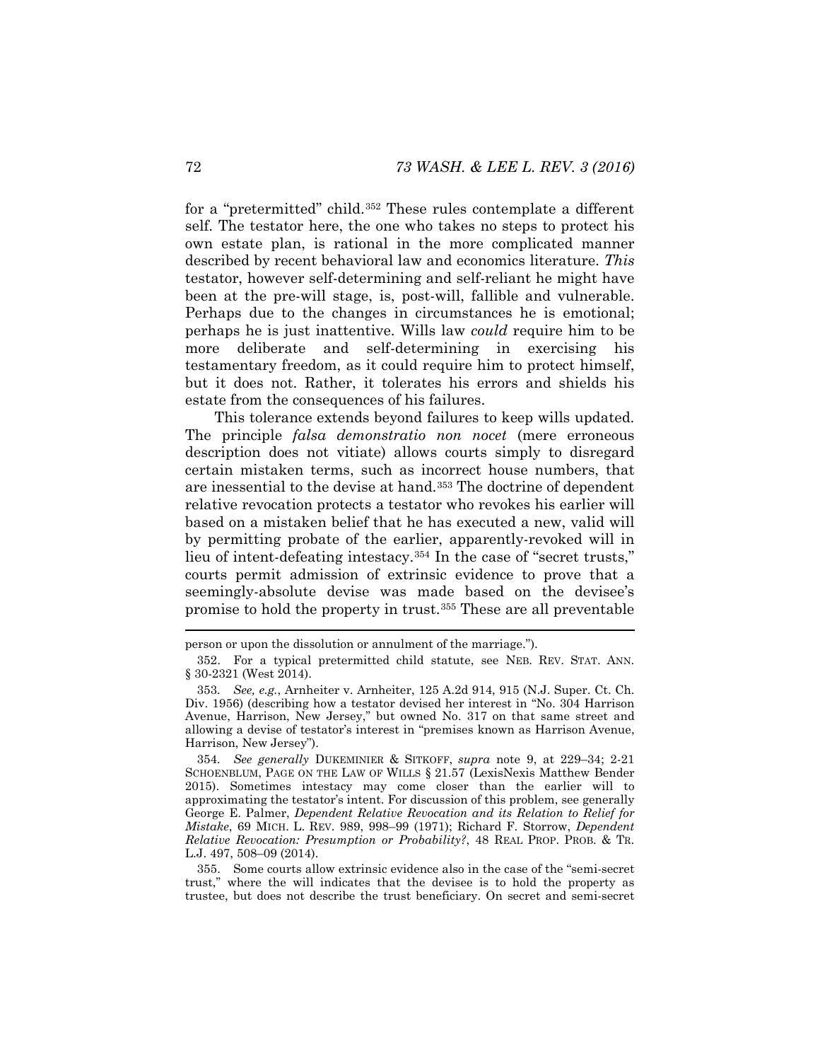for a "pretermitted" child.[352] These rules contemplate a different self. The testator here, the one who takes no steps to protect his own estate plan, is rational in the more complicated manner described by recent behavioral law and economics literature. *This* testator, however self-determining and self-reliant he might have been at the pre-will stage, is, post-will, fallible and vulnerable. Perhaps due to the changes in circumstances he is emotional; perhaps he is just inattentive. Wills law *could* require him to be more deliberate and self-determining in exercising his testamentary freedom, as it could require him to protect himself, but it does not. Rather, it tolerates his errors and shields his estate from the consequences of his failures.

This tolerance extends beyond failures to keep wills updated. The principle *falsa demonstratio non nocet* (mere erroneous description does not vitiate) allows courts simply to disregard certain mistaken terms, such as incorrect house numbers, that are inessential to the devise at hand.[353] The doctrine of dependent relative revocation protects a testator who revokes his earlier will based on a mistaken belief that he has executed a new, valid will by permitting probate of the earlier, apparently-revoked will in lieu of intent-defeating intestacy.[354] In the case of "secret trusts," courts permit admission of extrinsic evidence to prove that a seemingly-absolute devise was made based on the devisee's promise to hold the property in trust.[355] These are all preventable

---

person or upon the dissolution or annulment of the marriage.").

352. For a typical pretermitted child statute, see NEB. REV. STAT. ANN. § 30-2321 (West 2014).

353. *See, e.g.*, Arnheiter v. Arnheiter, 125 A.2d 914, 915 (N.J. Super. Ct. Ch. Div. 1956) (describing how a testator devised her interest in "No. 304 Harrison Avenue, Harrison, New Jersey," but owned No. 317 on that same street and allowing a devise of testator's interest in "premises known as Harrison Avenue, Harrison, New Jersey").

354. *See generally* DUKEMINIER & SITKOFF, *supra* note 9, at 229–34; 2-21 SCHOENBLUM, PAGE ON THE LAW OF WILLS § 21.57 (LexisNexis Matthew Bender 2015). Sometimes intestacy may come closer than the earlier will to approximating the testator's intent. For discussion of this problem, see generally George E. Palmer, *Dependent Relative Revocation and its Relation to Relief for Mistake*, 69 MICH. L. REV. 989, 998–99 (1971); Richard F. Storrow, *Dependent Relative Revocation: Presumption or Probability?*, 48 REAL PROP. PROB. & TR. L.J. 497, 508–09 (2014).

355. Some courts allow extrinsic evidence also in the case of the "semi-secret trust," where the will indicates that the devisee is to hold the property as trustee, but does not describe the trust beneficiary. On secret and semi-secret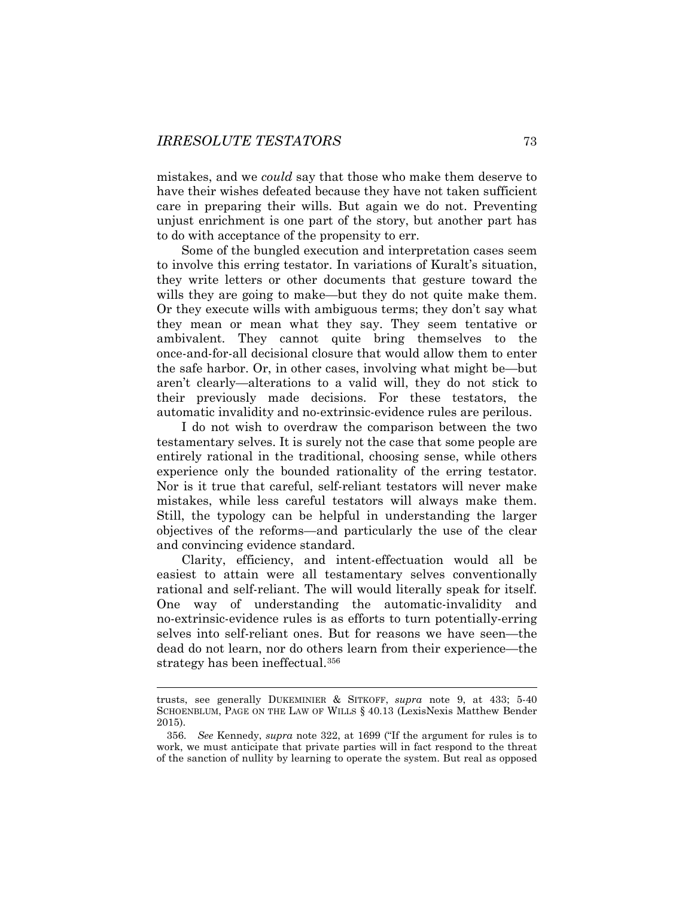mistakes, and we *could* say that those who make them deserve to have their wishes defeated because they have not taken sufficient care in preparing their wills. But again we do not. Preventing unjust enrichment is one part of the story, but another part has to do with acceptance of the propensity to err.

Some of the bungled execution and interpretation cases seem to involve this erring testator. In variations of Kuralt's situation, they write letters or other documents that gesture toward the wills they are going to make—but they do not quite make them. Or they execute wills with ambiguous terms; they don't say what they mean or mean what they say. They seem tentative or ambivalent. They cannot quite bring themselves to the once-and-for-all decisional closure that would allow them to enter the safe harbor. Or, in other cases, involving what might be—but aren't clearly—alterations to a valid will, they do not stick to their previously made decisions. For these testators, the automatic invalidity and no-extrinsic-evidence rules are perilous.

I do not wish to overdraw the comparison between the two testamentary selves. It is surely not the case that some people are entirely rational in the traditional, choosing sense, while others experience only the bounded rationality of the erring testator. Nor is it true that careful, self-reliant testators will never make mistakes, while less careful testators will always make them. Still, the typology can be helpful in understanding the larger objectives of the reforms—and particularly the use of the clear and convincing evidence standard.

Clarity, efficiency, and intent-effectuation would all be easiest to attain were all testamentary selves conventionally rational and self-reliant. The will would literally speak for itself. One way of understanding the automatic-invalidity and no-extrinsic-evidence rules is as efforts to turn potentially-erring selves into self-reliant ones. But for reasons we have seen—the dead do not learn, nor do others learn from their experience—the strategy has been ineffectual.[356]

---

trusts, see generally DUKEMINIER & SITKOFF, *supra* note 9, at 433; 5-40 SCHOENBLUM, PAGE ON THE LAW OF WILLS § 40.13 (LexisNexis Matthew Bender 2015).

356. *See* Kennedy, *supra* note 322, at 1699 ("If the argument for rules is to work, we must anticipate that private parties will in fact respond to the threat of the sanction of nullity by learning to operate the system. But real as opposed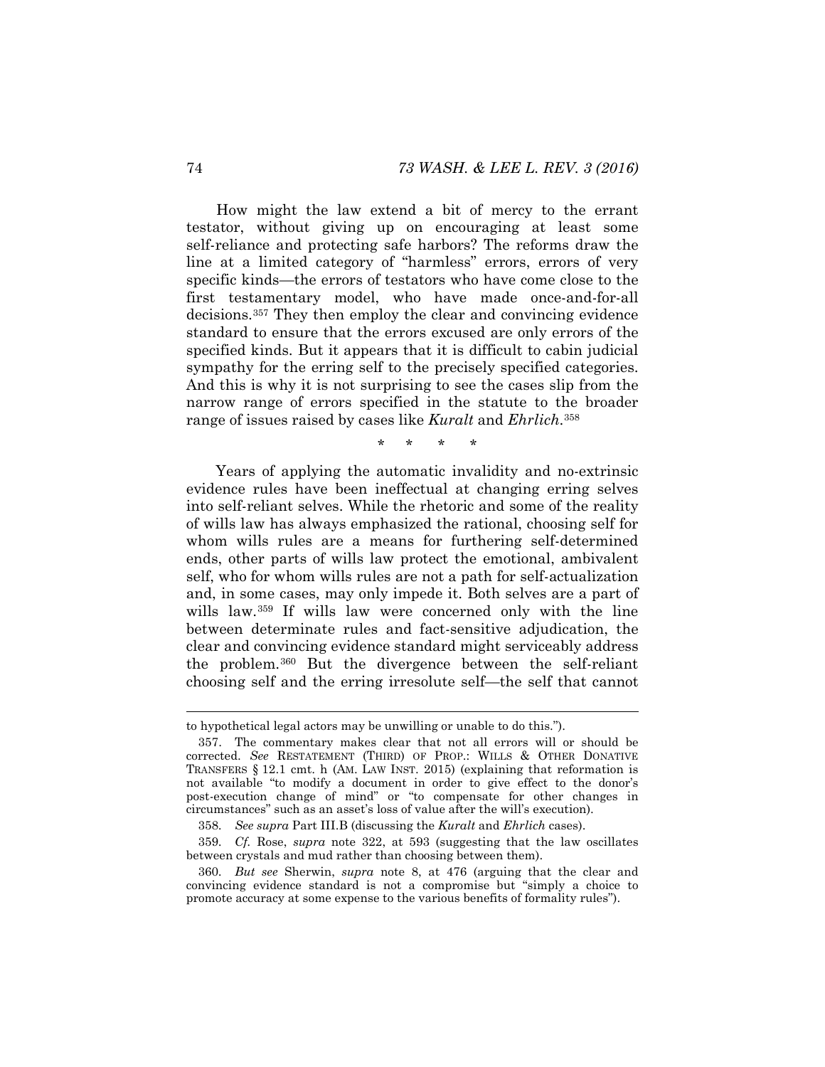How might the law extend a bit of mercy to the errant testator, without giving up on encouraging at least some self-reliance and protecting safe harbors? The reforms draw the line at a limited category of "harmless" errors, errors of very specific kinds—the errors of testators who have come close to the first testamentary model, who have made once-and-for-all decisions.[357] They then employ the clear and convincing evidence standard to ensure that the errors excused are only errors of the specified kinds. But it appears that it is difficult to cabin judicial sympathy for the erring self to the precisely specified categories. And this is why it is not surprising to see the cases slip from the narrow range of errors specified in the statute to the broader range of issues raised by cases like *Kuralt* and *Ehrlich*.[358]

\* \* \* \*

Years of applying the automatic invalidity and no-extrinsic evidence rules have been ineffectual at changing erring selves into self-reliant selves. While the rhetoric and some of the reality of wills law has always emphasized the rational, choosing self for whom wills rules are a means for furthering self-determined ends, other parts of wills law protect the emotional, ambivalent self, who for whom wills rules are not a path for self-actualization and, in some cases, may only impede it. Both selves are a part of wills law.[359] If wills law were concerned only with the line between determinate rules and fact-sensitive adjudication, the clear and convincing evidence standard might serviceably address the problem.[360] But the divergence between the self-reliant choosing self and the erring irresolute self—the self that cannot

---

to hypothetical legal actors may be unwilling or unable to do this.").

357. The commentary makes clear that not all errors will or should be corrected. *See* RESTATEMENT (THIRD) OF PROP.: WILLS & OTHER DONATIVE TRANSFERS § 12.1 cmt. h (AM. LAW INST. 2015) (explaining that reformation is not available "to modify a document in order to give effect to the donor's post-execution change of mind" or "to compensate for other changes in circumstances" such as an asset's loss of value after the will's execution).

358. *See supra* Part III.B (discussing the *Kuralt* and *Ehrlich* cases).

359. *Cf.* Rose, *supra* note 322, at 593 (suggesting that the law oscillates between crystals and mud rather than choosing between them).

360. *But see* Sherwin, *supra* note 8, at 476 (arguing that the clear and convincing evidence standard is not a compromise but "simply a choice to promote accuracy at some expense to the various benefits of formality rules").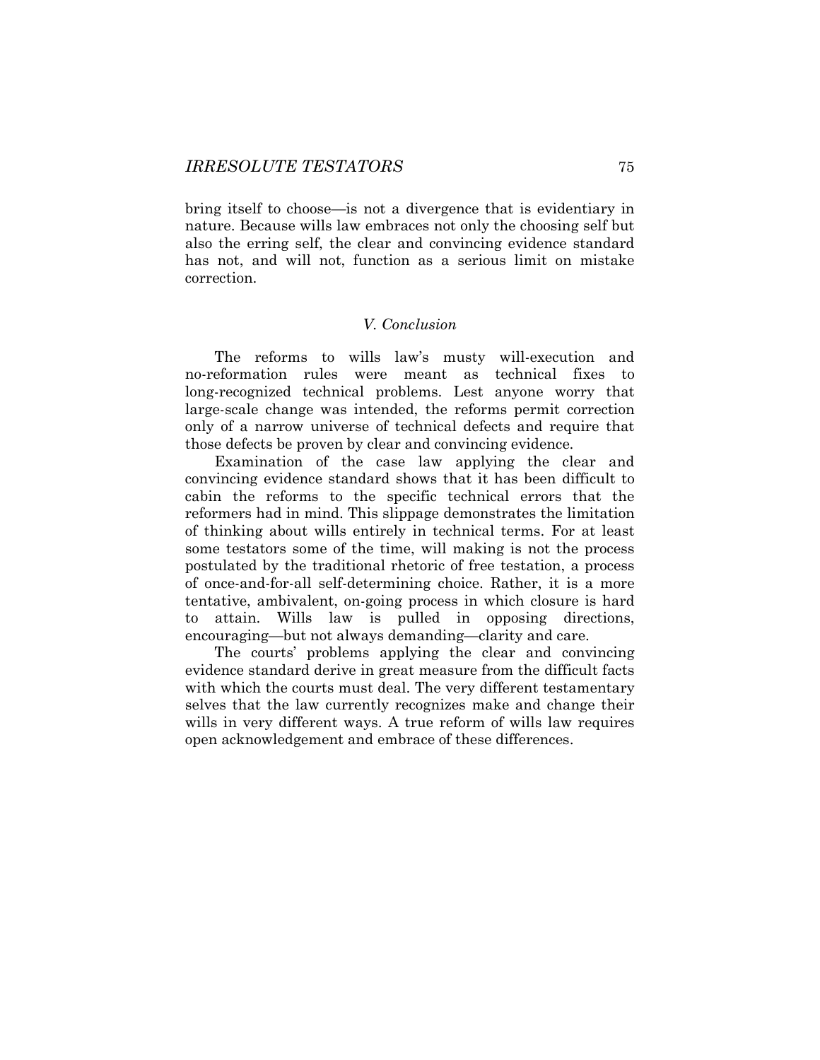bring itself to choose—is not a divergence that is evidentiary in nature. Because wills law embraces not only the choosing self but also the erring self, the clear and convincing evidence standard has not, and will not, function as a serious limit on mistake correction.

## *V. Conclusion*

The reforms to wills law's musty will-execution and no-reformation rules were meant as technical fixes to long-recognized technical problems. Lest anyone worry that large-scale change was intended, the reforms permit correction only of a narrow universe of technical defects and require that those defects be proven by clear and convincing evidence.

Examination of the case law applying the clear and convincing evidence standard shows that it has been difficult to cabin the reforms to the specific technical errors that the reformers had in mind. This slippage demonstrates the limitation of thinking about wills entirely in technical terms. For at least some testators some of the time, will making is not the process postulated by the traditional rhetoric of free testation, a process of once-and-for-all self-determining choice. Rather, it is a more tentative, ambivalent, on-going process in which closure is hard to attain. Wills law is pulled in opposing directions, encouraging—but not always demanding—clarity and care.

The courts' problems applying the clear and convincing evidence standard derive in great measure from the difficult facts with which the courts must deal. The very different testamentary selves that the law currently recognizes make and change their wills in very different ways. A true reform of wills law requires open acknowledgement and embrace of these differences.